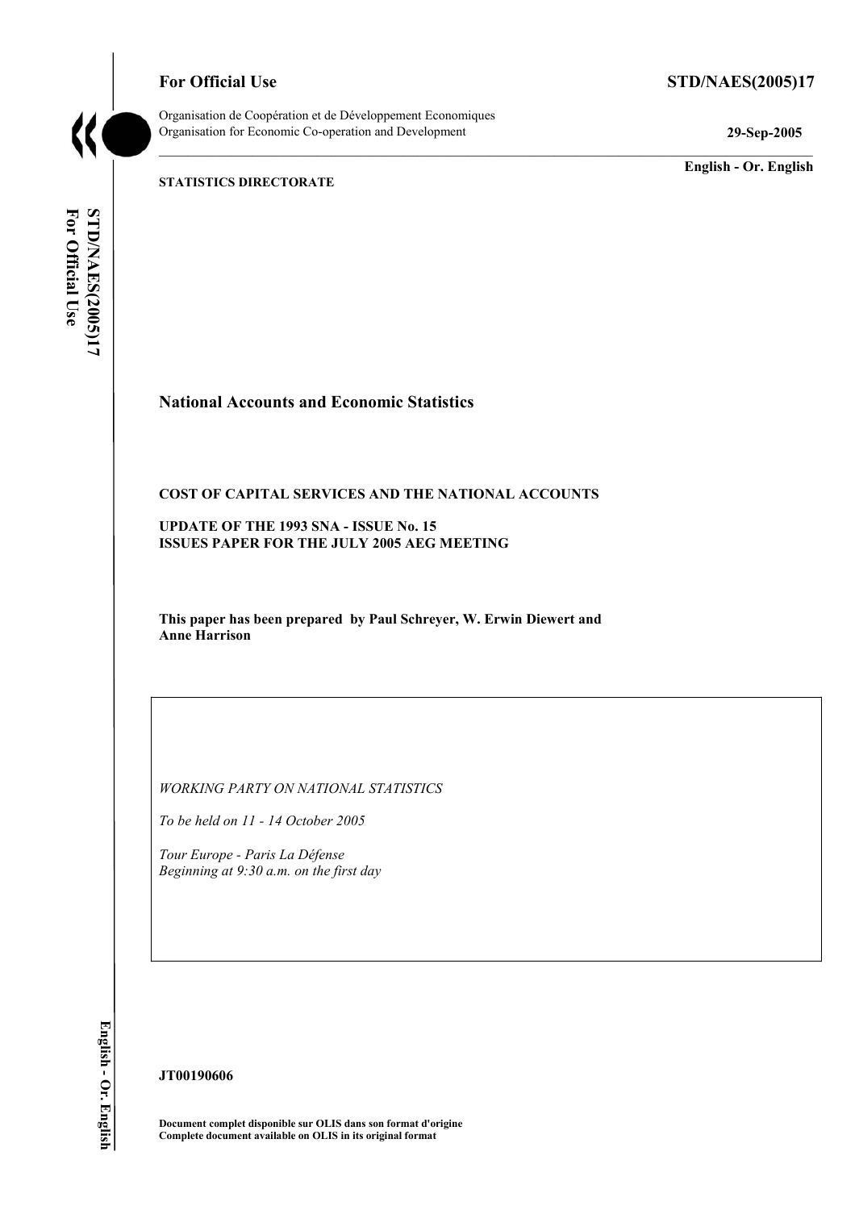**For Official Use** **STD/NAES(2005)17**

Organisation de Coopération et de Développement Economiques
Organisation for Economic Co-operation and Development **29-Sep-2005**

**English - Or. English**

**STATISTICS DIRECTORATE**

## National Accounts and Economic Statistics

**COST OF CAPITAL SERVICES AND THE NATIONAL ACCOUNTS**

**UPDATE OF THE 1993 SNA - ISSUE No. 15**
**ISSUES PAPER FOR THE JULY 2005 AEG MEETING**

**This paper has been prepared by Paul Schreyer, W. Erwin Diewert and Anne Harrison**

*WORKING PARTY ON NATIONAL STATISTICS*

*To be held on 11 - 14 October 2005*

*Tour Europe - Paris La Défense*
*Beginning at 9:30 a.m. on the first day*

**JT00190606**

**Document complet disponible sur OLIS dans son format d'origine**
**Complete document available on OLIS in its original format**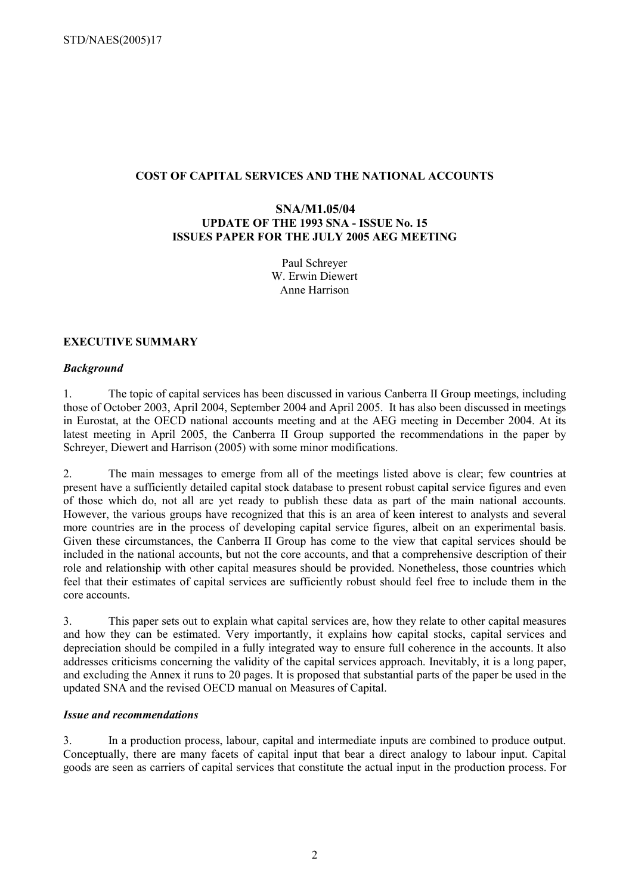## COST OF CAPITAL SERVICES AND THE NATIONAL ACCOUNTS

### SNA/M1.05/04
### UPDATE OF THE 1993 SNA - ISSUE No. 15
### ISSUES PAPER FOR THE JULY 2005 AEG MEETING

Paul Schreyer
W. Erwin Diewert
Anne Harrison

## EXECUTIVE SUMMARY

### *Background*

1. The topic of capital services has been discussed in various Canberra II Group meetings, including those of October 2003, April 2004, September 2004 and April 2005. It has also been discussed in meetings in Eurostat, at the OECD national accounts meeting and at the AEG meeting in December 2004. At its latest meeting in April 2005, the Canberra II Group supported the recommendations in the paper by Schreyer, Diewert and Harrison (2005) with some minor modifications.

2. The main messages to emerge from all of the meetings listed above is clear; few countries at present have a sufficiently detailed capital stock database to present robust capital service figures and even of those which do, not all are yet ready to publish these data as part of the main national accounts. However, the various groups have recognized that this is an area of keen interest to analysts and several more countries are in the process of developing capital service figures, albeit on an experimental basis. Given these circumstances, the Canberra II Group has come to the view that capital services should be included in the national accounts, but not the core accounts, and that a comprehensive description of their role and relationship with other capital measures should be provided. Nonetheless, those countries which feel that their estimates of capital services are sufficiently robust should feel free to include them in the core accounts.

3. This paper sets out to explain what capital services are, how they relate to other capital measures and how they can be estimated. Very importantly, it explains how capital stocks, capital services and depreciation should be compiled in a fully integrated way to ensure full coherence in the accounts. It also addresses criticisms concerning the validity of the capital services approach. Inevitably, it is a long paper, and excluding the Annex it runs to 20 pages. It is proposed that substantial parts of the paper be used in the updated SNA and the revised OECD manual on Measures of Capital.

### *Issue and recommendations*

3. In a production process, labour, capital and intermediate inputs are combined to produce output. Conceptually, there are many facets of capital input that bear a direct analogy to labour input. Capital goods are seen as carriers of capital services that constitute the actual input in the production process. For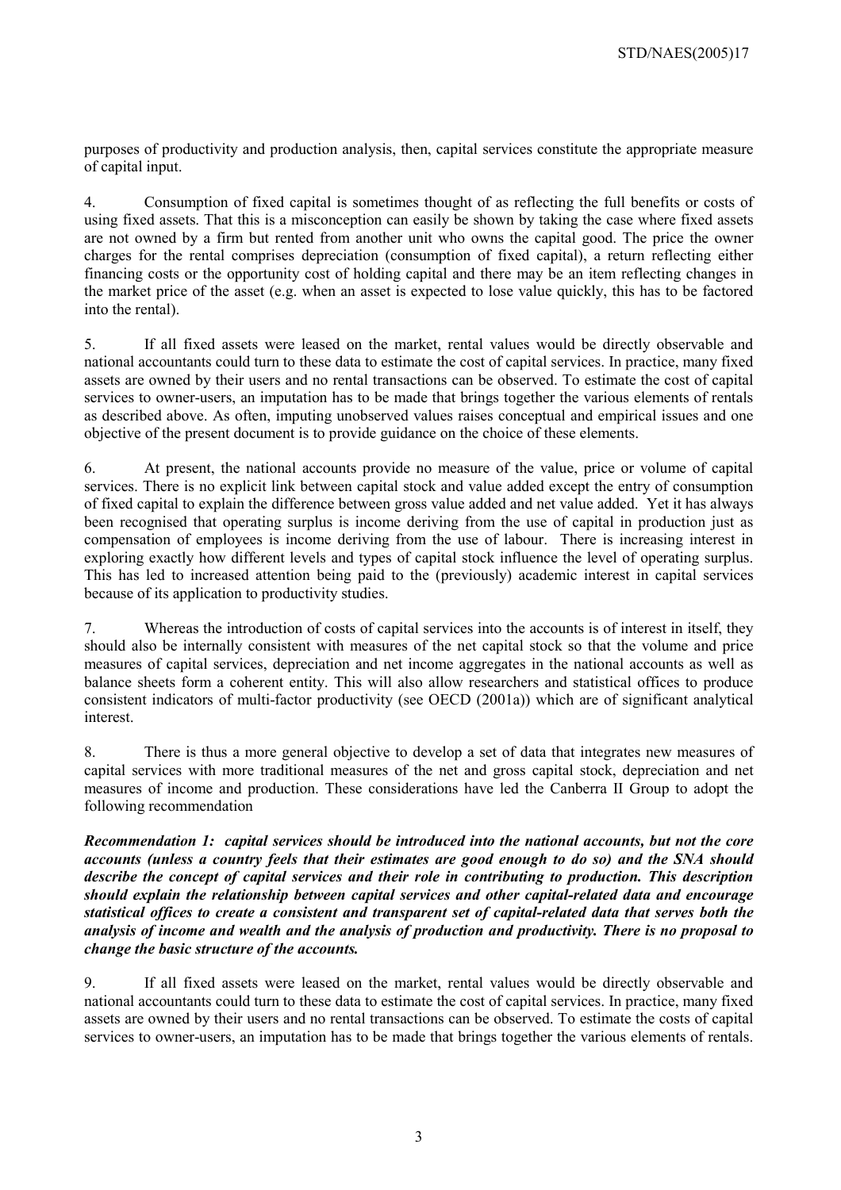purposes of productivity and production analysis, then, capital services constitute the appropriate measure of capital input.

4. Consumption of fixed capital is sometimes thought of as reflecting the full benefits or costs of using fixed assets. That this is a misconception can easily be shown by taking the case where fixed assets are not owned by a firm but rented from another unit who owns the capital good. The price the owner charges for the rental comprises depreciation (consumption of fixed capital), a return reflecting either financing costs or the opportunity cost of holding capital and there may be an item reflecting changes in the market price of the asset (e.g. when an asset is expected to lose value quickly, this has to be factored into the rental).

5. If all fixed assets were leased on the market, rental values would be directly observable and national accountants could turn to these data to estimate the cost of capital services. In practice, many fixed assets are owned by their users and no rental transactions can be observed. To estimate the cost of capital services to owner-users, an imputation has to be made that brings together the various elements of rentals as described above. As often, imputing unobserved values raises conceptual and empirical issues and one objective of the present document is to provide guidance on the choice of these elements.

6. At present, the national accounts provide no measure of the value, price or volume of capital services. There is no explicit link between capital stock and value added except the entry of consumption of fixed capital to explain the difference between gross value added and net value added. Yet it has always been recognised that operating surplus is income deriving from the use of capital in production just as compensation of employees is income deriving from the use of labour. There is increasing interest in exploring exactly how different levels and types of capital stock influence the level of operating surplus. This has led to increased attention being paid to the (previously) academic interest in capital services because of its application to productivity studies.

7. Whereas the introduction of costs of capital services into the accounts is of interest in itself, they should also be internally consistent with measures of the net capital stock so that the volume and price measures of capital services, depreciation and net income aggregates in the national accounts as well as balance sheets form a coherent entity. This will also allow researchers and statistical offices to produce consistent indicators of multi-factor productivity (see OECD (2001a)) which are of significant analytical interest.

8. There is thus a more general objective to develop a set of data that integrates new measures of capital services with more traditional measures of the net and gross capital stock, depreciation and net measures of income and production. These considerations have led the Canberra II Group to adopt the following recommendation

***Recommendation 1: capital services should be introduced into the national accounts, but not the core accounts (unless a country feels that their estimates are good enough to do so) and the SNA should describe the concept of capital services and their role in contributing to production. This description should explain the relationship between capital services and other capital-related data and encourage statistical offices to create a consistent and transparent set of capital-related data that serves both the analysis of income and wealth and the analysis of production and productivity. There is no proposal to change the basic structure of the accounts.***

9. If all fixed assets were leased on the market, rental values would be directly observable and national accountants could turn to these data to estimate the cost of capital services. In practice, many fixed assets are owned by their users and no rental transactions can be observed. To estimate the costs of capital services to owner-users, an imputation has to be made that brings together the various elements of rentals.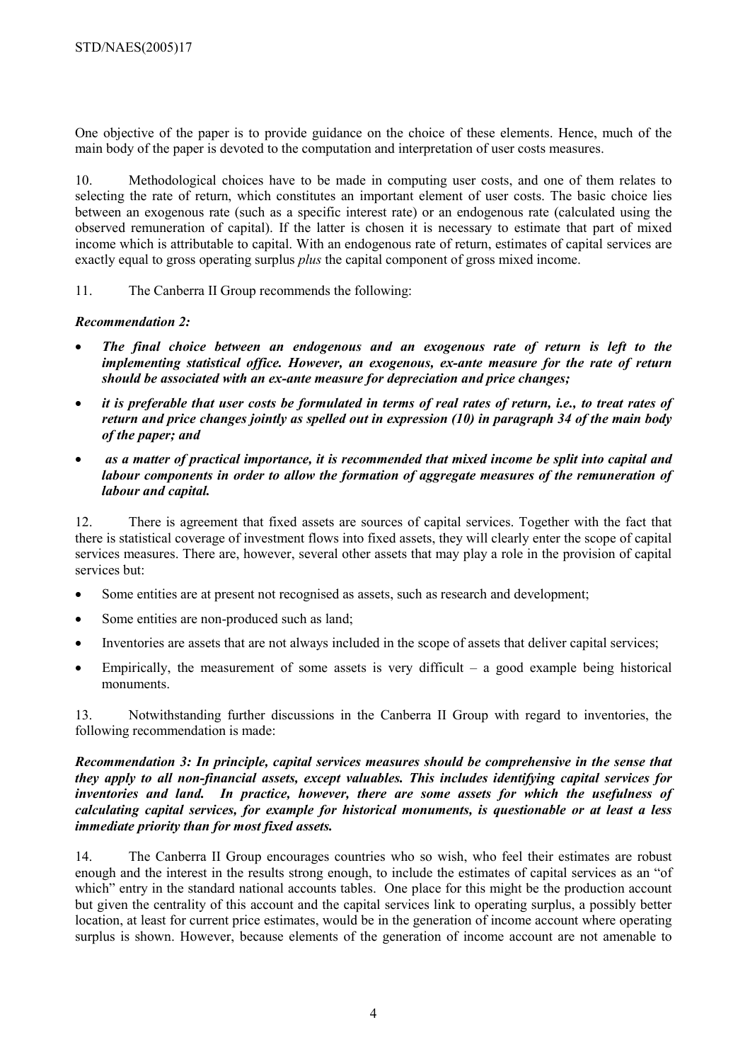One objective of the paper is to provide guidance on the choice of these elements. Hence, much of the main body of the paper is devoted to the computation and interpretation of user costs measures.

10. Methodological choices have to be made in computing user costs, and one of them relates to selecting the rate of return, which constitutes an important element of user costs. The basic choice lies between an exogenous rate (such as a specific interest rate) or an endogenous rate (calculated using the observed remuneration of capital). If the latter is chosen it is necessary to estimate that part of mixed income which is attributable to capital. With an endogenous rate of return, estimates of capital services are exactly equal to gross operating surplus *plus* the capital component of gross mixed income.

11. The Canberra II Group recommends the following:

***Recommendation 2:***

- ***The final choice between an endogenous and an exogenous rate of return is left to the implementing statistical office. However, an exogenous, ex-ante measure for the rate of return should be associated with an ex-ante measure for depreciation and price changes;***
- ***it is preferable that user costs be formulated in terms of real rates of return, i.e., to treat rates of return and price changes jointly as spelled out in expression (10) in paragraph 34 of the main body of the paper; and***
- ***as a matter of practical importance, it is recommended that mixed income be split into capital and labour components in order to allow the formation of aggregate measures of the remuneration of labour and capital.***

12. There is agreement that fixed assets are sources of capital services. Together with the fact that there is statistical coverage of investment flows into fixed assets, they will clearly enter the scope of capital services measures. There are, however, several other assets that may play a role in the provision of capital services but:

- Some entities are at present not recognised as assets, such as research and development;
- Some entities are non-produced such as land;
- Inventories are assets that are not always included in the scope of assets that deliver capital services;
- Empirically, the measurement of some assets is very difficult – a good example being historical monuments.

13. Notwithstanding further discussions in the Canberra II Group with regard to inventories, the following recommendation is made:

***Recommendation 3: In principle, capital services measures should be comprehensive in the sense that they apply to all non-financial assets, except valuables. This includes identifying capital services for inventories and land. In practice, however, there are some assets for which the usefulness of calculating capital services, for example for historical monuments, is questionable or at least a less immediate priority than for most fixed assets.***

14. The Canberra II Group encourages countries who so wish, who feel their estimates are robust enough and the interest in the results strong enough, to include the estimates of capital services as an "of which" entry in the standard national accounts tables. One place for this might be the production account but given the centrality of this account and the capital services link to operating surplus, a possibly better location, at least for current price estimates, would be in the generation of income account where operating surplus is shown. However, because elements of the generation of income account are not amenable to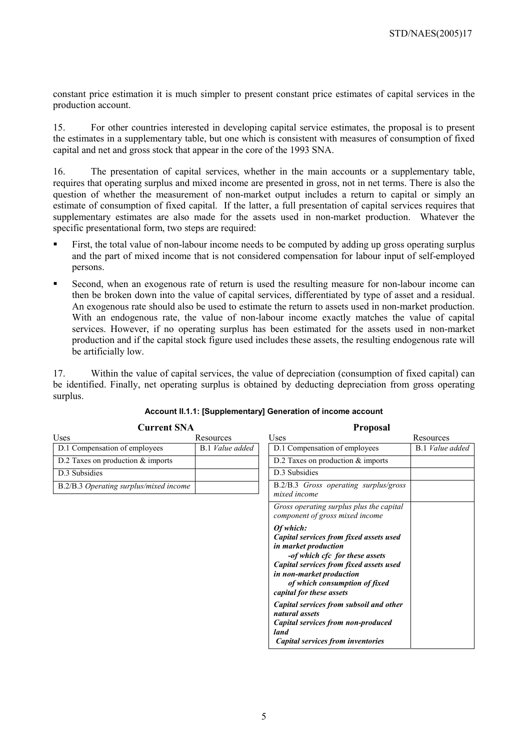constant price estimation it is much simpler to present constant price estimates of capital services in the production account.

15. For other countries interested in developing capital service estimates, the proposal is to present the estimates in a supplementary table, but one which is consistent with measures of consumption of fixed capital and net and gross stock that appear in the core of the 1993 SNA.

16. The presentation of capital services, whether in the main accounts or a supplementary table, requires that operating surplus and mixed income are presented in gross, not in net terms. There is also the question of whether the measurement of non-market output includes a return to capital or simply an estimate of consumption of fixed capital. If the latter, a full presentation of capital services requires that supplementary estimates are also made for the assets used in non-market production. Whatever the specific presentational form, two steps are required:

- First, the total value of non-labour income needs to be computed by adding up gross operating surplus and the part of mixed income that is not considered compensation for labour input of self-employed persons.
- Second, when an exogenous rate of return is used the resulting measure for non-labour income can then be broken down into the value of capital services, differentiated by type of asset and a residual. An exogenous rate should also be used to estimate the return to assets used in non-market production. With an endogenous rate, the value of non-labour income exactly matches the value of capital services. However, if no operating surplus has been estimated for the assets used in non-market production and if the capital stock figure used includes these assets, the resulting endogenous rate will be artificially low.

17. Within the value of capital services, the value of depreciation (consumption of fixed capital) can be identified. Finally, net operating surplus is obtained by deducting depreciation from gross operating surplus.

**Account II.1.1: [Supplementary] Generation of income account**

**Current SNA**

| Uses | Resources |
|---|---|
| D.1 Compensation of employees | B.1 *Value added* |
| D.2 Taxes on production & imports | |
| D.3 Subsidies | |
| B.2/B.3 *Operating surplus/mixed income* | |

**Proposal**

| Uses | Resources |
|---|---|
| D.1 Compensation of employees | B.1 *Value added* |
| D.2 Taxes on production & imports | |
| D.3 Subsidies | |
| B.2/B.3 *Gross operating surplus/gross mixed income* | |
| *Gross operating surplus plus the capital component of gross mixed income*<br>***Of which:***<br>***Capital services from fixed assets used in market production***<br>***-of which cfc for these assets***<br>***Capital services from fixed assets used in non-market production***<br>***of which consumption of fixed capital for these assets***<br>***Capital services from subsoil and other natural assets***<br>***Capital services from non-produced land***<br>***Capital services from inventories*** | |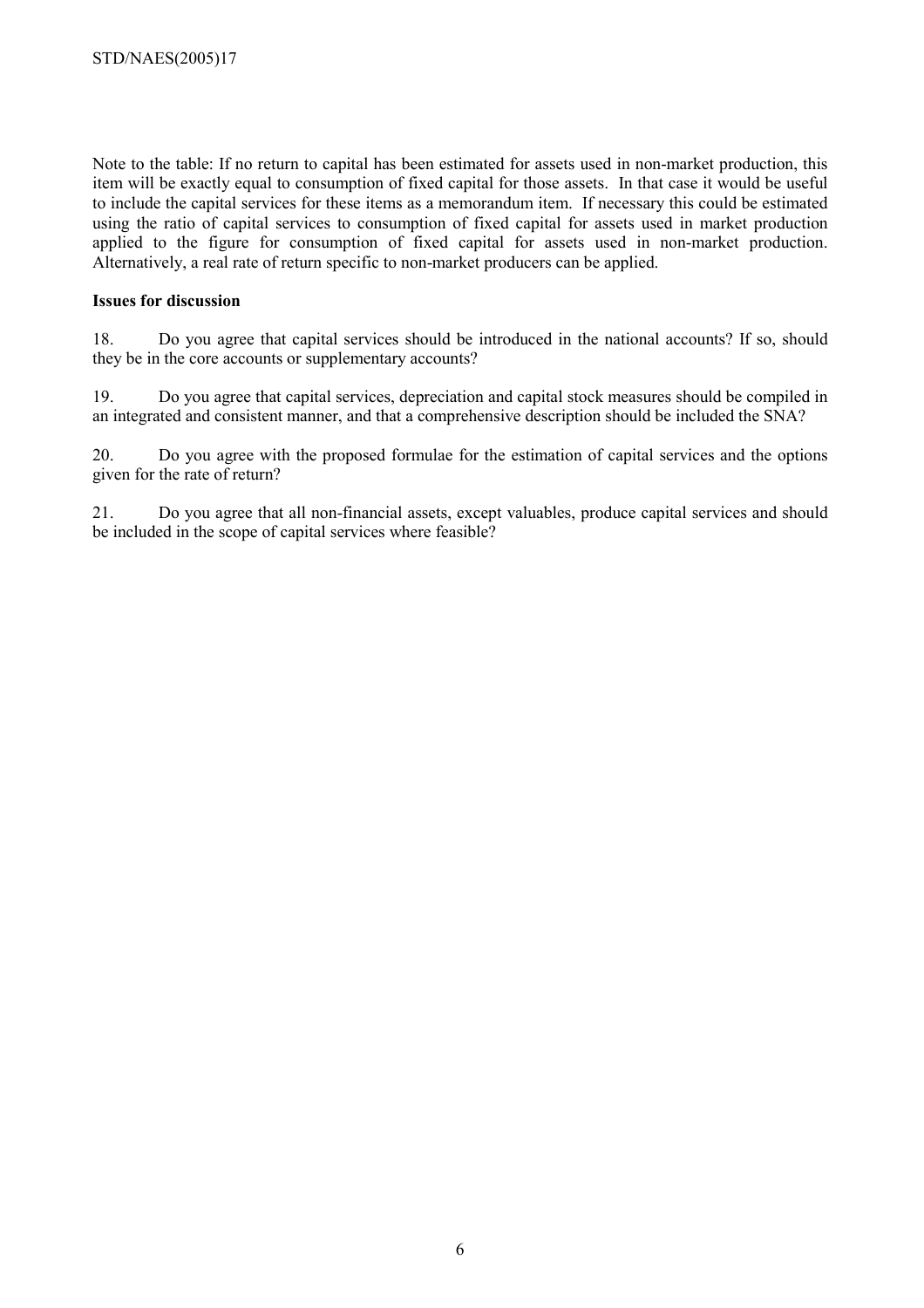Note to the table: If no return to capital has been estimated for assets used in non-market production, this item will be exactly equal to consumption of fixed capital for those assets. In that case it would be useful to include the capital services for these items as a memorandum item. If necessary this could be estimated using the ratio of capital services to consumption of fixed capital for assets used in market production applied to the figure for consumption of fixed capital for assets used in non-market production. Alternatively, a real rate of return specific to non-market producers can be applied.

**Issues for discussion**

18. Do you agree that capital services should be introduced in the national accounts? If so, should they be in the core accounts or supplementary accounts?

19. Do you agree that capital services, depreciation and capital stock measures should be compiled in an integrated and consistent manner, and that a comprehensive description should be included the SNA?

20. Do you agree with the proposed formulae for the estimation of capital services and the options given for the rate of return?

21. Do you agree that all non-financial assets, except valuables, produce capital services and should be included in the scope of capital services where feasible?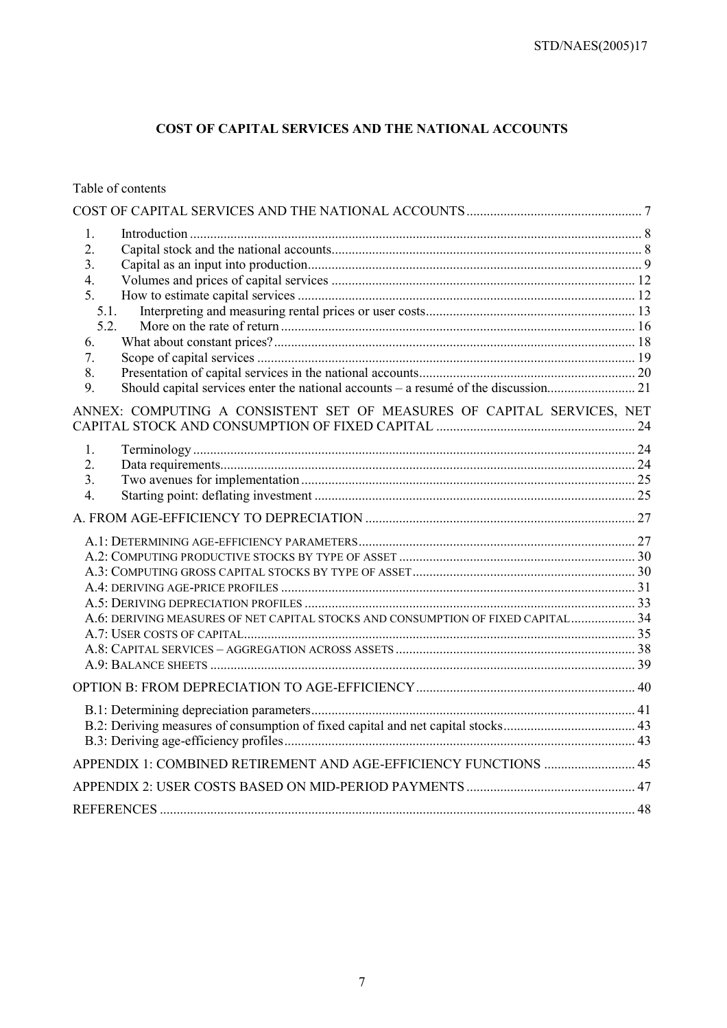# COST OF CAPITAL SERVICES AND THE NATIONAL ACCOUNTS

Table of contents

COST OF CAPITAL SERVICES AND THE NATIONAL ACCOUNTS .... 7

1. Introduction .... 8
2. Capital stock and the national accounts .... 8
3. Capital as an input into production .... 9
4. Volumes and prices of capital services .... 12
5. How to estimate capital services .... 12
   - 5.1. Interpreting and measuring rental prices or user costs .... 13
   - 5.2. More on the rate of return .... 16
6. What about constant prices? .... 18
7. Scope of capital services .... 19
8. Presentation of capital services in the national accounts .... 20
9. Should capital services enter the national accounts – a resumé of the discussion .... 21

ANNEX: COMPUTING A CONSISTENT SET OF MEASURES OF CAPITAL SERVICES, NET CAPITAL STOCK AND CONSUMPTION OF FIXED CAPITAL .... 24

1. Terminology .... 24
2. Data requirements .... 24
3. Two avenues for implementation .... 25
4. Starting point: deflating investment .... 25

A. FROM AGE-EFFICIENCY TO DEPRECIATION .... 27

A.1: DETERMINING AGE-EFFICIENCY PARAMETERS .... 27
A.2: COMPUTING PRODUCTIVE STOCKS BY TYPE OF ASSET .... 30
A.3: COMPUTING GROSS CAPITAL STOCKS BY TYPE OF ASSET .... 30
A.4: DERIVING AGE-PRICE PROFILES .... 31
A.5: DERIVING DEPRECIATION PROFILES .... 33
A.6: DERIVING MEASURES OF NET CAPITAL STOCKS AND CONSUMPTION OF FIXED CAPITAL .... 34
A.7: USER COSTS OF CAPITAL .... 35
A.8: CAPITAL SERVICES – AGGREGATION ACROSS ASSETS .... 38
A.9: BALANCE SHEETS .... 39

OPTION B: FROM DEPRECIATION TO AGE-EFFICIENCY .... 40

B.1: Determining depreciation parameters .... 41
B.2: Deriving measures of consumption of fixed capital and net capital stocks .... 43
B.3: Deriving age-efficiency profiles .... 43

APPENDIX 1: COMBINED RETIREMENT AND AGE-EFFICIENCY FUNCTIONS .... 45

APPENDIX 2: USER COSTS BASED ON MID-PERIOD PAYMENTS .... 47

REFERENCES .... 48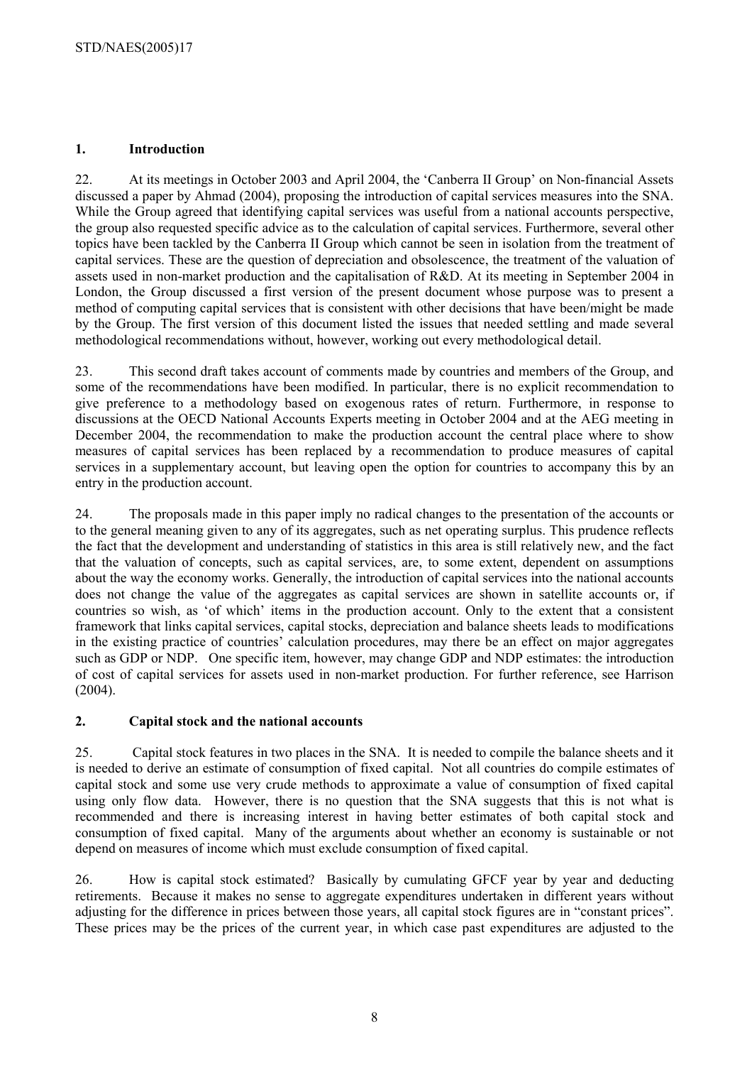## 1. Introduction

22. At its meetings in October 2003 and April 2004, the 'Canberra II Group' on Non-financial Assets discussed a paper by Ahmad (2004), proposing the introduction of capital services measures into the SNA. While the Group agreed that identifying capital services was useful from a national accounts perspective, the group also requested specific advice as to the calculation of capital services. Furthermore, several other topics have been tackled by the Canberra II Group which cannot be seen in isolation from the treatment of capital services. These are the question of depreciation and obsolescence, the treatment of the valuation of assets used in non-market production and the capitalisation of R&D. At its meeting in September 2004 in London, the Group discussed a first version of the present document whose purpose was to present a method of computing capital services that is consistent with other decisions that have been/might be made by the Group. The first version of this document listed the issues that needed settling and made several methodological recommendations without, however, working out every methodological detail.

23. This second draft takes account of comments made by countries and members of the Group, and some of the recommendations have been modified. In particular, there is no explicit recommendation to give preference to a methodology based on exogenous rates of return. Furthermore, in response to discussions at the OECD National Accounts Experts meeting in October 2004 and at the AEG meeting in December 2004, the recommendation to make the production account the central place where to show measures of capital services has been replaced by a recommendation to produce measures of capital services in a supplementary account, but leaving open the option for countries to accompany this by an entry in the production account.

24. The proposals made in this paper imply no radical changes to the presentation of the accounts or to the general meaning given to any of its aggregates, such as net operating surplus. This prudence reflects the fact that the development and understanding of statistics in this area is still relatively new, and the fact that the valuation of concepts, such as capital services, are, to some extent, dependent on assumptions about the way the economy works. Generally, the introduction of capital services into the national accounts does not change the value of the aggregates as capital services are shown in satellite accounts or, if countries so wish, as 'of which' items in the production account. Only to the extent that a consistent framework that links capital services, capital stocks, depreciation and balance sheets leads to modifications in the existing practice of countries' calculation procedures, may there be an effect on major aggregates such as GDP or NDP. One specific item, however, may change GDP and NDP estimates: the introduction of cost of capital services for assets used in non-market production. For further reference, see Harrison (2004).

## 2. Capital stock and the national accounts

25. Capital stock features in two places in the SNA. It is needed to compile the balance sheets and it is needed to derive an estimate of consumption of fixed capital. Not all countries do compile estimates of capital stock and some use very crude methods to approximate a value of consumption of fixed capital using only flow data. However, there is no question that the SNA suggests that this is not what is recommended and there is increasing interest in having better estimates of both capital stock and consumption of fixed capital. Many of the arguments about whether an economy is sustainable or not depend on measures of income which must exclude consumption of fixed capital.

26. How is capital stock estimated? Basically by cumulating GFCF year by year and deducting retirements. Because it makes no sense to aggregate expenditures undertaken in different years without adjusting for the difference in prices between those years, all capital stock figures are in "constant prices". These prices may be the prices of the current year, in which case past expenditures are adjusted to the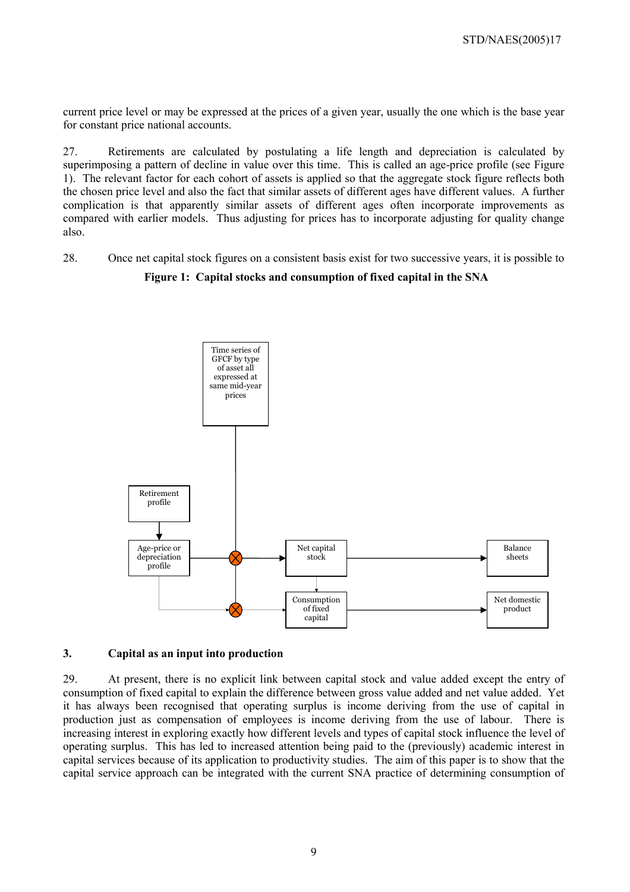current price level or may be expressed at the prices of a given year, usually the one which is the base year for constant price national accounts.

27. Retirements are calculated by postulating a life length and depreciation is calculated by superimposing a pattern of decline in value over this time. This is called an age-price profile (see Figure 1). The relevant factor for each cohort of assets is applied so that the aggregate stock figure reflects both the chosen price level and also the fact that similar assets of different ages have different values. A further complication is that apparently similar assets of different ages often incorporate improvements as compared with earlier models. Thus adjusting for prices has to incorporate adjusting for quality change also.

28. Once net capital stock figures on a consistent basis exist for two successive years, it is possible to

**Figure 1: Capital stocks and consumption of fixed capital in the SNA**

Time series of GFCF by type of asset all expressed at same mid-year prices

Retirement profile

Age-price or depreciation profile

Net capital stock

Balance sheets

Consumption of fixed capital

Net domestic product

## 3. Capital as an input into production

29. At present, there is no explicit link between capital stock and value added except the entry of consumption of fixed capital to explain the difference between gross value added and net value added. Yet it has always been recognised that operating surplus is income deriving from the use of capital in production just as compensation of employees is income deriving from the use of labour. There is increasing interest in exploring exactly how different levels and types of capital stock influence the level of operating surplus. This has led to increased attention being paid to the (previously) academic interest in capital services because of its application to productivity studies. The aim of this paper is to show that the capital service approach can be integrated with the current SNA practice of determining consumption of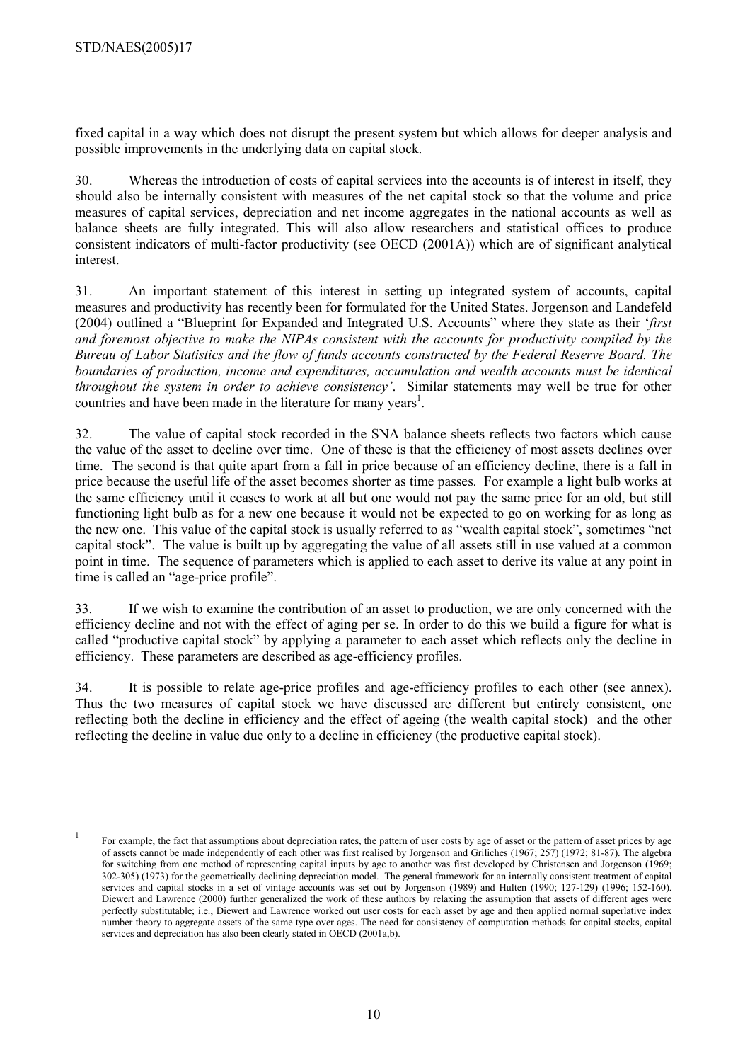fixed capital in a way which does not disrupt the present system but which allows for deeper analysis and possible improvements in the underlying data on capital stock.

30. Whereas the introduction of costs of capital services into the accounts is of interest in itself, they should also be internally consistent with measures of the net capital stock so that the volume and price measures of capital services, depreciation and net income aggregates in the national accounts as well as balance sheets are fully integrated. This will also allow researchers and statistical offices to produce consistent indicators of multi-factor productivity (see OECD (2001A)) which are of significant analytical interest.

31. An important statement of this interest in setting up integrated system of accounts, capital measures and productivity has recently been for formulated for the United States. Jorgenson and Landefeld (2004) outlined a "Blueprint for Expanded and Integrated U.S. Accounts" where they state as their '*first and foremost objective to make the NIPAs consistent with the accounts for productivity compiled by the Bureau of Labor Statistics and the flow of funds accounts constructed by the Federal Reserve Board. The boundaries of production, income and expenditures, accumulation and wealth accounts must be identical throughout the system in order to achieve consistency'*. Similar statements may well be true for other countries and have been made in the literature for many years[1].

32. The value of capital stock recorded in the SNA balance sheets reflects two factors which cause the value of the asset to decline over time. One of these is that the efficiency of most assets declines over time. The second is that quite apart from a fall in price because of an efficiency decline, there is a fall in price because the useful life of the asset becomes shorter as time passes. For example a light bulb works at the same efficiency until it ceases to work at all but one would not pay the same price for an old, but still functioning light bulb as for a new one because it would not be expected to go on working for as long as the new one. This value of the capital stock is usually referred to as "wealth capital stock", sometimes "net capital stock". The value is built up by aggregating the value of all assets still in use valued at a common point in time. The sequence of parameters which is applied to each asset to derive its value at any point in time is called an "age-price profile".

33. If we wish to examine the contribution of an asset to production, we are only concerned with the efficiency decline and not with the effect of aging per se. In order to do this we build a figure for what is called "productive capital stock" by applying a parameter to each asset which reflects only the decline in efficiency. These parameters are described as age-efficiency profiles.

34. It is possible to relate age-price profiles and age-efficiency profiles to each other (see annex). Thus the two measures of capital stock we have discussed are different but entirely consistent, one reflecting both the decline in efficiency and the effect of ageing (the wealth capital stock) and the other reflecting the decline in value due only to a decline in efficiency (the productive capital stock).

---

[1] For example, the fact that assumptions about depreciation rates, the pattern of user costs by age of asset or the pattern of asset prices by age of assets cannot be made independently of each other was first realised by Jorgenson and Griliches (1967; 257) (1972; 81-87). The algebra for switching from one method of representing capital inputs by age to another was first developed by Christensen and Jorgenson (1969; 302-305) (1973) for the geometrically declining depreciation model. The general framework for an internally consistent treatment of capital services and capital stocks in a set of vintage accounts was set out by Jorgenson (1989) and Hulten (1990; 127-129) (1996; 152-160). Diewert and Lawrence (2000) further generalized the work of these authors by relaxing the assumption that assets of different ages were perfectly substitutable; i.e., Diewert and Lawrence worked out user costs for each asset by age and then applied normal superlative index number theory to aggregate assets of the same type over ages. The need for consistency of computation methods for capital stocks, capital services and depreciation has also been clearly stated in OECD (2001a,b).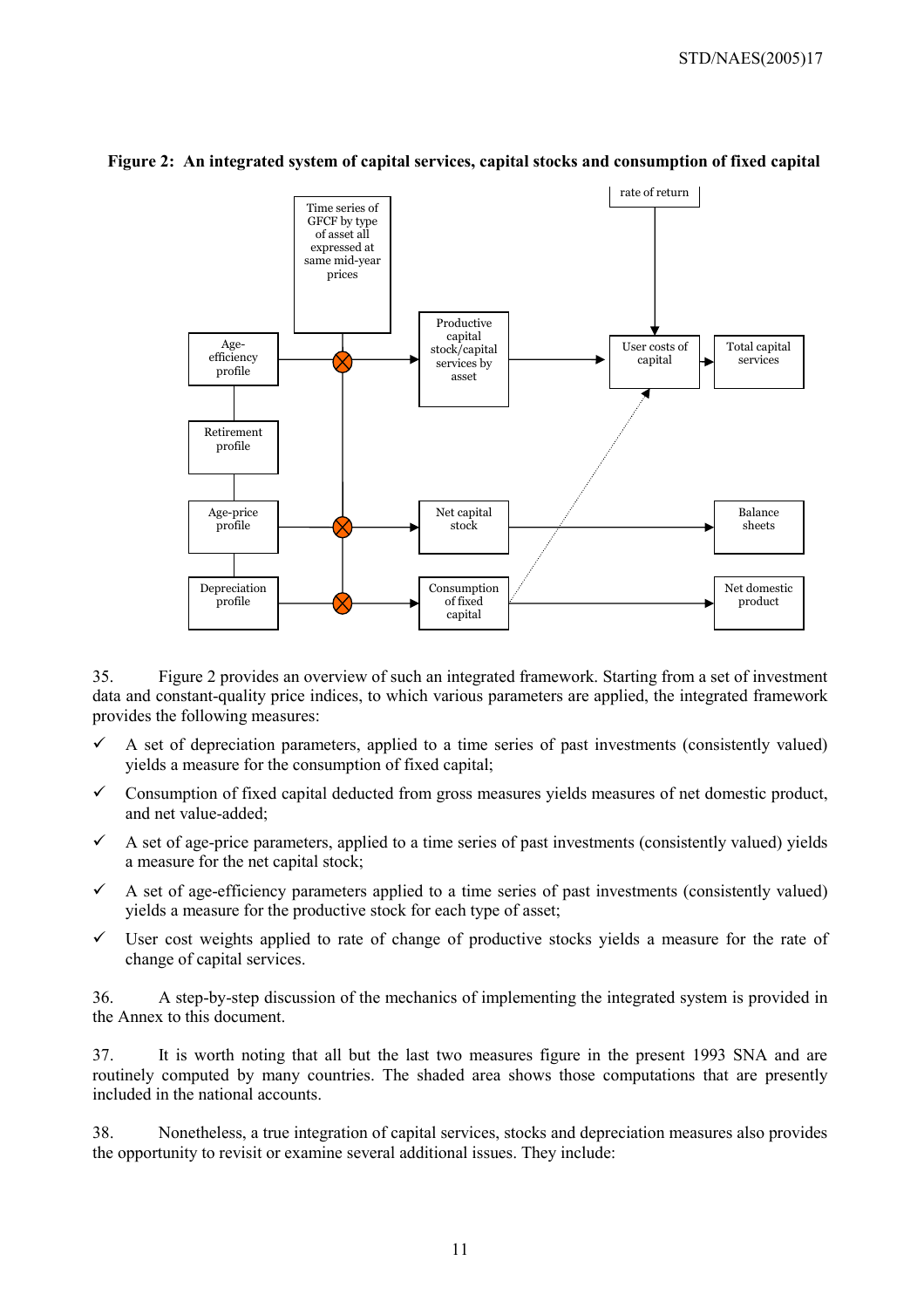**Figure 2: An integrated system of capital services, capital stocks and consumption of fixed capital**

35. Figure 2 provides an overview of such an integrated framework. Starting from a set of investment data and constant-quality price indices, to which various parameters are applied, the integrated framework provides the following measures:

- ✓ A set of depreciation parameters, applied to a time series of past investments (consistently valued) yields a measure for the consumption of fixed capital;
- ✓ Consumption of fixed capital deducted from gross measures yields measures of net domestic product, and net value-added;
- ✓ A set of age-price parameters, applied to a time series of past investments (consistently valued) yields a measure for the net capital stock;
- ✓ A set of age-efficiency parameters applied to a time series of past investments (consistently valued) yields a measure for the productive stock for each type of asset;
- ✓ User cost weights applied to rate of change of productive stocks yields a measure for the rate of change of capital services.

36. A step-by-step discussion of the mechanics of implementing the integrated system is provided in the Annex to this document.

37. It is worth noting that all but the last two measures figure in the present 1993 SNA and are routinely computed by many countries. The shaded area shows those computations that are presently included in the national accounts.

38. Nonetheless, a true integration of capital services, stocks and depreciation measures also provides the opportunity to revisit or examine several additional issues. They include: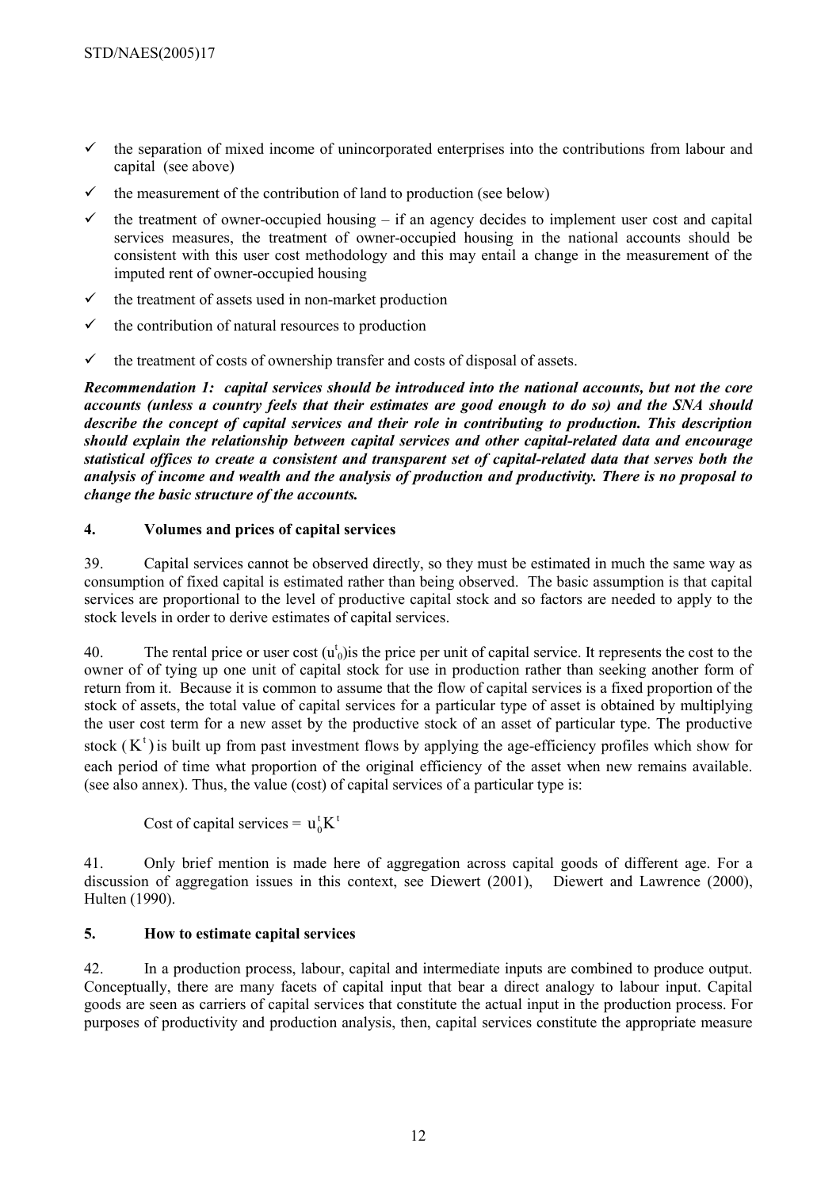- ✓ the separation of mixed income of unincorporated enterprises into the contributions from labour and capital (see above)
- ✓ the measurement of the contribution of land to production (see below)
- ✓ the treatment of owner-occupied housing – if an agency decides to implement user cost and capital services measures, the treatment of owner-occupied housing in the national accounts should be consistent with this user cost methodology and this may entail a change in the measurement of the imputed rent of owner-occupied housing
- ✓ the treatment of assets used in non-market production
- ✓ the contribution of natural resources to production
- ✓ the treatment of costs of ownership transfer and costs of disposal of assets.

***Recommendation 1: capital services should be introduced into the national accounts, but not the core accounts (unless a country feels that their estimates are good enough to do so) and the SNA should describe the concept of capital services and their role in contributing to production. This description should explain the relationship between capital services and other capital-related data and encourage statistical offices to create a consistent and transparent set of capital-related data that serves both the analysis of income and wealth and the analysis of production and productivity. There is no proposal to change the basic structure of the accounts.***

## 4. Volumes and prices of capital services

39. Capital services cannot be observed directly, so they must be estimated in much the same way as consumption of fixed capital is estimated rather than being observed. The basic assumption is that capital services are proportional to the level of productive capital stock and so factors are needed to apply to the stock levels in order to derive estimates of capital services.

40. The rental price or user cost ($u^t_0$)is the price per unit of capital service. It represents the cost to the owner of of tying up one unit of capital stock for use in production rather than seeking another form of return from it. Because it is common to assume that the flow of capital services is a fixed proportion of the stock of assets, the total value of capital services for a particular type of asset is obtained by multiplying the user cost term for a new asset by the productive stock of an asset of particular type. The productive stock ($K^t$) is built up from past investment flows by applying the age-efficiency profiles which show for each period of time what proportion of the original efficiency of the asset when new remains available. (see also annex). Thus, the value (cost) of capital services of a particular type is:

$$\text{Cost of capital services} = u^t_0 K^t$$

41. Only brief mention is made here of aggregation across capital goods of different age. For a discussion of aggregation issues in this context, see Diewert (2001), Diewert and Lawrence (2000), Hulten (1990).

## 5. How to estimate capital services

42. In a production process, labour, capital and intermediate inputs are combined to produce output. Conceptually, there are many facets of capital input that bear a direct analogy to labour input. Capital goods are seen as carriers of capital services that constitute the actual input in the production process. For purposes of productivity and production analysis, then, capital services constitute the appropriate measure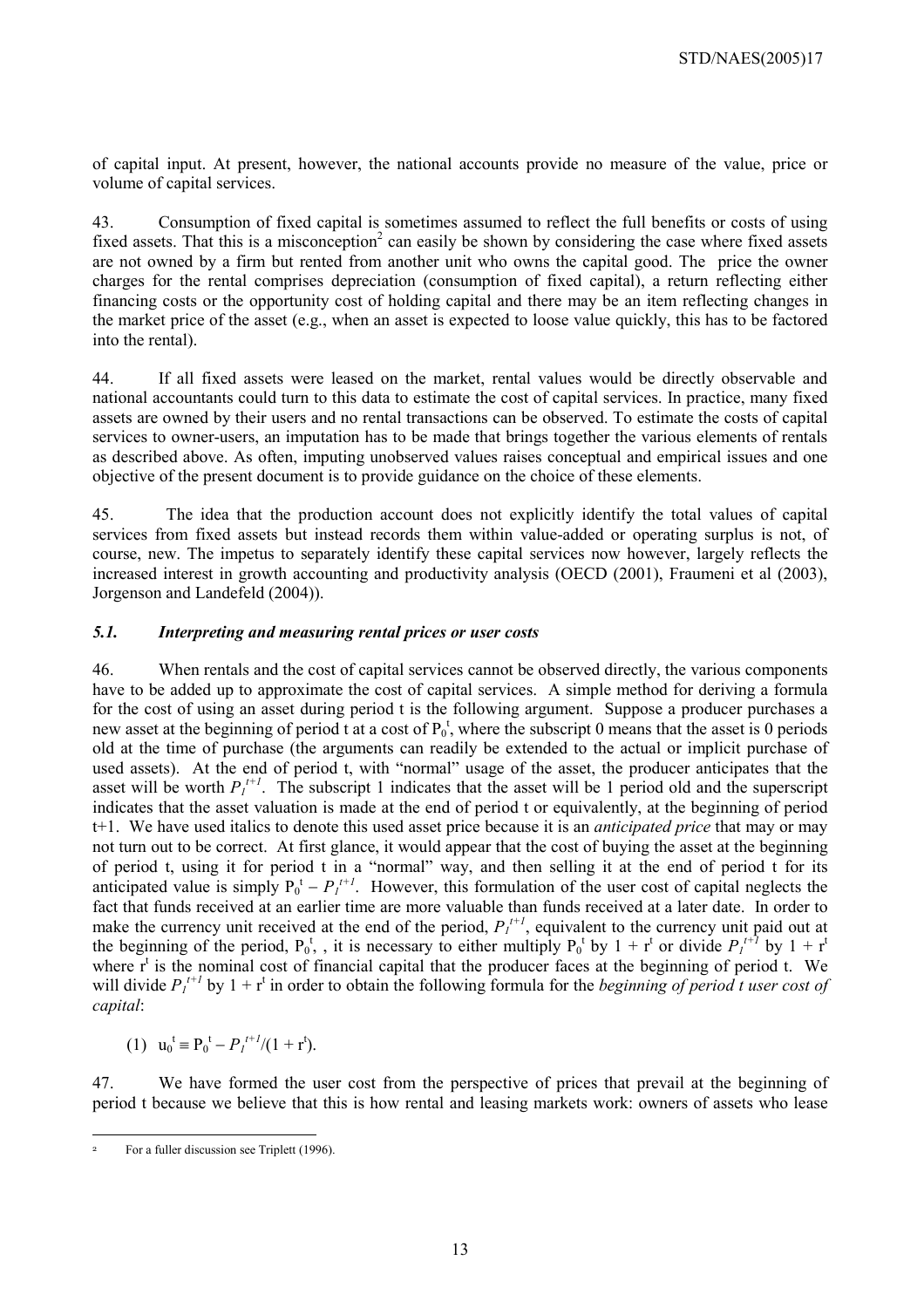of capital input. At present, however, the national accounts provide no measure of the value, price or volume of capital services.

43. Consumption of fixed capital is sometimes assumed to reflect the full benefits or costs of using fixed assets. That this is a misconception[2] can easily be shown by considering the case where fixed assets are not owned by a firm but rented from another unit who owns the capital good. The price the owner charges for the rental comprises depreciation (consumption of fixed capital), a return reflecting either financing costs or the opportunity cost of holding capital and there may be an item reflecting changes in the market price of the asset (e.g., when an asset is expected to loose value quickly, this has to be factored into the rental).

44. If all fixed assets were leased on the market, rental values would be directly observable and national accountants could turn to this data to estimate the cost of capital services. In practice, many fixed assets are owned by their users and no rental transactions can be observed. To estimate the costs of capital services to owner-users, an imputation has to be made that brings together the various elements of rentals as described above. As often, imputing unobserved values raises conceptual and empirical issues and one objective of the present document is to provide guidance on the choice of these elements.

45. The idea that the production account does not explicitly identify the total values of capital services from fixed assets but instead records them within value-added or operating surplus is not, of course, new. The impetus to separately identify these capital services now however, largely reflects the increased interest in growth accounting and productivity analysis (OECD (2001), Fraumeni et al (2003), Jorgenson and Landefeld (2004)).

### *5.1. Interpreting and measuring rental prices or user costs*

46. When rentals and the cost of capital services cannot be observed directly, the various components have to be added up to approximate the cost of capital services. A simple method for deriving a formula for the cost of using an asset during period t is the following argument. Suppose a producer purchases a new asset at the beginning of period t at a cost of $P_0^t$, where the subscript 0 means that the asset is 0 periods old at the time of purchase (the arguments can readily be extended to the actual or implicit purchase of used assets). At the end of period t, with "normal" usage of the asset, the producer anticipates that the asset will be worth $P_1^{t+1}$. The subscript 1 indicates that the asset will be 1 period old and the superscript indicates that the asset valuation is made at the end of period t or equivalently, at the beginning of period t+1. We have used italics to denote this used asset price because it is an *anticipated price* that may or may not turn out to be correct. At first glance, it would appear that the cost of buying the asset at the beginning of period t, using it for period t in a "normal" way, and then selling it at the end of period t for its anticipated value is simply $P_0^t - P_1^{t+1}$. However, this formulation of the user cost of capital neglects the fact that funds received at an earlier time are more valuable than funds received at a later date. In order to make the currency unit received at the end of the period, $P_1^{t+1}$, equivalent to the currency unit paid out at the beginning of the period, $P_0^t$, , it is necessary to either multiply $P_0^t$ by $1 + r^t$ or divide $P_1^{t+1}$ by $1 + r^t$ where $r^t$ is the nominal cost of financial capital that the producer faces at the beginning of period t. We will divide $P_1^{t+1}$ by $1 + r^t$ in order to obtain the following formula for the *beginning of period t user cost of capital*:

$$(1) \quad u_0^t \equiv P_0^t - P_1^{t+1}/(1 + r^t).$$

47. We have formed the user cost from the perspective of prices that prevail at the beginning of period t because we believe that this is how rental and leasing markets work: owners of assets who lease

[2] For a fuller discussion see Triplett (1996).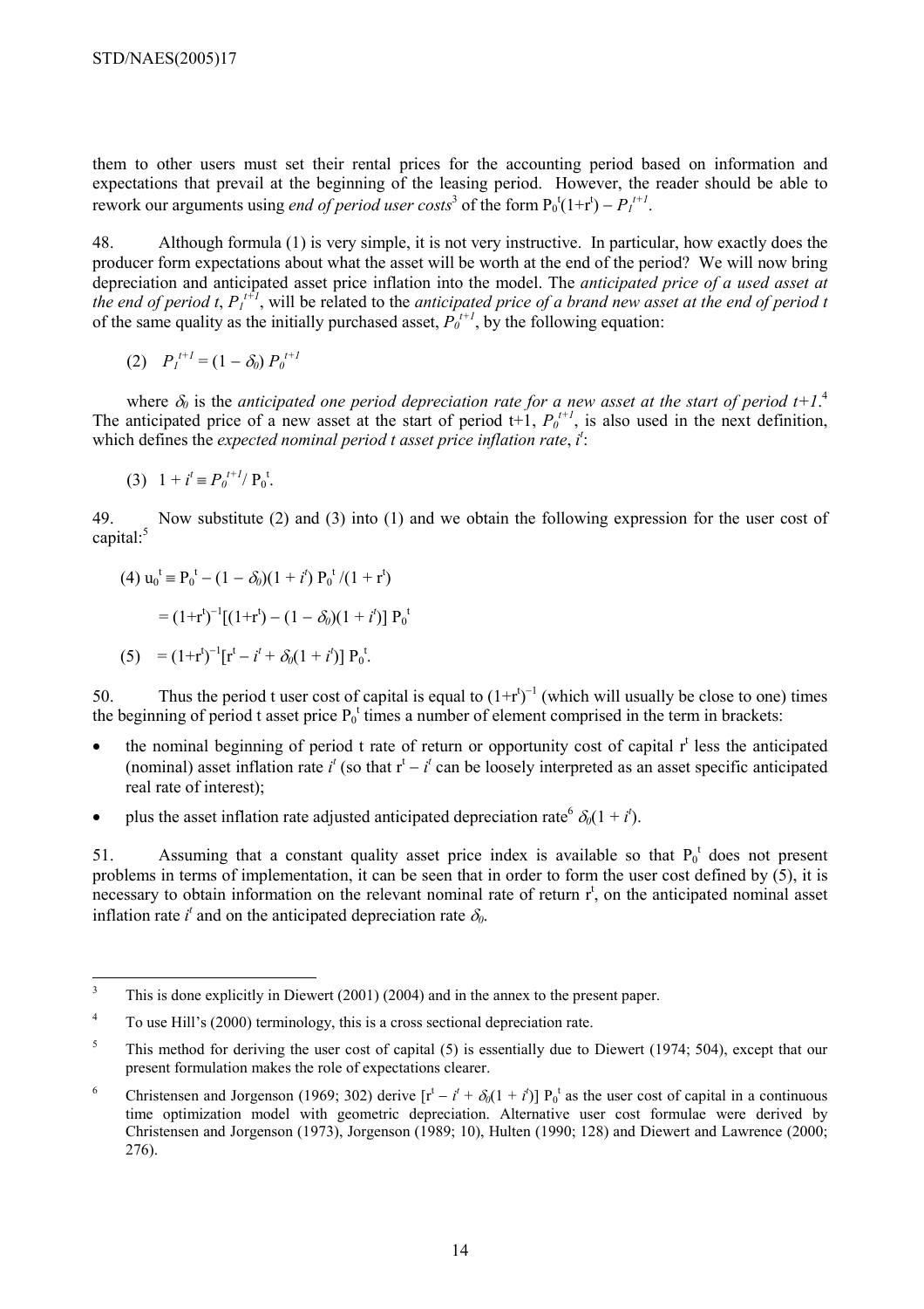them to other users must set their rental prices for the accounting period based on information and expectations that prevail at the beginning of the leasing period. However, the reader should be able to rework our arguments using *end of period user costs*[3] of the form $P_0^t(1+r^t) - P_1^{t+1}$.

48. Although formula (1) is very simple, it is not very instructive. In particular, how exactly does the producer form expectations about what the asset will be worth at the end of the period? We will now bring depreciation and anticipated asset price inflation into the model. The *anticipated price of a used asset at the end of period t*, $P_1^{t+1}$, will be related to the *anticipated price of a brand new asset at the end of period t* of the same quality as the initially purchased asset, $P_0^{t+1}$, by the following equation:

$$(2) \quad P_1^{t+1} = (1 - \delta_0)\, P_0^{t+1}$$

where $\delta_0$ is the *anticipated one period depreciation rate for a new asset at the start of period t+1*.[4] The anticipated price of a new asset at the start of period t+1, $P_0^{t+1}$, is also used in the next definition, which defines the *expected nominal period t asset price inflation rate*, $i^t$:

$$(3) \quad 1 + i^t \equiv P_0^{t+1} / P_0^t.$$

49. Now substitute (2) and (3) into (1) and we obtain the following expression for the user cost of capital:[5]

$$(4) \quad u_0^t \equiv P_0^t - (1 - \delta_0)(1 + i^t)\, P_0^t / (1 + r^t)$$

$$= (1+r^t)^{-1}[(1+r^t) - (1 - \delta_0)(1 + i^t)]\, P_0^t$$

$$(5) \quad = (1+r^t)^{-1}[r^t - i^t + \delta_0(1 + i^t)]\, P_0^t.$$

50. Thus the period t user cost of capital is equal to $(1+r^t)^{-1}$ (which will usually be close to one) times the beginning of period t asset price $P_0^t$ times a number of element comprised in the term in brackets:

- the nominal beginning of period t rate of return or opportunity cost of capital $r^t$ less the anticipated (nominal) asset inflation rate $i^t$ (so that $r^t - i^t$ can be loosely interpreted as an asset specific anticipated real rate of interest);
- plus the asset inflation rate adjusted anticipated depreciation rate[6] $\delta_0(1 + i^t)$.

51. Assuming that a constant quality asset price index is available so that $P_0^t$ does not present problems in terms of implementation, it can be seen that in order to form the user cost defined by (5), it is necessary to obtain information on the relevant nominal rate of return $r^t$, on the anticipated nominal asset inflation rate $i^t$ and on the anticipated depreciation rate $\delta_0$.

---

[3] This is done explicitly in Diewert (2001) (2004) and in the annex to the present paper.

[4] To use Hill's (2000) terminology, this is a cross sectional depreciation rate.

[5] This method for deriving the user cost of capital (5) is essentially due to Diewert (1974; 504), except that our present formulation makes the role of expectations clearer.

[6] Christensen and Jorgenson (1969; 302) derive $[r^t - i^t + \delta_0(1 + i^t)]\, P_0^t$ as the user cost of capital in a continuous time optimization model with geometric depreciation. Alternative user cost formulae were derived by Christensen and Jorgenson (1973), Jorgenson (1989; 10), Hulten (1990; 128) and Diewert and Lawrence (2000; 276).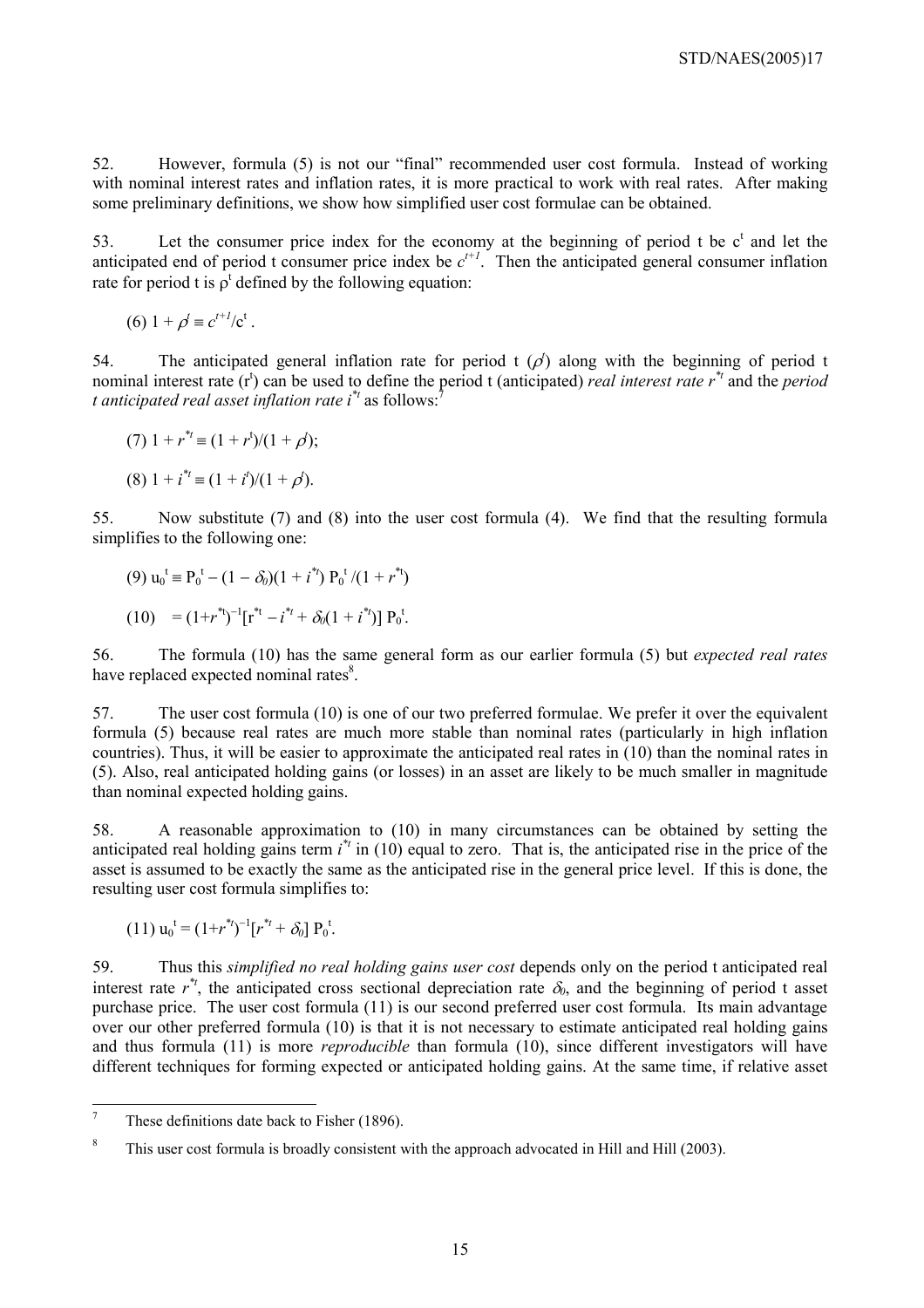52. However, formula (5) is not our "final" recommended user cost formula. Instead of working with nominal interest rates and inflation rates, it is more practical to work with real rates. After making some preliminary definitions, we show how simplified user cost formulae can be obtained.

53. Let the consumer price index for the economy at the beginning of period t be $c^t$ and let the anticipated end of period t consumer price index be $c^{t+1}$. Then the anticipated general consumer inflation rate for period t is $\rho^t$ defined by the following equation:

$$(6)\ 1 + \rho^t \equiv c^{t+1}/c^t .$$

54. The anticipated general inflation rate for period t ($\rho^t$) along with the beginning of period t nominal interest rate ($r^t$) can be used to define the period t (anticipated) *real interest rate* $r^{*t}$ and the *period t anticipated real asset inflation rate* $i^{*t}$ as follows:[7]

$$(7)\ 1 + r^{*t} \equiv (1 + r^t)/(1 + \rho^t);$$

$$(8)\ 1 + i^{*t} \equiv (1 + i^t)/(1 + \rho^t).$$

55. Now substitute (7) and (8) into the user cost formula (4). We find that the resulting formula simplifies to the following one:

$$(9)\ u_0^{\ t} \equiv P_0^{\ t} - (1 - \delta_0)(1 + i^{*t})\, P_0^{\ t}/(1 + r^{*t})$$

$$(10)\quad = (1+r^{*t})^{-1}[r^{*t} - i^{*t} + \delta_0(1 + i^{*t})]\, P_0^{\ t}.$$

56. The formula (10) has the same general form as our earlier formula (5) but *expected real rates* have replaced expected nominal rates[8].

57. The user cost formula (10) is one of our two preferred formulae. We prefer it over the equivalent formula (5) because real rates are much more stable than nominal rates (particularly in high inflation countries). Thus, it will be easier to approximate the anticipated real rates in (10) than the nominal rates in (5). Also, real anticipated holding gains (or losses) in an asset are likely to be much smaller in magnitude than nominal expected holding gains.

58. A reasonable approximation to (10) in many circumstances can be obtained by setting the anticipated real holding gains term $i^{*t}$ in (10) equal to zero. That is, the anticipated rise in the price of the asset is assumed to be exactly the same as the anticipated rise in the general price level. If this is done, the resulting user cost formula simplifies to:

$$(11)\ u_0^{\ t} = (1+r^{*t})^{-1}[r^{*t} + \delta_0]\, P_0^{\ t}.$$

59. Thus this *simplified no real holding gains user cost* depends only on the period t anticipated real interest rate $r^{*t}$, the anticipated cross sectional depreciation rate $\delta_0$, and the beginning of period t asset purchase price. The user cost formula (11) is our second preferred user cost formula. Its main advantage over our other preferred formula (10) is that it is not necessary to estimate anticipated real holding gains and thus formula (11) is more *reproducible* than formula (10), since different investigators will have different techniques for forming expected or anticipated holding gains. At the same time, if relative asset

---

7 These definitions date back to Fisher (1896).

8 This user cost formula is broadly consistent with the approach advocated in Hill and Hill (2003).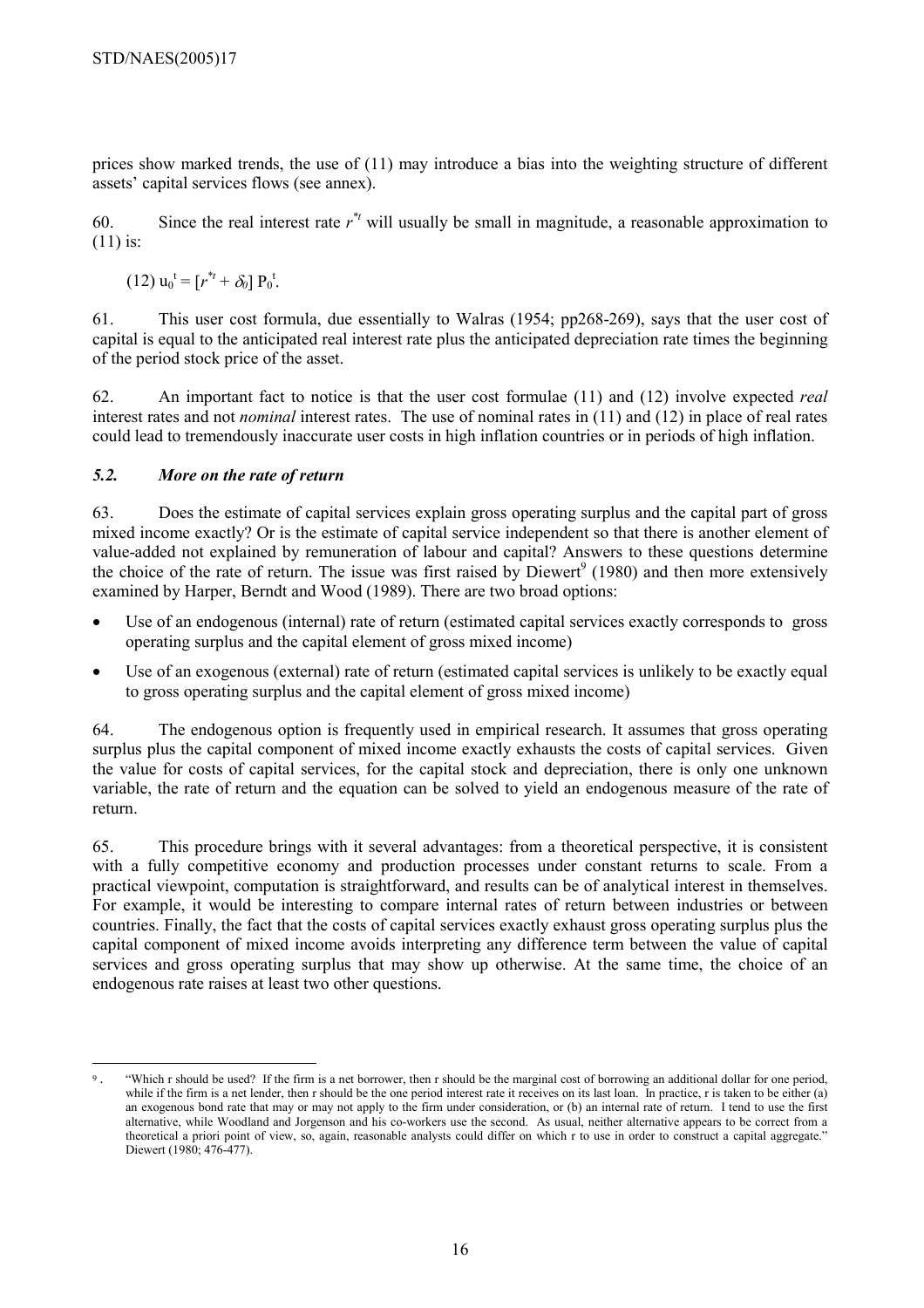prices show marked trends, the use of (11) may introduce a bias into the weighting structure of different assets' capital services flows (see annex).

60. Since the real interest rate $r^{*t}$ will usually be small in magnitude, a reasonable approximation to (11) is:

$$(12)\ u_0^t = [r^{*t} + \delta_0]\, P_0^t.$$

61. This user cost formula, due essentially to Walras (1954; pp268-269), says that the user cost of capital is equal to the anticipated real interest rate plus the anticipated depreciation rate times the beginning of the period stock price of the asset.

62. An important fact to notice is that the user cost formulae (11) and (12) involve expected *real* interest rates and not *nominal* interest rates. The use of nominal rates in (11) and (12) in place of real rates could lead to tremendously inaccurate user costs in high inflation countries or in periods of high inflation.

### *5.2. More on the rate of return*

63. Does the estimate of capital services explain gross operating surplus and the capital part of gross mixed income exactly? Or is the estimate of capital service independent so that there is another element of value-added not explained by remuneration of labour and capital? Answers to these questions determine the choice of the rate of return. The issue was first raised by Diewert[9] (1980) and then more extensively examined by Harper, Berndt and Wood (1989). There are two broad options:

- Use of an endogenous (internal) rate of return (estimated capital services exactly corresponds to gross operating surplus and the capital element of gross mixed income)
- Use of an exogenous (external) rate of return (estimated capital services is unlikely to be exactly equal to gross operating surplus and the capital element of gross mixed income)

64. The endogenous option is frequently used in empirical research. It assumes that gross operating surplus plus the capital component of mixed income exactly exhausts the costs of capital services. Given the value for costs of capital services, for the capital stock and depreciation, there is only one unknown variable, the rate of return and the equation can be solved to yield an endogenous measure of the rate of return.

65. This procedure brings with it several advantages: from a theoretical perspective, it is consistent with a fully competitive economy and production processes under constant returns to scale. From a practical viewpoint, computation is straightforward, and results can be of analytical interest in themselves. For example, it would be interesting to compare internal rates of return between industries or between countries. Finally, the fact that the costs of capital services exactly exhaust gross operating surplus plus the capital component of mixed income avoids interpreting any difference term between the value of capital services and gross operating surplus that may show up otherwise. At the same time, the choice of an endogenous rate raises at least two other questions.

---

[9]. "Which r should be used? If the firm is a net borrower, then r should be the marginal cost of borrowing an additional dollar for one period, while if the firm is a net lender, then r should be the one period interest rate it receives on its last loan. In practice, r is taken to be either (a) an exogenous bond rate that may or may not apply to the firm under consideration, or (b) an internal rate of return. I tend to use the first alternative, while Woodland and Jorgenson and his co-workers use the second. As usual, neither alternative appears to be correct from a theoretical a priori point of view, so, again, reasonable analysts could differ on which r to use in order to construct a capital aggregate." Diewert (1980; 476-477).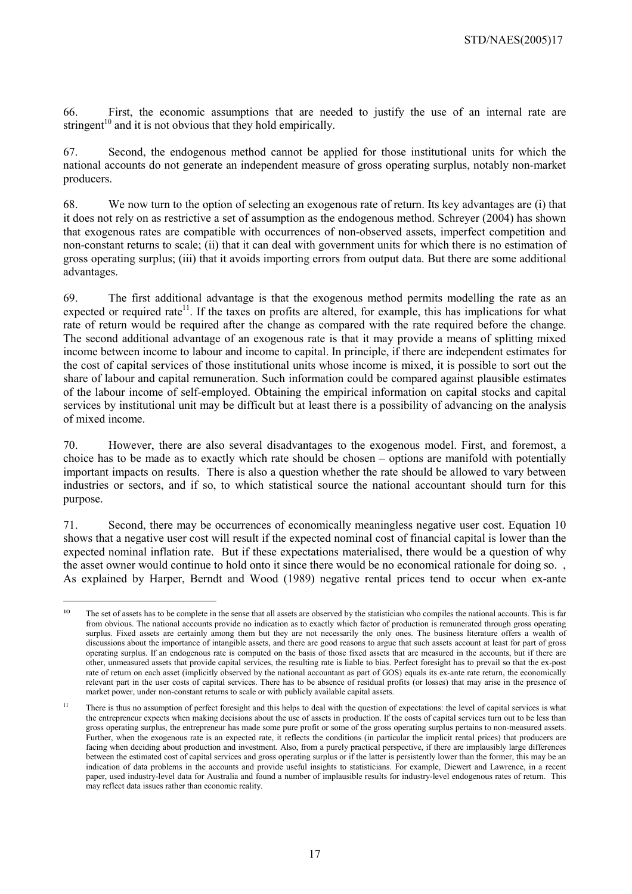66. First, the economic assumptions that are needed to justify the use of an internal rate are stringent[10] and it is not obvious that they hold empirically.

67. Second, the endogenous method cannot be applied for those institutional units for which the national accounts do not generate an independent measure of gross operating surplus, notably non-market producers.

68. We now turn to the option of selecting an exogenous rate of return. Its key advantages are (i) that it does not rely on as restrictive a set of assumption as the endogenous method. Schreyer (2004) has shown that exogenous rates are compatible with occurrences of non-observed assets, imperfect competition and non-constant returns to scale; (ii) that it can deal with government units for which there is no estimation of gross operating surplus; (iii) that it avoids importing errors from output data. But there are some additional advantages.

69. The first additional advantage is that the exogenous method permits modelling the rate as an expected or required rate[11]. If the taxes on profits are altered, for example, this has implications for what rate of return would be required after the change as compared with the rate required before the change. The second additional advantage of an exogenous rate is that it may provide a means of splitting mixed income between income to labour and income to capital. In principle, if there are independent estimates for the cost of capital services of those institutional units whose income is mixed, it is possible to sort out the share of labour and capital remuneration. Such information could be compared against plausible estimates of the labour income of self-employed. Obtaining the empirical information on capital stocks and capital services by institutional unit may be difficult but at least there is a possibility of advancing on the analysis of mixed income.

70. However, there are also several disadvantages to the exogenous model. First, and foremost, a choice has to be made as to exactly which rate should be chosen – options are manifold with potentially important impacts on results. There is also a question whether the rate should be allowed to vary between industries or sectors, and if so, to which statistical source the national accountant should turn for this purpose.

71. Second, there may be occurrences of economically meaningless negative user cost. Equation 10 shows that a negative user cost will result if the expected nominal cost of financial capital is lower than the expected nominal inflation rate. But if these expectations materialised, there would be a question of why the asset owner would continue to hold onto it since there would be no economical rationale for doing so. , As explained by Harper, Berndt and Wood (1989) negative rental prices tend to occur when ex-ante

---

[10] The set of assets has to be complete in the sense that all assets are observed by the statistician who compiles the national accounts. This is far from obvious. The national accounts provide no indication as to exactly which factor of production is remunerated through gross operating surplus. Fixed assets are certainly among them but they are not necessarily the only ones. The business literature offers a wealth of discussions about the importance of intangible assets, and there are good reasons to argue that such assets account at least for part of gross operating surplus. If an endogenous rate is computed on the basis of those fixed assets that are measured in the accounts, but if there are other, unmeasured assets that provide capital services, the resulting rate is liable to bias. Perfect foresight has to prevail so that the ex-post rate of return on each asset (implicitly observed by the national accountant as part of GOS) equals its ex-ante rate return, the economically relevant part in the user costs of capital services. There has to be absence of residual profits (or losses) that may arise in the presence of market power, under non-constant returns to scale or with publicly available capital assets.

[11] There is thus no assumption of perfect foresight and this helps to deal with the question of expectations: the level of capital services is what the entrepreneur expects when making decisions about the use of assets in production. If the costs of capital services turn out to be less than gross operating surplus, the entrepreneur has made some pure profit or some of the gross operating surplus pertains to non-measured assets. Further, when the exogenous rate is an expected rate, it reflects the conditions (in particular the implicit rental prices) that producers are facing when deciding about production and investment. Also, from a purely practical perspective, if there are implausibly large differences between the estimated cost of capital services and gross operating surplus or if the latter is persistently lower than the former, this may be an indication of data problems in the accounts and provide useful insights to statisticians. For example, Diewert and Lawrence, in a recent paper, used industry-level data for Australia and found a number of implausible results for industry-level endogenous rates of return. This may reflect data issues rather than economic reality.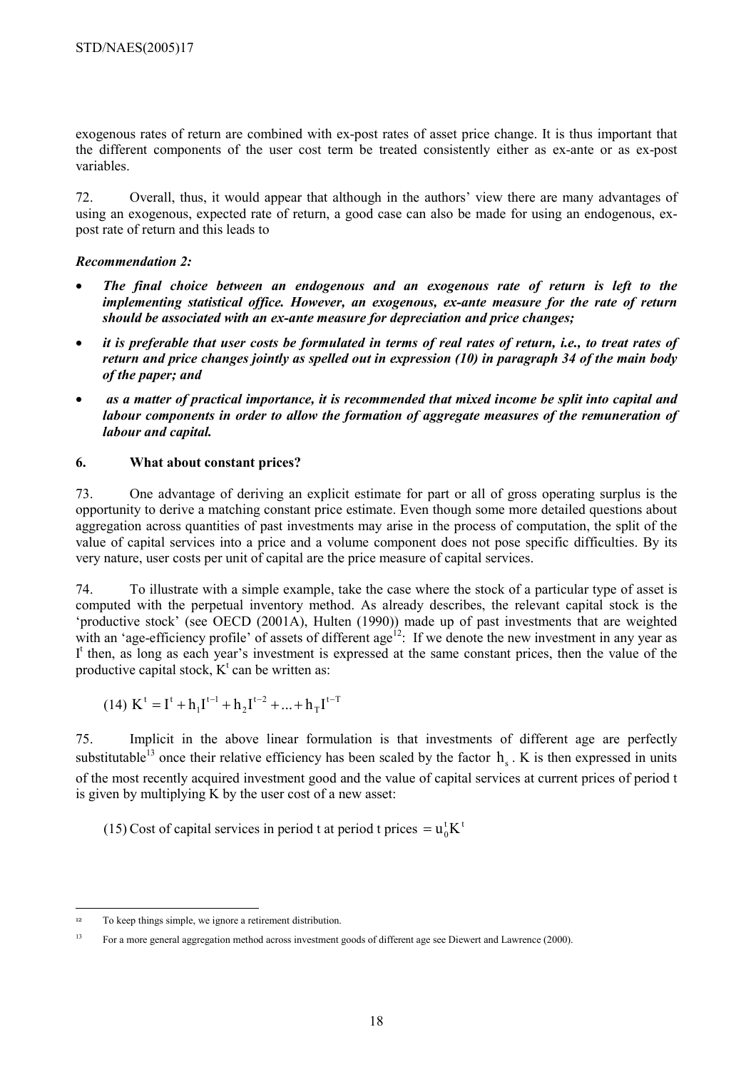exogenous rates of return are combined with ex-post rates of asset price change. It is thus important that the different components of the user cost term be treated consistently either as ex-ante or as ex-post variables.

72. Overall, thus, it would appear that although in the authors' view there are many advantages of using an exogenous, expected rate of return, a good case can also be made for using an endogenous, ex-post rate of return and this leads to

***Recommendation 2:***

- ***The final choice between an endogenous and an exogenous rate of return is left to the implementing statistical office. However, an exogenous, ex-ante measure for the rate of return should be associated with an ex-ante measure for depreciation and price changes;***
- ***it is preferable that user costs be formulated in terms of real rates of return, i.e., to treat rates of return and price changes jointly as spelled out in expression (10) in paragraph 34 of the main body of the paper; and***
- ***as a matter of practical importance, it is recommended that mixed income be split into capital and labour components in order to allow the formation of aggregate measures of the remuneration of labour and capital.***

## 6. What about constant prices?

73. One advantage of deriving an explicit estimate for part or all of gross operating surplus is the opportunity to derive a matching constant price estimate. Even though some more detailed questions about aggregation across quantities of past investments may arise in the process of computation, the split of the value of capital services into a price and a volume component does not pose specific difficulties. By its very nature, user costs per unit of capital are the price measure of capital services.

74. To illustrate with a simple example, take the case where the stock of a particular type of asset is computed with the perpetual inventory method. As already describes, the relevant capital stock is the 'productive stock' (see OECD (2001A), Hulten (1990)) made up of past investments that are weighted with an 'age-efficiency profile' of assets of different age[12]: If we denote the new investment in any year as $I^t$ then, as long as each year's investment is expressed at the same constant prices, then the value of the productive capital stock, $K^t$ can be written as:

$$(14)\ K^t = I^t + h_1 I^{t-1} + h_2 I^{t-2} + \ldots + h_T I^{t-T}$$

75. Implicit in the above linear formulation is that investments of different age are perfectly substitutable[13] once their relative efficiency has been scaled by the factor $h_s$. K is then expressed in units of the most recently acquired investment good and the value of capital services at current prices of period t is given by multiplying K by the user cost of a new asset:

$$(15)\ \text{Cost of capital services in period t at period t prices} = u_0^t K^t$$

---

[12] To keep things simple, we ignore a retirement distribution.

[13] For a more general aggregation method across investment goods of different age see Diewert and Lawrence (2000).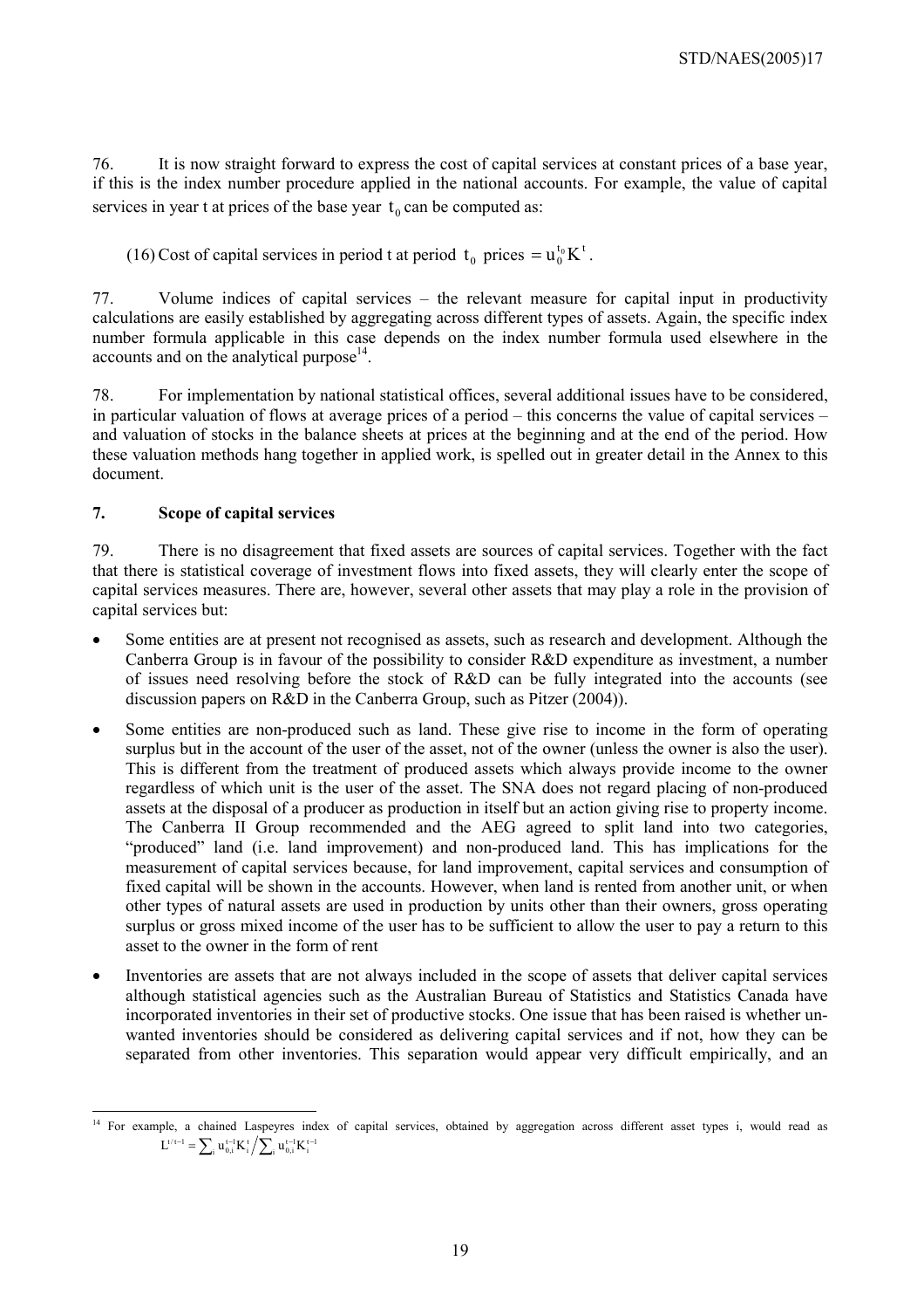76. It is now straight forward to express the cost of capital services at constant prices of a base year, if this is the index number procedure applied in the national accounts. For example, the value of capital services in year t at prices of the base year $t_0$ can be computed as:

(16) Cost of capital services in period t at period $t_0$ prices $= u_0^{t_0} K^t$.

77. Volume indices of capital services – the relevant measure for capital input in productivity calculations are easily established by aggregating across different types of assets. Again, the specific index number formula applicable in this case depends on the index number formula used elsewhere in the accounts and on the analytical purpose[14].

78. For implementation by national statistical offices, several additional issues have to be considered, in particular valuation of flows at average prices of a period – this concerns the value of capital services – and valuation of stocks in the balance sheets at prices at the beginning and at the end of the period. How these valuation methods hang together in applied work, is spelled out in greater detail in the Annex to this document.

## 7. Scope of capital services

79. There is no disagreement that fixed assets are sources of capital services. Together with the fact that there is statistical coverage of investment flows into fixed assets, they will clearly enter the scope of capital services measures. There are, however, several other assets that may play a role in the provision of capital services but:

- Some entities are at present not recognised as assets, such as research and development. Although the Canberra Group is in favour of the possibility to consider R&D expenditure as investment, a number of issues need resolving before the stock of R&D can be fully integrated into the accounts (see discussion papers on R&D in the Canberra Group, such as Pitzer (2004)).
- Some entities are non-produced such as land. These give rise to income in the form of operating surplus but in the account of the user of the asset, not of the owner (unless the owner is also the user). This is different from the treatment of produced assets which always provide income to the owner regardless of which unit is the user of the asset. The SNA does not regard placing of non-produced assets at the disposal of a producer as production in itself but an action giving rise to property income. The Canberra II Group recommended and the AEG agreed to split land into two categories, "produced" land (i.e. land improvement) and non-produced land. This has implications for the measurement of capital services because, for land improvement, capital services and consumption of fixed capital will be shown in the accounts. However, when land is rented from another unit, or when other types of natural assets are used in production by units other than their owners, gross operating surplus or gross mixed income of the user has to be sufficient to allow the user to pay a return to this asset to the owner in the form of rent
- Inventories are assets that are not always included in the scope of assets that deliver capital services although statistical agencies such as the Australian Bureau of Statistics and Statistics Canada have incorporated inventories in their set of productive stocks. One issue that has been raised is whether un-wanted inventories should be considered as delivering capital services and if not, how they can be separated from other inventories. This separation would appear very difficult empirically, and an

---

[14] For example, a chained Laspeyres index of capital services, obtained by aggregation across different asset types i, would read as $L^{t/t-1} = \sum_i u_{0,i}^{t-1} K_i^t \Big/ \sum_i u_{0,i}^{t-1} K_i^{t-1}$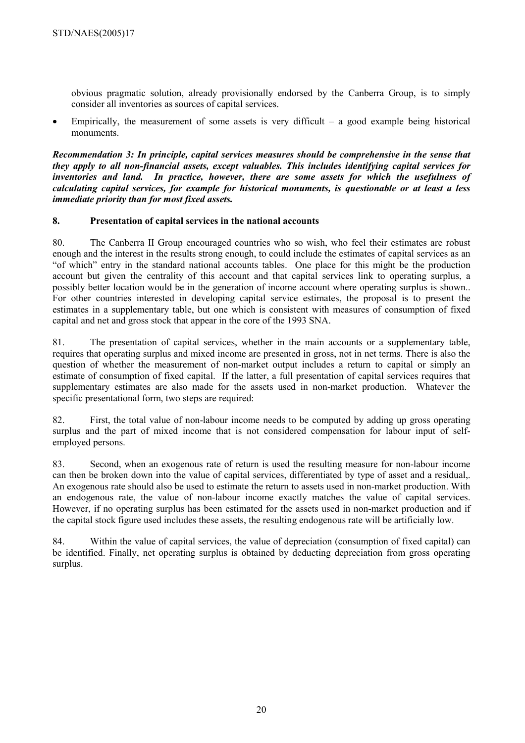obvious pragmatic solution, already provisionally endorsed by the Canberra Group, is to simply consider all inventories as sources of capital services.

- Empirically, the measurement of some assets is very difficult – a good example being historical monuments.

***Recommendation 3: In principle, capital services measures should be comprehensive in the sense that they apply to all non-financial assets, except valuables. This includes identifying capital services for inventories and land. In practice, however, there are some assets for which the usefulness of calculating capital services, for example for historical monuments, is questionable or at least a less immediate priority than for most fixed assets.***

## 8. Presentation of capital services in the national accounts

80. The Canberra II Group encouraged countries who so wish, who feel their estimates are robust enough and the interest in the results strong enough, to could include the estimates of capital services as an "of which" entry in the standard national accounts tables. One place for this might be the production account but given the centrality of this account and that capital services link to operating surplus, a possibly better location would be in the generation of income account where operating surplus is shown.. For other countries interested in developing capital service estimates, the proposal is to present the estimates in a supplementary table, but one which is consistent with measures of consumption of fixed capital and net and gross stock that appear in the core of the 1993 SNA.

81. The presentation of capital services, whether in the main accounts or a supplementary table, requires that operating surplus and mixed income are presented in gross, not in net terms. There is also the question of whether the measurement of non-market output includes a return to capital or simply an estimate of consumption of fixed capital. If the latter, a full presentation of capital services requires that supplementary estimates are also made for the assets used in non-market production. Whatever the specific presentational form, two steps are required:

82. First, the total value of non-labour income needs to be computed by adding up gross operating surplus and the part of mixed income that is not considered compensation for labour input of self-employed persons.

83. Second, when an exogenous rate of return is used the resulting measure for non-labour income can then be broken down into the value of capital services, differentiated by type of asset and a residual,. An exogenous rate should also be used to estimate the return to assets used in non-market production. With an endogenous rate, the value of non-labour income exactly matches the value of capital services. However, if no operating surplus has been estimated for the assets used in non-market production and if the capital stock figure used includes these assets, the resulting endogenous rate will be artificially low.

84. Within the value of capital services, the value of depreciation (consumption of fixed capital) can be identified. Finally, net operating surplus is obtained by deducting depreciation from gross operating surplus.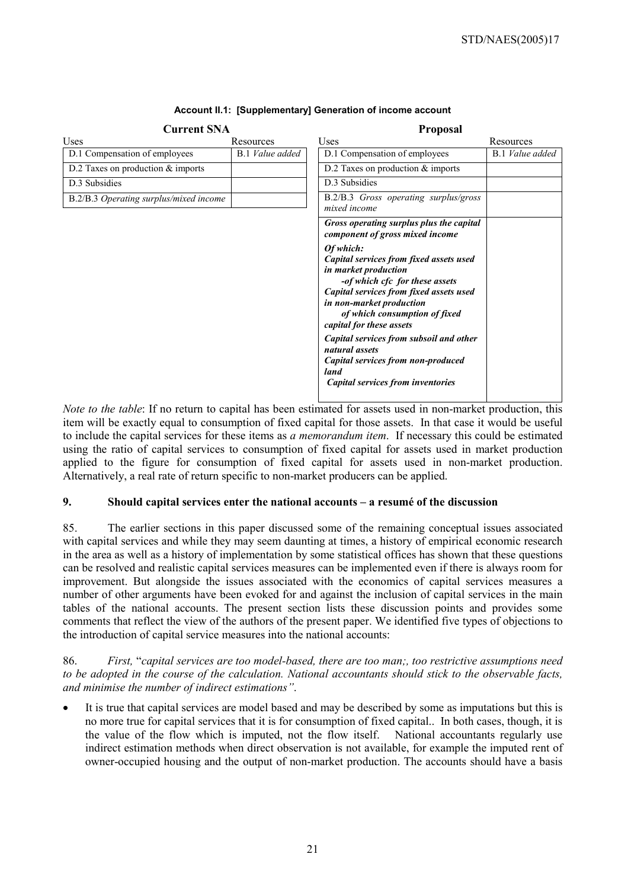**Account II.1: [Supplementary] Generation of income account**

| **Current SNA** | | **Proposal** | |
|---|---|---|---|
| Uses | Resources | Uses | Resources |
| D.1 Compensation of employees | B.1 *Value added* | D.1 Compensation of employees | B.1 *Value added* |
| D.2 Taxes on production & imports | | D.2 Taxes on production & imports | |
| D.3 Subsidies | | D.3 Subsidies | |
| B.2/B.3 *Operating surplus/mixed income* | | B.2/B.3 *Gross operating surplus/gross mixed income* | |
| | | ***Gross operating surplus plus the capital component of gross mixed income*** <br> ***Of which:*** <br> ***Capital services from fixed assets used in market production*** <br> ***-of which cfc for these assets*** <br> ***Capital services from fixed assets used in non-market production*** <br> ***of which consumption of fixed capital for these assets*** <br> ***Capital services from subsoil and other natural assets*** <br> ***Capital services from non-produced land*** <br> ***Capital services from inventories*** | |

*Note to the table*: If no return to capital has been estimated for assets used in non-market production, this item will be exactly equal to consumption of fixed capital for those assets. In that case it would be useful to include the capital services for these items as *a memorandum item*. If necessary this could be estimated using the ratio of capital services to consumption of fixed capital for assets used in market production applied to the figure for consumption of fixed capital for assets used in non-market production. Alternatively, a real rate of return specific to non-market producers can be applied.

## 9. Should capital services enter the national accounts – a resumé of the discussion

85. The earlier sections in this paper discussed some of the remaining conceptual issues associated with capital services and while they may seem daunting at times, a history of empirical economic research in the area as well as a history of implementation by some statistical offices has shown that these questions can be resolved and realistic capital services measures can be implemented even if there is always room for improvement. But alongside the issues associated with the economics of capital services measures a number of other arguments have been evoked for and against the inclusion of capital services in the main tables of the national accounts. The present section lists these discussion points and provides some comments that reflect the view of the authors of the present paper. We identified five types of objections to the introduction of capital service measures into the national accounts:

86. *First,* "*capital services are too model-based, there are too man;, too restrictive assumptions need to be adopted in the course of the calculation. National accountants should stick to the observable facts, and minimise the number of indirect estimations"*.

- It is true that capital services are model based and may be described by some as imputations but this is no more true for capital services that it is for consumption of fixed capital.. In both cases, though, it is the value of the flow which is imputed, not the flow itself. National accountants regularly use indirect estimation methods when direct observation is not available, for example the imputed rent of owner-occupied housing and the output of non-market production. The accounts should have a basis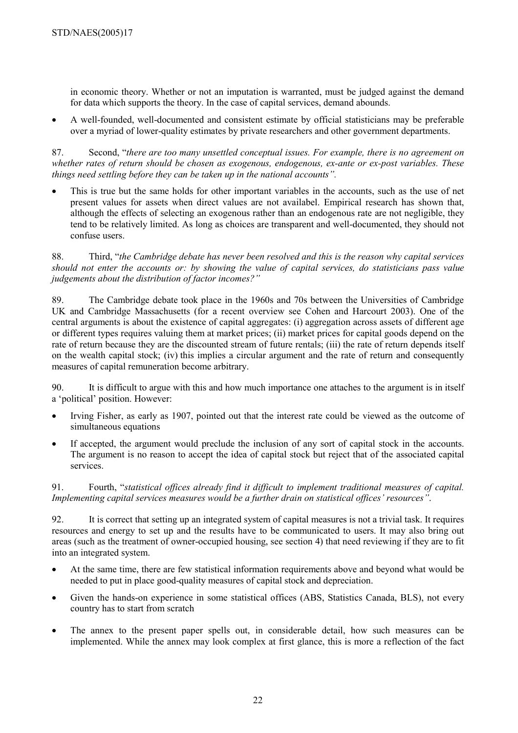in economic theory. Whether or not an imputation is warranted, must be judged against the demand for data which supports the theory. In the case of capital services, demand abounds.

- A well-founded, well-documented and consistent estimate by official statisticians may be preferable over a myriad of lower-quality estimates by private researchers and other government departments.

87. Second, "*there are too many unsettled conceptual issues. For example, there is no agreement on whether rates of return should be chosen as exogenous, endogenous, ex-ante or ex-post variables. These things need settling before they can be taken up in the national accounts*".

- This is true but the same holds for other important variables in the accounts, such as the use of net present values for assets when direct values are not availabel. Empirical research has shown that, although the effects of selecting an exogenous rather than an endogenous rate are not negligible, they tend to be relatively limited. As long as choices are transparent and well-documented, they should not confuse users.

88. Third, "*the Cambridge debate has never been resolved and this is the reason why capital services should not enter the accounts or: by showing the value of capital services, do statisticians pass value judgements about the distribution of factor incomes?*"

89. The Cambridge debate took place in the 1960s and 70s between the Universities of Cambridge UK and Cambridge Massachusetts (for a recent overview see Cohen and Harcourt 2003). One of the central arguments is about the existence of capital aggregates: (i) aggregation across assets of different age or different types requires valuing them at market prices; (ii) market prices for capital goods depend on the rate of return because they are the discounted stream of future rentals; (iii) the rate of return depends itself on the wealth capital stock; (iv) this implies a circular argument and the rate of return and consequently measures of capital remuneration become arbitrary.

90. It is difficult to argue with this and how much importance one attaches to the argument is in itself a 'political' position. However:

- Irving Fisher, as early as 1907, pointed out that the interest rate could be viewed as the outcome of simultaneous equations
- If accepted, the argument would preclude the inclusion of any sort of capital stock in the accounts. The argument is no reason to accept the idea of capital stock but reject that of the associated capital services.

91. Fourth, "*statistical offices already find it difficult to implement traditional measures of capital. Implementing capital services measures would be a further drain on statistical offices' resources*".

92. It is correct that setting up an integrated system of capital measures is not a trivial task. It requires resources and energy to set up and the results have to be communicated to users. It may also bring out areas (such as the treatment of owner-occupied housing, see section 4) that need reviewing if they are to fit into an integrated system.

- At the same time, there are few statistical information requirements above and beyond what would be needed to put in place good-quality measures of capital stock and depreciation.
- Given the hands-on experience in some statistical offices (ABS, Statistics Canada, BLS), not every country has to start from scratch
- The annex to the present paper spells out, in considerable detail, how such measures can be implemented. While the annex may look complex at first glance, this is more a reflection of the fact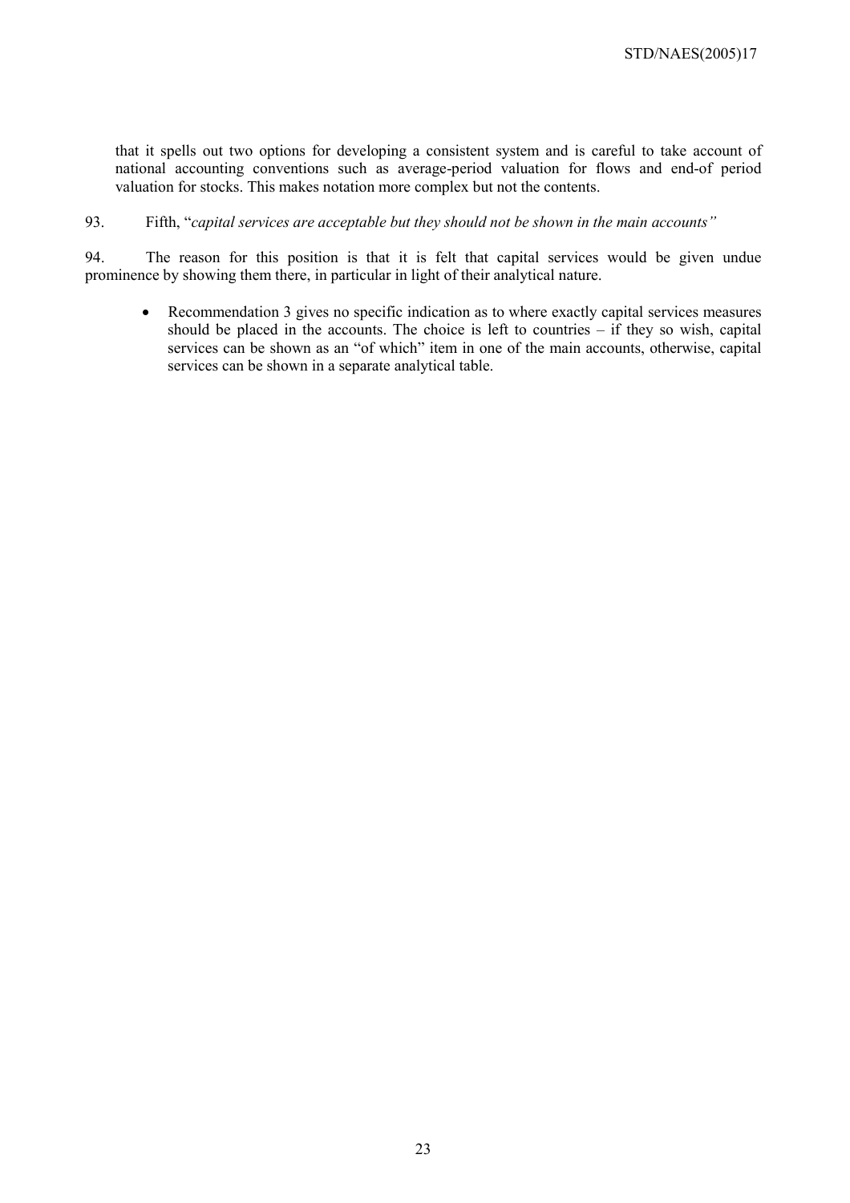that it spells out two options for developing a consistent system and is careful to take account of national accounting conventions such as average-period valuation for flows and end-of period valuation for stocks. This makes notation more complex but not the contents.

93. Fifth, "*capital services are acceptable but they should not be shown in the main accounts"*

94. The reason for this position is that it is felt that capital services would be given undue prominence by showing them there, in particular in light of their analytical nature.

- Recommendation 3 gives no specific indication as to where exactly capital services measures should be placed in the accounts. The choice is left to countries – if they so wish, capital services can be shown as an "of which" item in one of the main accounts, otherwise, capital services can be shown in a separate analytical table.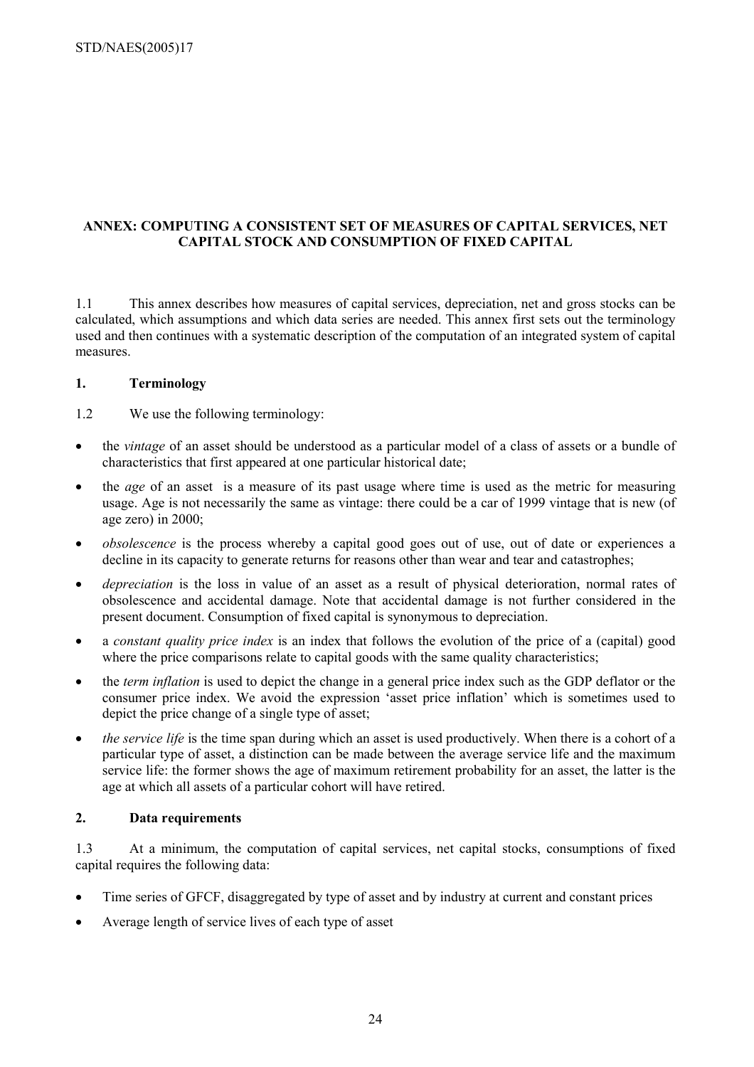# ANNEX: COMPUTING A CONSISTENT SET OF MEASURES OF CAPITAL SERVICES, NET CAPITAL STOCK AND CONSUMPTION OF FIXED CAPITAL

1.1 This annex describes how measures of capital services, depreciation, net and gross stocks can be calculated, which assumptions and which data series are needed. This annex first sets out the terminology used and then continues with a systematic description of the computation of an integrated system of capital measures.

## 1. Terminology

1.2 We use the following terminology:

- the *vintage* of an asset should be understood as a particular model of a class of assets or a bundle of characteristics that first appeared at one particular historical date;
- the *age* of an asset is a measure of its past usage where time is used as the metric for measuring usage. Age is not necessarily the same as vintage: there could be a car of 1999 vintage that is new (of age zero) in 2000;
- *obsolescence* is the process whereby a capital good goes out of use, out of date or experiences a decline in its capacity to generate returns for reasons other than wear and tear and catastrophes;
- *depreciation* is the loss in value of an asset as a result of physical deterioration, normal rates of obsolescence and accidental damage. Note that accidental damage is not further considered in the present document. Consumption of fixed capital is synonymous to depreciation.
- a *constant quality price index* is an index that follows the evolution of the price of a (capital) good where the price comparisons relate to capital goods with the same quality characteristics;
- the *term inflation* is used to depict the change in a general price index such as the GDP deflator or the consumer price index. We avoid the expression 'asset price inflation' which is sometimes used to depict the price change of a single type of asset;
- *the service life* is the time span during which an asset is used productively. When there is a cohort of a particular type of asset, a distinction can be made between the average service life and the maximum service life: the former shows the age of maximum retirement probability for an asset, the latter is the age at which all assets of a particular cohort will have retired.

## 2. Data requirements

1.3 At a minimum, the computation of capital services, net capital stocks, consumptions of fixed capital requires the following data:

- Time series of GFCF, disaggregated by type of asset and by industry at current and constant prices
- Average length of service lives of each type of asset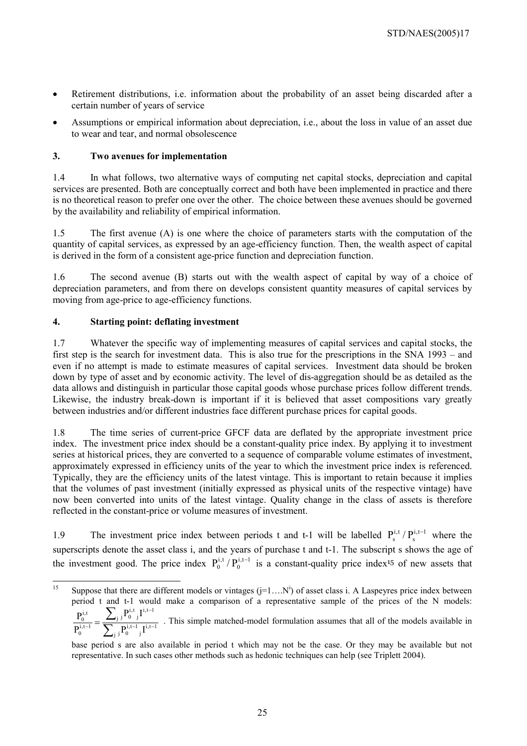- Retirement distributions, i.e. information about the probability of an asset being discarded after a certain number of years of service
- Assumptions or empirical information about depreciation, i.e., about the loss in value of an asset due to wear and tear, and normal obsolescence

### 3. Two avenues for implementation

1.4 In what follows, two alternative ways of computing net capital stocks, depreciation and capital services are presented. Both are conceptually correct and both have been implemented in practice and there is no theoretical reason to prefer one over the other. The choice between these avenues should be governed by the availability and reliability of empirical information.

1.5 The first avenue (A) is one where the choice of parameters starts with the computation of the quantity of capital services, as expressed by an age-efficiency function. Then, the wealth aspect of capital is derived in the form of a consistent age-price function and depreciation function.

1.6 The second avenue (B) starts out with the wealth aspect of capital by way of a choice of depreciation parameters, and from there on develops consistent quantity measures of capital services by moving from age-price to age-efficiency functions.

### 4. Starting point: deflating investment

1.7 Whatever the specific way of implementing measures of capital services and capital stocks, the first step is the search for investment data. This is also true for the prescriptions in the SNA 1993 – and even if no attempt is made to estimate measures of capital services. Investment data should be broken down by type of asset and by economic activity. The level of dis-aggregation should be as detailed as the data allows and distinguish in particular those capital goods whose purchase prices follow different trends. Likewise, the industry break-down is important if it is believed that asset compositions vary greatly between industries and/or different industries face different purchase prices for capital goods.

1.8 The time series of current-price GFCF data are deflated by the appropriate investment price index. The investment price index should be a constant-quality price index. By applying it to investment series at historical prices, they are converted to a sequence of comparable volume estimates of investment, approximately expressed in efficiency units of the year to which the investment price index is referenced. Typically, they are the efficiency units of the latest vintage. This is important to retain because it implies that the volumes of past investment (initially expressed as physical units of the respective vintage) have now been converted into units of the latest vintage. Quality change in the class of assets is therefore reflected in the constant-price or volume measures of investment.

1.9 The investment price index between periods t and t-1 will be labelled $P_s^{i,t}/P_s^{i,t-1}$ where the superscripts denote the asset class i, and the years of purchase t and t-1. The subscript s shows the age of the investment good. The price index $P_0^{i,t}/P_0^{i,t-1}$ is a constant-quality price index[15] of new assets that

---

[15] Suppose that there are different models or vintages ($j=1\ldots N^i$) of asset class i. A Laspeyres price index between period t and t-1 would make a comparison of a representative sample of the prices of the N models: $\frac{P_0^{i,t}}{P_0^{i,t-1}} = \frac{\sum_j {}_jP_0^{i,t}\,{}_jI^{i,t-1}}{\sum_j {}_jP_0^{i,t-1}\,{}_jI^{i,t-1}}$ . This simple matched-model formulation assumes that all of the models available in base period s are also available in period t which may not be the case. Or they may be available but not representative. In such cases other methods such as hedonic techniques can help (see Triplett 2004).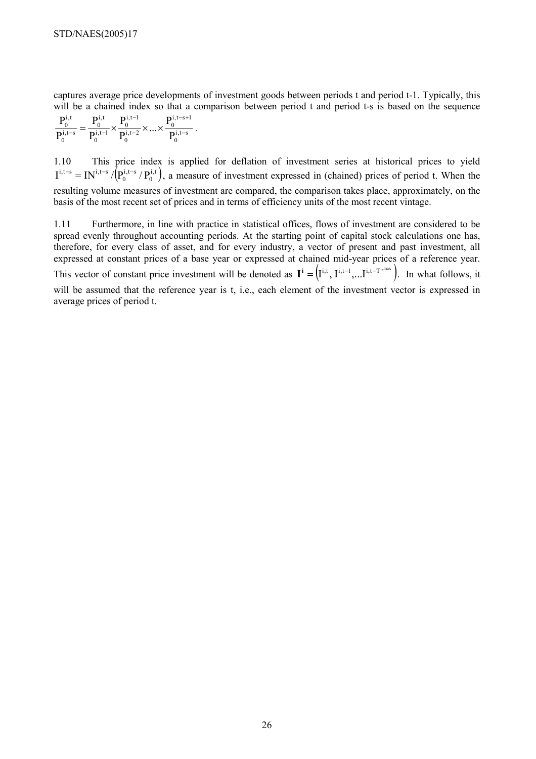captures average price developments of investment goods between periods t and period t-1. Typically, this will be a chained index so that a comparison between period t and period t-s is based on the sequence $\frac{P_0^{i,t}}{P_0^{i,t-s}} = \frac{P_0^{i,t}}{P_0^{i,t-1}} \times \frac{P_0^{i,t-1}}{P_0^{i,t-2}} \times ... \times \frac{P_0^{i,t-s+1}}{P_0^{i,t-s}}$.

1.10 This price index is applied for deflation of investment series at historical prices to yield $I^{i,t-s} = IN^{i,t-s} / \left(P_0^{i,t-s} / P_0^{i,t}\right)$, a measure of investment expressed in (chained) prices of period t. When the resulting volume measures of investment are compared, the comparison takes place, approximately, on the basis of the most recent set of prices and in terms of efficiency units of the most recent vintage.

1.11 Furthermore, in line with practice in statistical offices, flows of investment are considered to be spread evenly throughout accounting periods. At the starting point of capital stock calculations one has, therefore, for every class of asset, and for every industry, a vector of present and past investment, all expressed at constant prices of a base year or expressed at chained mid-year prices of a reference year. This vector of constant price investment will be denoted as $\mathbf{I^i} = \left(I^{i,t}, I^{i,t-1}, ... I^{i,t-T^{i,max}}\right)$. In what follows, it will be assumed that the reference year is t, i.e., each element of the investment vector is expressed in average prices of period t.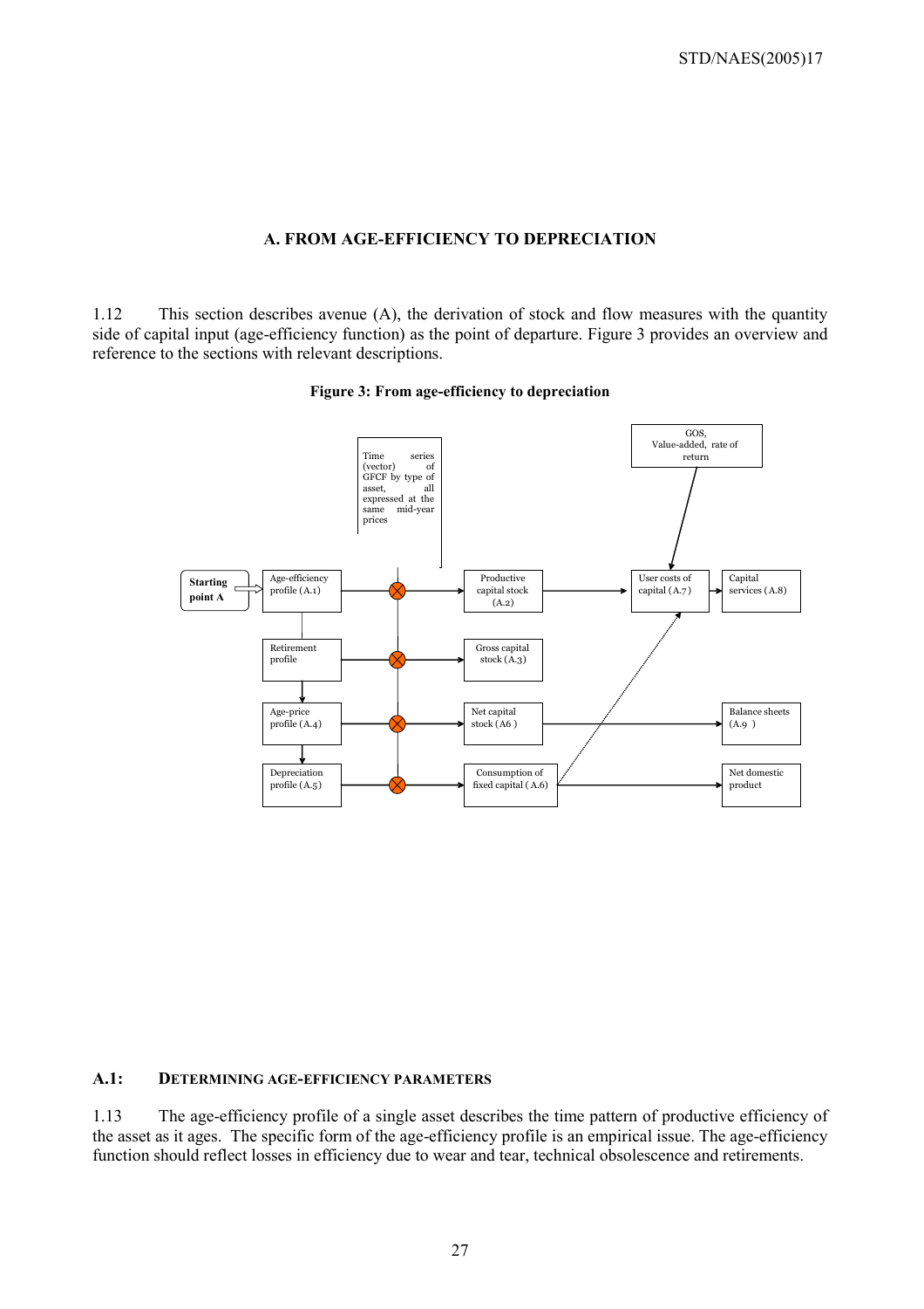## A. FROM AGE-EFFICIENCY TO DEPRECIATION

1.12 This section describes avenue (A), the derivation of stock and flow measures with the quantity side of capital input (age-efficiency function) as the point of departure. Figure 3 provides an overview and reference to the sections with relevant descriptions.

**Figure 3: From age-efficiency to depreciation**

Starting point A

Time series (vector) of GFCF by type of asset, all expressed at the same mid-year prices

GOS, Value-added, rate of return

Age-efficiency profile (A.1)

Retirement profile

Age-price profile (A.4)

Depreciation profile (A.5)

Productive capital stock (A.2)

Gross capital stock (A.3)

Net capital stock (A6 )

Consumption of fixed capital ( A.6)

User costs of capital (A.7)

Capital services ( A.8)

Balance sheets (A.9 )

Net domestic product

### A.1: DETERMINING AGE-EFFICIENCY PARAMETERS

1.13 The age-efficiency profile of a single asset describes the time pattern of productive efficiency of the asset as it ages. The specific form of the age-efficiency profile is an empirical issue. The age-efficiency function should reflect losses in efficiency due to wear and tear, technical obsolescence and retirements.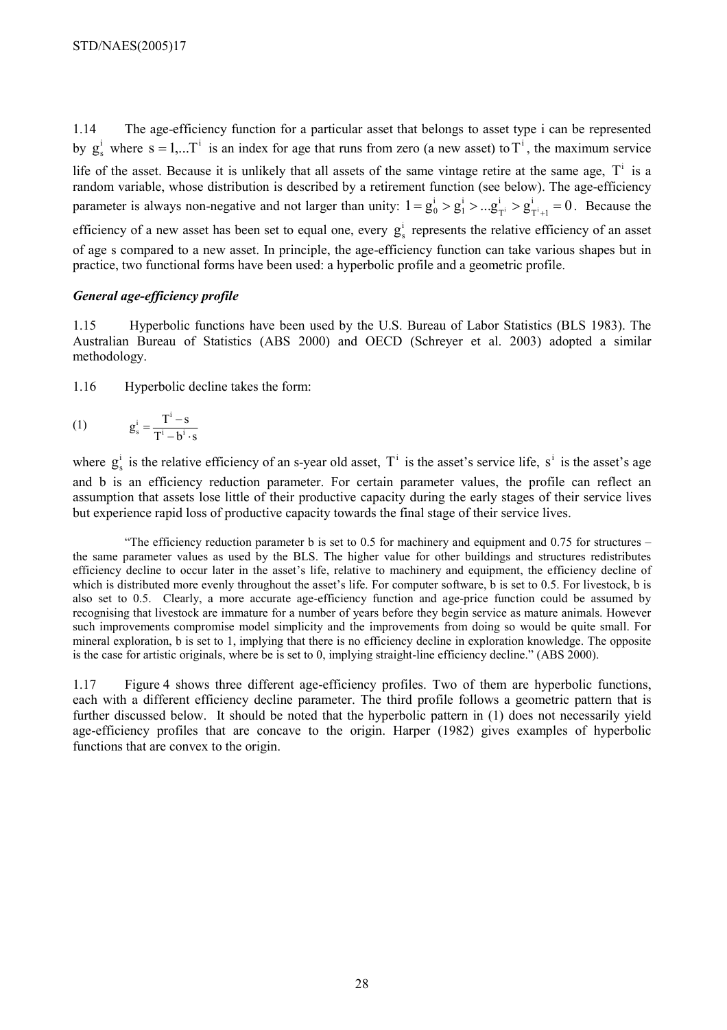1.14 The age-efficiency function for a particular asset that belongs to asset type i can be represented by $g_s^i$ where $s = 1,...T^i$ is an index for age that runs from zero (a new asset) to $T^i$, the maximum service life of the asset. Because it is unlikely that all assets of the same vintage retire at the same age, $T^i$ is a random variable, whose distribution is described by a retirement function (see below). The age-efficiency parameter is always non-negative and not larger than unity: $1 = g_0^i > g_1^i > ...g_{T^i}^i > g_{T^i+1}^i = 0$. Because the efficiency of a new asset has been set to equal one, every $g_s^i$ represents the relative efficiency of an asset of age s compared to a new asset. In principle, the age-efficiency function can take various shapes but in practice, two functional forms have been used: a hyperbolic profile and a geometric profile.

### *General age-efficiency profile*

1.15 Hyperbolic functions have been used by the U.S. Bureau of Labor Statistics (BLS 1983). The Australian Bureau of Statistics (ABS 2000) and OECD (Schreyer et al. 2003) adopted a similar methodology.

1.16 Hyperbolic decline takes the form:

$$(1) \qquad g_s^i = \frac{T^i - s}{T^i - b^i \cdot s}$$

where $g_s^i$ is the relative efficiency of an s-year old asset, $T^i$ is the asset's service life, $s^i$ is the asset's age and b is an efficiency reduction parameter. For certain parameter values, the profile can reflect an assumption that assets lose little of their productive capacity during the early stages of their service lives but experience rapid loss of productive capacity towards the final stage of their service lives.

> "The efficiency reduction parameter b is set to 0.5 for machinery and equipment and 0.75 for structures – the same parameter values as used by the BLS. The higher value for other buildings and structures redistributes efficiency decline to occur later in the asset's life, relative to machinery and equipment, the efficiency decline of which is distributed more evenly throughout the asset's life. For computer software, b is set to 0.5. For livestock, b is also set to 0.5. Clearly, a more accurate age-efficiency function and age-price function could be assumed by recognising that livestock are immature for a number of years before they begin service as mature animals. However such improvements compromise model simplicity and the improvements from doing so would be quite small. For mineral exploration, b is set to 1, implying that there is no efficiency decline in exploration knowledge. The opposite is the case for artistic originals, where be is set to 0, implying straight-line efficiency decline." (ABS 2000).

1.17 Figure 4 shows three different age-efficiency profiles. Two of them are hyperbolic functions, each with a different efficiency decline parameter. The third profile follows a geometric pattern that is further discussed below. It should be noted that the hyperbolic pattern in (1) does not necessarily yield age-efficiency profiles that are concave to the origin. Harper (1982) gives examples of hyperbolic functions that are convex to the origin.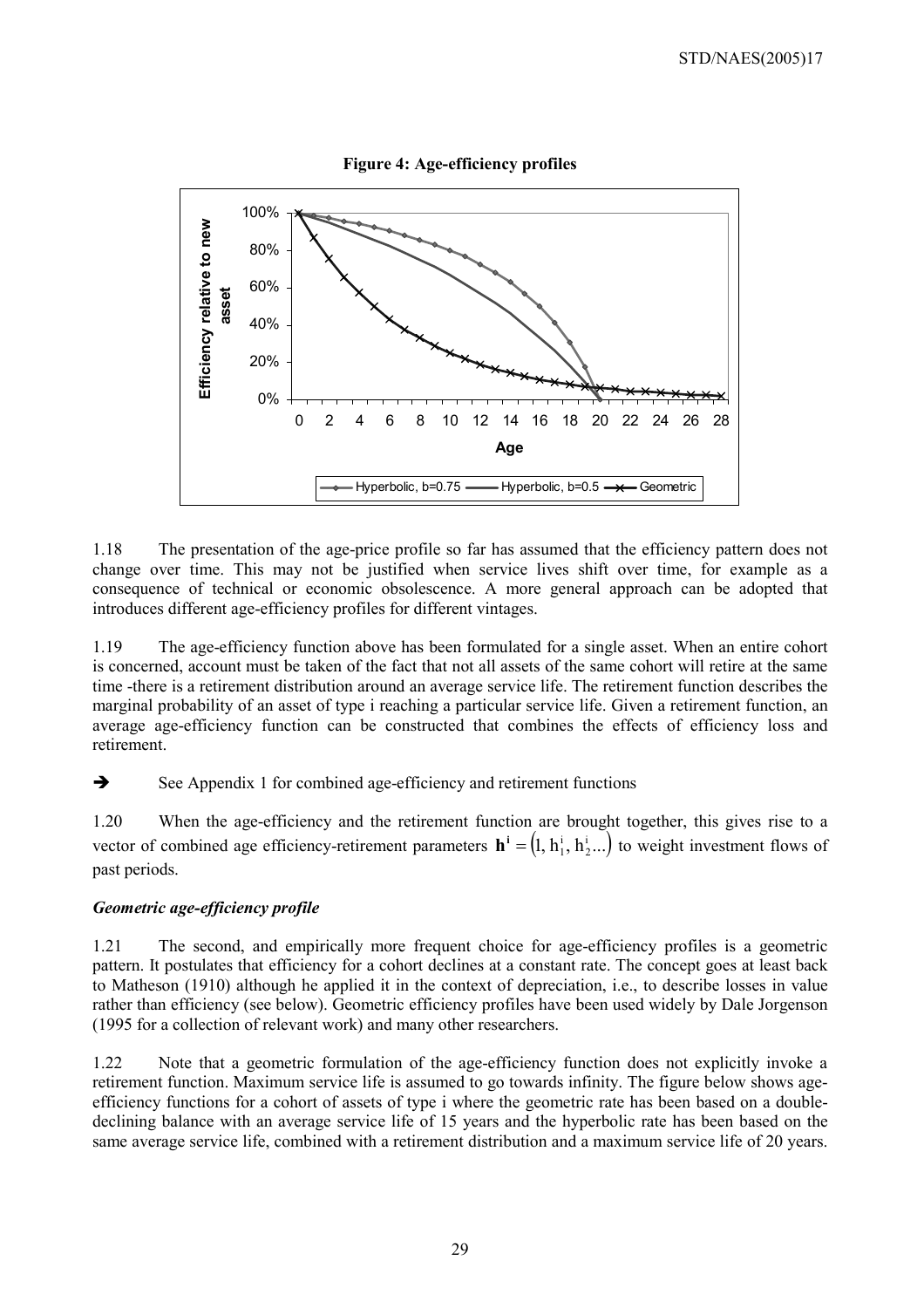**Figure 4: Age-efficiency profiles**

1.18 The presentation of the age-price profile so far has assumed that the efficiency pattern does not change over time. This may not be justified when service lives shift over time, for example as a consequence of technical or economic obsolescence. A more general approach can be adopted that introduces different age-efficiency profiles for different vintages.

1.19 The age-efficiency function above has been formulated for a single asset. When an entire cohort is concerned, account must be taken of the fact that not all assets of the same cohort will retire at the same time -there is a retirement distribution around an average service life. The retirement function describes the marginal probability of an asset of type i reaching a particular service life. Given a retirement function, an average age-efficiency function can be constructed that combines the effects of efficiency loss and retirement.

➔ See Appendix 1 for combined age-efficiency and retirement functions

1.20 When the age-efficiency and the retirement function are brought together, this gives rise to a vector of combined age efficiency-retirement parameters $\mathbf{h}^{\mathbf{i}} = (1, h_1^i, h_2^i...)$ to weight investment flows of past periods.

### *Geometric age-efficiency profile*

1.21 The second, and empirically more frequent choice for age-efficiency profiles is a geometric pattern. It postulates that efficiency for a cohort declines at a constant rate. The concept goes at least back to Matheson (1910) although he applied it in the context of depreciation, i.e., to describe losses in value rather than efficiency (see below). Geometric efficiency profiles have been used widely by Dale Jorgenson (1995 for a collection of relevant work) and many other researchers.

1.22 Note that a geometric formulation of the age-efficiency function does not explicitly invoke a retirement function. Maximum service life is assumed to go towards infinity. The figure below shows age-efficiency functions for a cohort of assets of type i where the geometric rate has been based on a double-declining balance with an average service life of 15 years and the hyperbolic rate has been based on the same average service life, combined with a retirement distribution and a maximum service life of 20 years.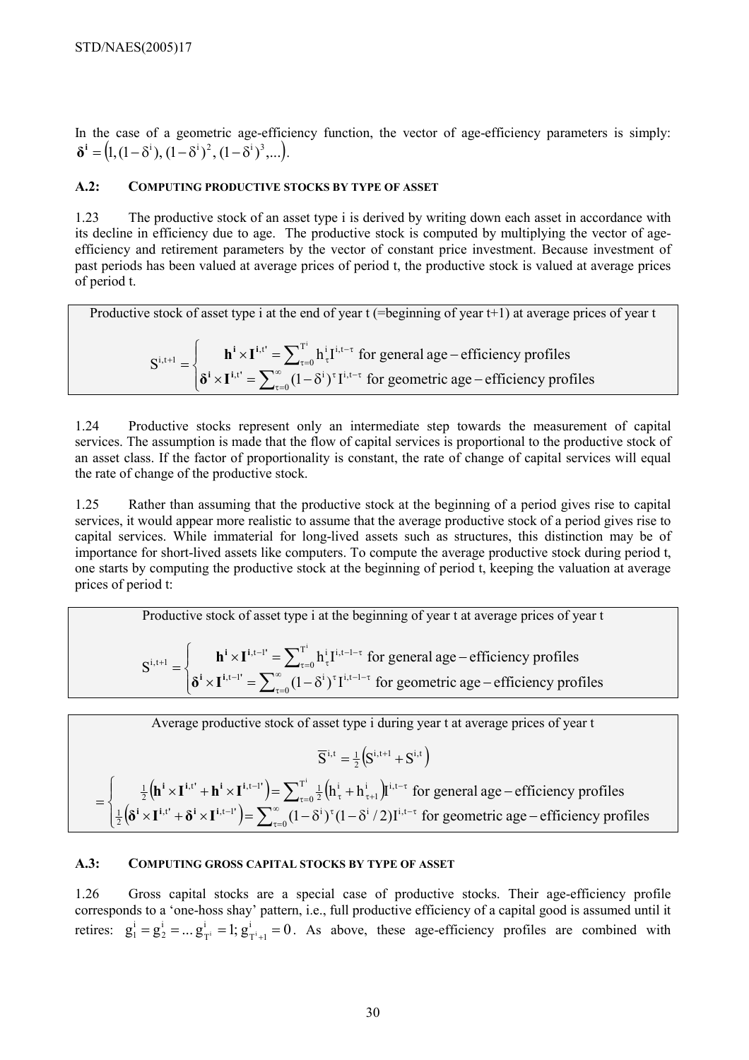In the case of a geometric age-efficiency function, the vector of age-efficiency parameters is simply: $\boldsymbol{\delta}^{\mathbf{i}} = \left(1, (1-\delta^{i}), (1-\delta^{i})^{2}, (1-\delta^{i})^{3}, ...\right)$.

### A.2: COMPUTING PRODUCTIVE STOCKS BY TYPE OF ASSET

1.23 The productive stock of an asset type i is derived by writing down each asset in accordance with its decline in efficiency due to age. The productive stock is computed by multiplying the vector of age-efficiency and retirement parameters by the vector of constant price investment. Because investment of past periods has been valued at average prices of period t, the productive stock is valued at average prices of period t.

Productive stock of asset type i at the end of year t (=beginning of year t+1) at average prices of year t

$$S^{i,t+1} = \begin{cases} \mathbf{h}^{\mathbf{i}} \times \mathbf{I}^{\mathbf{i},t'} = \sum_{\tau=0}^{T^{i}} h_{\tau}^{i} I^{i,t-\tau} \text{ for general age-efficiency profiles} \\ \boldsymbol{\delta}^{\mathbf{i}} \times \mathbf{I}^{\mathbf{i},t'} = \sum_{\tau=0}^{\infty} (1-\delta^{i})^{\tau} I^{i,t-\tau} \text{ for geometric age-efficiency profiles} \end{cases}$$

1.24 Productive stocks represent only an intermediate step towards the measurement of capital services. The assumption is made that the flow of capital services is proportional to the productive stock of an asset class. If the factor of proportionality is constant, the rate of change of capital services will equal the rate of change of the productive stock.

1.25 Rather than assuming that the productive stock at the beginning of a period gives rise to capital services, it would appear more realistic to assume that the average productive stock of a period gives rise to capital services. While immaterial for long-lived assets such as structures, this distinction may be of importance for short-lived assets like computers. To compute the average productive stock during period t, one starts by computing the productive stock at the beginning of period t, keeping the valuation at average prices of period t:

Productive stock of asset type i at the beginning of year t at average prices of year t

$$S^{i,t+1} = \begin{cases} \mathbf{h}^{\mathbf{i}} \times \mathbf{I}^{\mathbf{i},t-1'} = \sum_{\tau=0}^{T^{i}} h_{\tau}^{i} I^{i,t-1-\tau} \text{ for general age-efficiency profiles} \\ \boldsymbol{\delta}^{\mathbf{i}} \times \mathbf{I}^{\mathbf{i},t-1'} = \sum_{\tau=0}^{\infty} (1-\delta^{i})^{\tau} I^{i,t-1-\tau} \text{ for geometric age-efficiency profiles} \end{cases}$$

Average productive stock of asset type i during year t at average prices of year t

$$\overline{S}^{i,t} = \tfrac{1}{2}\left(S^{i,t+1} + S^{i,t}\right)$$

$$= \begin{cases} \tfrac{1}{2}\left(\mathbf{h}^{\mathbf{i}} \times \mathbf{I}^{\mathbf{i},t'} + \mathbf{h}^{\mathbf{i}} \times \mathbf{I}^{\mathbf{i},t-1'}\right) = \sum_{\tau=0}^{T^{i}} \tfrac{1}{2}\left(h_{\tau}^{i} + h_{\tau+1}^{i}\right) I^{i,t-\tau} \text{ for general age-efficiency profiles} \\ \tfrac{1}{2}\left(\boldsymbol{\delta}^{\mathbf{i}} \times \mathbf{I}^{\mathbf{i},t'} + \boldsymbol{\delta}^{\mathbf{i}} \times \mathbf{I}^{\mathbf{i},t-1'}\right) = \sum_{\tau=0}^{\infty} (1-\delta^{i})^{\tau} (1-\delta^{i}/2) I^{i,t-\tau} \text{ for geometric age-efficiency profiles} \end{cases}$$

### A.3: COMPUTING GROSS CAPITAL STOCKS BY TYPE OF ASSET

1.26 Gross capital stocks are a special case of productive stocks. Their age-efficiency profile corresponds to a 'one-hoss shay' pattern, i.e., full productive efficiency of a capital good is assumed until it retires: $g_{1}^{i} = g_{2}^{i} = ... g_{T^{i}}^{i} = 1; g_{T^{i}+1}^{i} = 0$. As above, these age-efficiency profiles are combined with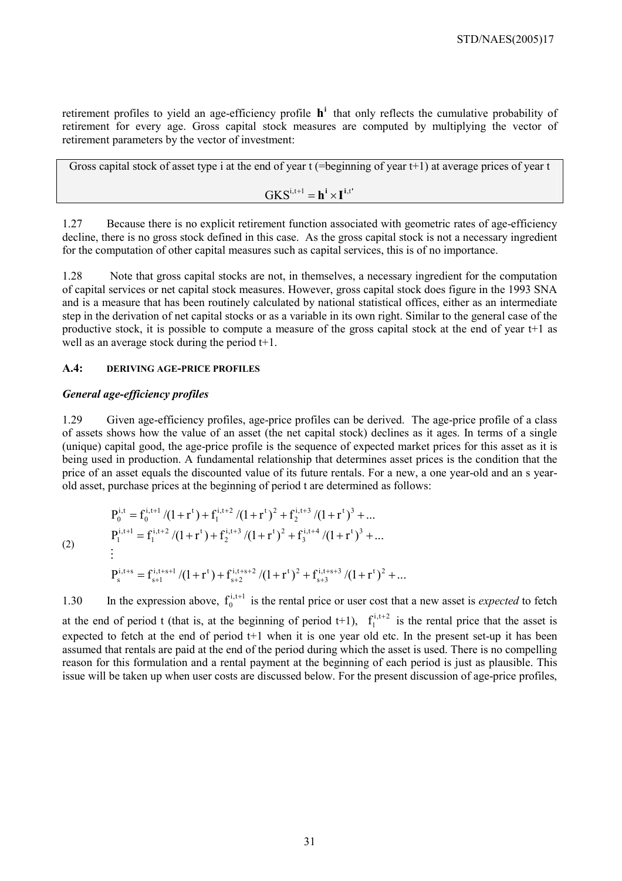retirement profiles to yield an age-efficiency profile $\mathbf{h^i}$ that only reflects the cumulative probability of retirement for every age. Gross capital stock measures are computed by multiplying the vector of retirement parameters by the vector of investment:

| Gross capital stock of asset type i at the end of year t (=beginning of year t+1) at average prices of year t |
|---|
| $$\mathrm{GKS}^{i,t+1} = \mathbf{h^i} \times \mathbf{I}^{i,t'}$$ |

1.27 Because there is no explicit retirement function associated with geometric rates of age-efficiency decline, there is no gross stock defined in this case. As the gross capital stock is not a necessary ingredient for the computation of other capital measures such as capital services, this is of no importance.

1.28 Note that gross capital stocks are not, in themselves, a necessary ingredient for the computation of capital services or net capital stock measures. However, gross capital stock does figure in the 1993 SNA and is a measure that has been routinely calculated by national statistical offices, either as an intermediate step in the derivation of net capital stocks or as a variable in its own right. Similar to the general case of the productive stock, it is possible to compute a measure of the gross capital stock at the end of year t+1 as well as an average stock during the period t+1.

### A.4: DERIVING AGE-PRICE PROFILES

#### *General age-efficiency profiles*

1.29 Given age-efficiency profiles, age-price profiles can be derived. The age-price profile of a class of assets shows how the value of an asset (the net capital stock) declines as it ages. In terms of a single (unique) capital good, the age-price profile is the sequence of expected market prices for this asset as it is being used in production. A fundamental relationship that determines asset prices is the condition that the price of an asset equals the discounted value of its future rentals. For a new, a one year-old and an s year-old asset, purchase prices at the beginning of period t are determined as follows:

$$
\begin{aligned}
&P_0^{i,t} = f_0^{i,t+1}/(1+r^t) + f_1^{i,t+2}/(1+r^t)^2 + f_2^{i,t+3}/(1+r^t)^3 + \ldots \\
&P_1^{i,t+1} = f_1^{i,t+2}/(1+r^t) + f_2^{i,t+3}/(1+r^t)^2 + f_3^{i,t+4}/(1+r^t)^3 + \ldots \\
&\vdots \\
&P_s^{i,t+s} = f_{s+1}^{i,t+s+1}/(1+r^t) + f_{s+2}^{i,t+s+2}/(1+r^t)^2 + f_{s+3}^{i,t+s+3}/(1+r^t)^2 + \ldots
\end{aligned}
\tag{2}
$$

1.30 In the expression above, $f_0^{i,t+1}$ is the rental price or user cost that a new asset is *expected* to fetch at the end of period t (that is, at the beginning of period t+1), $f_1^{i,t+2}$ is the rental price that the asset is expected to fetch at the end of period t+1 when it is one year old etc. In the present set-up it has been assumed that rentals are paid at the end of the period during which the asset is used. There is no compelling reason for this formulation and a rental payment at the beginning of each period is just as plausible. This issue will be taken up when user costs are discussed below. For the present discussion of age-price profiles,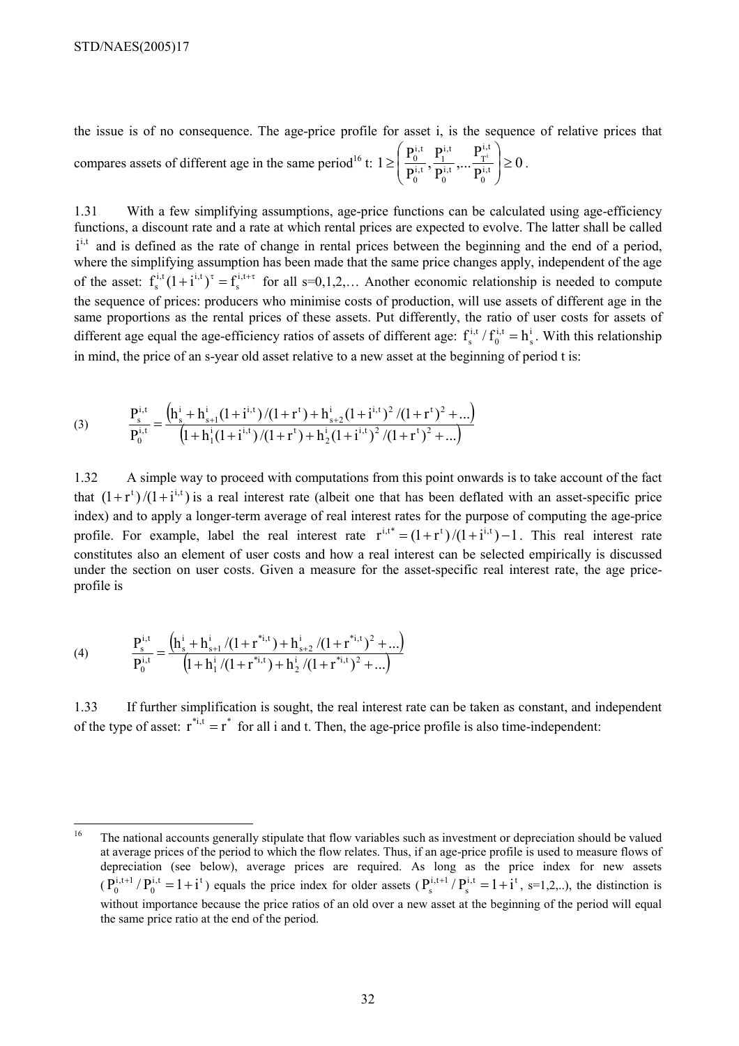the issue is of no consequence. The age-price profile for asset i, is the sequence of relative prices that compares assets of different age in the same period[16] t: $1 \geq \left( \frac{P_0^{i,t}}{P_0^{i,t}}, \frac{P_1^{i,t}}{P_0^{i,t}}, \ldots \frac{P_{T^i}^{i,t}}{P_0^{i,t}} \right) \geq 0$.

1.31 With a few simplifying assumptions, age-price functions can be calculated using age-efficiency functions, a discount rate and a rate at which rental prices are expected to evolve. The latter shall be called $i^{i,t}$ and is defined as the rate of change in rental prices between the beginning and the end of a period, where the simplifying assumption has been made that the same price changes apply, independent of the age of the asset: $f_s^{i,t}(1+i^{i,t})^{\tau} = f_s^{i,t+\tau}$ for all s=0,1,2,… Another economic relationship is needed to compute the sequence of prices: producers who minimise costs of production, will use assets of different age in the same proportions as the rental prices of these assets. Put differently, the ratio of user costs for assets of different age equal the age-efficiency ratios of assets of different age: $f_s^{i,t} / f_0^{i,t} = h_s^i$. With this relationship in mind, the price of an s-year old asset relative to a new asset at the beginning of period t is:

$$(3) \qquad \frac{P_s^{i,t}}{P_0^{i,t}} = \frac{\left(h_s^i + h_{s+1}^i (1+i^{i,t})/(1+r^t) + h_{s+2}^i (1+i^{i,t})^2/(1+r^t)^2 + \ldots\right)}{\left(1 + h_1^i (1+i^{i,t})/(1+r^t) + h_2^i (1+i^{i,t})^2/(1+r^t)^2 + \ldots\right)}$$

1.32 A simple way to proceed with computations from this point onwards is to take account of the fact that $(1+r^t)/(1+i^{i,t})$ is a real interest rate (albeit one that has been deflated with an asset-specific price index) and to apply a longer-term average of real interest rates for the purpose of computing the age-price profile. For example, label the real interest rate $r^{i,t*} = (1+r^t)/(1+i^{i,t}) - 1$. This real interest rate constitutes also an element of user costs and how a real interest can be selected empirically is discussed under the section on user costs. Given a measure for the asset-specific real interest rate, the age price-profile is

$$(4) \qquad \frac{P_s^{i,t}}{P_0^{i,t}} = \frac{\left(h_s^i + h_{s+1}^i/(1+r^{*i,t}) + h_{s+2}^i/(1+r^{*i,t})^2 + \ldots\right)}{\left(1 + h_1^i/(1+r^{*i,t}) + h_2^i/(1+r^{*i,t})^2 + \ldots\right)}$$

1.33 If further simplification is sought, the real interest rate can be taken as constant, and independent of the type of asset: $r^{*i,t} = r^*$ for all i and t. Then, the age-price profile is also time-independent:

[16] The national accounts generally stipulate that flow variables such as investment or depreciation should be valued at average prices of the period to which the flow relates. Thus, if an age-price profile is used to measure flows of depreciation (see below), average prices are required. As long as the price index for new assets ($P_0^{i,t+1}/P_0^{i,t} = 1+i^t$) equals the price index for older assets ($P_s^{i,t+1}/P_s^{i,t} = 1+i^t$, s=1,2,..), the distinction is without importance because the price ratios of an old over a new asset at the beginning of the period will equal the same price ratio at the end of the period.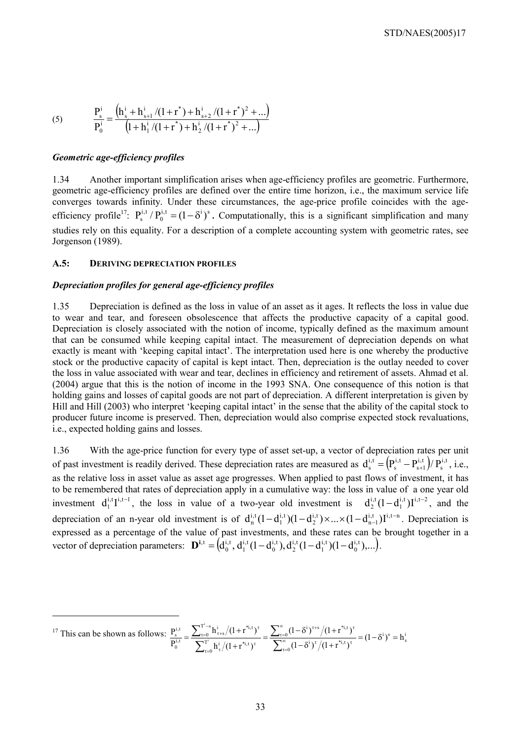$$(5) \qquad \frac{P_s^i}{P_0^i} = \frac{\left(h_s^i + h_{s+1}^i/(1+r^*) + h_{s+2}^i/(1+r^*)^2 + ...\right)}{\left(1 + h_1^i/(1+r^*) + h_2^i/(1+r^*)^2 + ...\right)}$$

### *Geometric age-efficiency profiles*

1.34 Another important simplification arises when age-efficiency profiles are geometric. Furthermore, geometric age-efficiency profiles are defined over the entire time horizon, i.e., the maximum service life converges towards infinity. Under these circumstances, the age-price profile coincides with the age-efficiency profile[17]: $P_s^{i,t}/P_0^{i,t} = (1-\delta^i)^s$. Computationally, this is a significant simplification and many studies rely on this equality. For a description of a complete accounting system with geometric rates, see Jorgenson (1989).

## A.5: DERIVING DEPRECIATION PROFILES

### *Depreciation profiles for general age-efficiency profiles*

1.35 Depreciation is defined as the loss in value of an asset as it ages. It reflects the loss in value due to wear and tear, and foreseen obsolescence that affects the productive capacity of a capital good. Depreciation is closely associated with the notion of income, typically defined as the maximum amount that can be consumed while keeping capital intact. The measurement of depreciation depends on what exactly is meant with 'keeping capital intact'. The interpretation used here is one whereby the productive stock or the productive capacity of capital is kept intact. Then, depreciation is the outlay needed to cover the loss in value associated with wear and tear, declines in efficiency and retirement of assets. Ahmad et al. (2004) argue that this is the notion of income in the 1993 SNA. One consequence of this notion is that holding gains and losses of capital goods are not part of depreciation. A different interpretation is given by Hill and Hill (2003) who interpret 'keeping capital intact' in the sense that the ability of the capital stock to producer future income is preserved. Then, depreciation would also comprise expected stock revaluations, i.e., expected holding gains and losses.

1.36 With the age-price function for every type of asset set-up, a vector of depreciation rates per unit of past investment is readily derived. These depreciation rates are measured as $d_s^{i,t} = \left(P_s^{i,t} - P_{s+1}^{i,t}\right)/P_s^{i,t}$, i.e., as the relative loss in asset value as asset age progresses. When applied to past flows of investment, it has to be remembered that rates of depreciation apply in a cumulative way: the loss in value of a one year old investment $d_1^{i,t} I^{i,t-1}$, the loss in value of a two-year old investment is $d_2^{i,t}(1-d_1^{i,t})I^{i,t-2}$, and the depreciation of an n-year old investment is of $d_n^{i,t}(1-d_1^{i,t})(1-d_2^{i,t}) \times ... \times (1-d_{n-1}^{i,t})I^{i,t-n}$. Depreciation is expressed as a percentage of the value of past investments, and these rates can be brought together in a vector of depreciation parameters: $\mathbf{D}^{i,t} = \left(d_0^{i,t}, d_1^{i,t}(1-d_0^{i,t}), d_2^{i,t}(1-d_1^{i,t})(1-d_0^{i,t}), ...\right)$.

---

[17] This can be shown as follows: $\frac{P_s^{i,t}}{P_0^{i,t}} = \frac{\sum_{\tau=0}^{T^i-s} h_{\tau+s}^i/(1+r^{*i,t})^\tau}{\sum_{\tau=0}^{T^i} h_\tau^i/(1+r^{*i,t})^\tau} = \frac{\sum_{\tau=0}^{\infty}(1-\delta^i)^{\tau+s}/(1+r^{*i,t})^\tau}{\sum_{\tau=0}^{\infty}(1-\delta^i)^\tau/(1+r^{*i,t})^\tau} = (1-\delta^i)^s = h_s^i$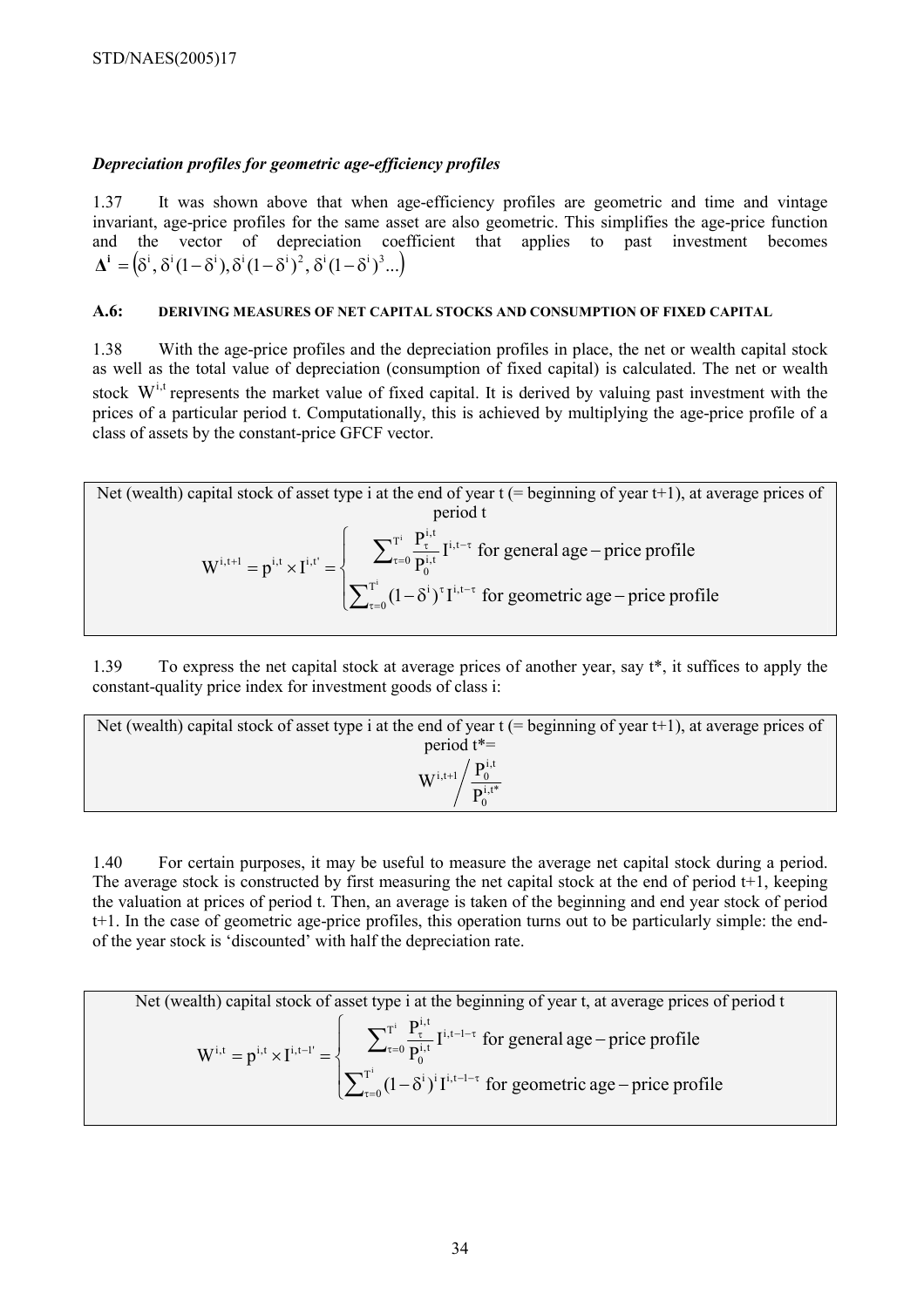### *Depreciation profiles for geometric age-efficiency profiles*

1.37 It was shown above that when age-efficiency profiles are geometric and time and vintage invariant, age-price profiles for the same asset are also geometric. This simplifies the age-price function and the vector of depreciation coefficient that applies to past investment becomes $\mathbf{\Delta^i} = \left(\delta^i, \delta^i(1-\delta^i), \delta^i(1-\delta^i)^2, \delta^i(1-\delta^i)^3 ...\right)$

## A.6: DERIVING MEASURES OF NET CAPITAL STOCKS AND CONSUMPTION OF FIXED CAPITAL

1.38 With the age-price profiles and the depreciation profiles in place, the net or wealth capital stock as well as the total value of depreciation (consumption of fixed capital) is calculated. The net or wealth stock $W^{i,t}$ represents the market value of fixed capital. It is derived by valuing past investment with the prices of a particular period t. Computationally, this is achieved by multiplying the age-price profile of a class of assets by the constant-price GFCF vector.

Net (wealth) capital stock of asset type i at the end of year t (= beginning of year t+1), at average prices of period t

$$W^{i,t+1} = p^{i,t} \times I^{i,t'} = \begin{cases} \sum_{\tau=0}^{T^i} \frac{P_\tau^{i,t}}{P_0^{i,t}} I^{i,t-\tau} \text{ for general age} - \text{price profile} \\ \sum_{\tau=0}^{T^i} (1-\delta^i)^\tau I^{i,t-\tau} \text{ for geometric age} - \text{price profile} \end{cases}$$

1.39 To express the net capital stock at average prices of another year, say t*, it suffices to apply the constant-quality price index for investment goods of class i:

Net (wealth) capital stock of asset type i at the end of year t (= beginning of year t+1), at average prices of period t*=

$$W^{i,t+1} \Big/ \frac{P_0^{i,t}}{P_0^{i,t*}}$$

1.40 For certain purposes, it may be useful to measure the average net capital stock during a period. The average stock is constructed by first measuring the net capital stock at the end of period t+1, keeping the valuation at prices of period t. Then, an average is taken of the beginning and end year stock of period t+1. In the case of geometric age-price profiles, this operation turns out to be particularly simple: the end-of the year stock is 'discounted' with half the depreciation rate.

Net (wealth) capital stock of asset type i at the beginning of year t, at average prices of period t

$$W^{i,t} = p^{i,t} \times I^{i,t-1'} = \begin{cases} \sum_{\tau=0}^{T^i} \frac{P_\tau^{i,t}}{P_0^{i,t}} I^{i,t-1-\tau} \text{ for general age} - \text{price profile} \\ \sum_{\tau=0}^{T^i} (1-\delta^i)^i I^{i,t-1-\tau} \text{ for geometric age} - \text{price profile} \end{cases}$$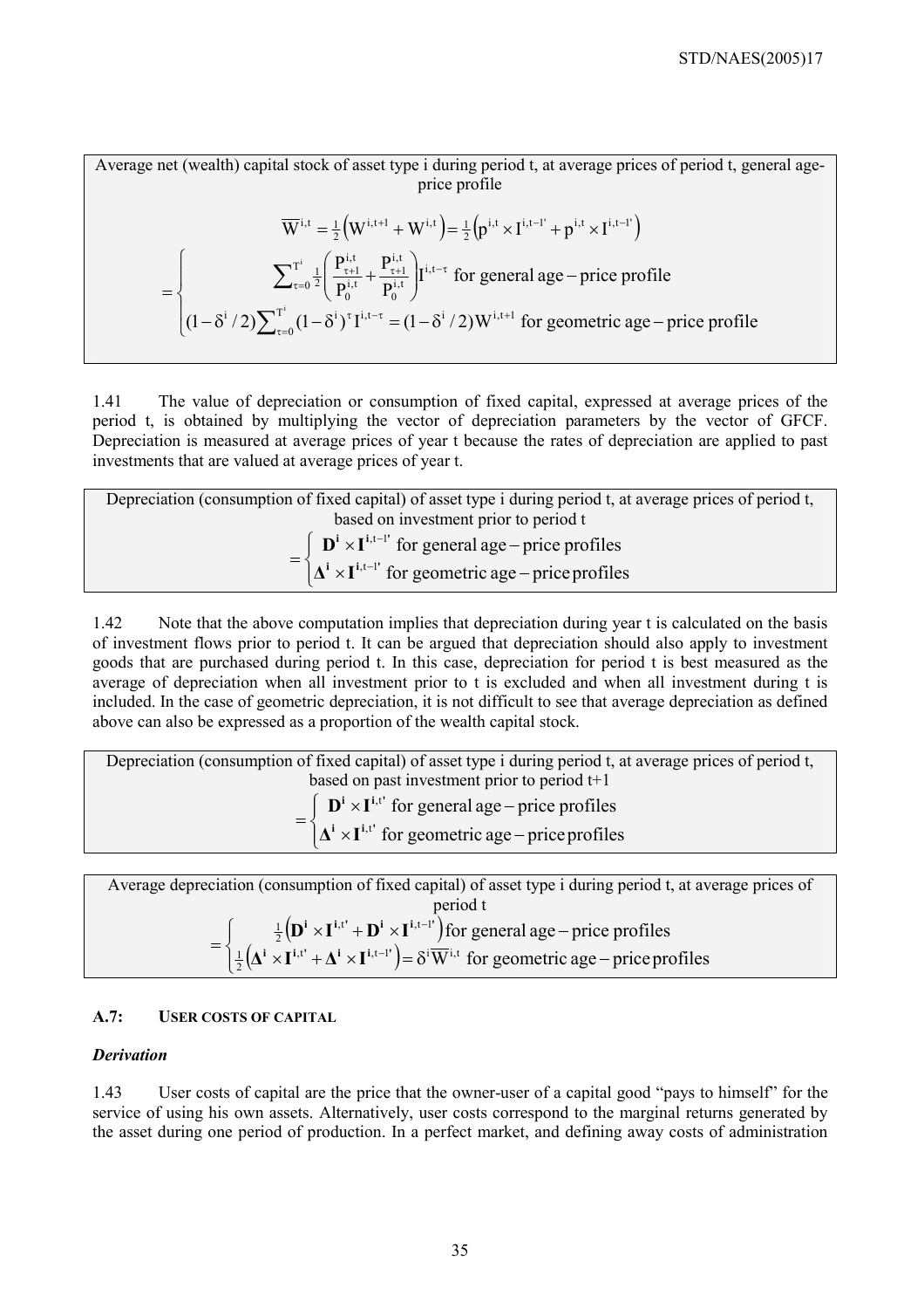Average net (wealth) capital stock of asset type i during period t, at average prices of period t, general age-price profile

$$
\overline{W}^{i,t} = \tfrac{1}{2}\left(W^{i,t+1} + W^{i,t}\right) = \tfrac{1}{2}\left(p^{i,t} \times I^{i,t-1'} + p^{i,t} \times I^{i,t-1'}\right)
$$

$$
= \begin{cases} \sum_{\tau=0}^{T^i} \tfrac{1}{2}\left(\dfrac{P^{i,t}_{\tau+1}}{P^{i,t}_0} + \dfrac{P^{i,t}_{\tau+1}}{P^{i,t}_0}\right) I^{i,t-\tau} \text{ for general age-price profile} \\ (1-\delta^i/2)\sum_{\tau=0}^{T^i}(1-\delta^i)^\tau I^{i,t-\tau} = (1-\delta^i/2) W^{i,t+1} \text{ for geometric age-price profile} \end{cases}
$$

1.41 The value of depreciation or consumption of fixed capital, expressed at average prices of the period t, is obtained by multiplying the vector of depreciation parameters by the vector of GFCF. Depreciation is measured at average prices of year t because the rates of depreciation are applied to past investments that are valued at average prices of year t.

Depreciation (consumption of fixed capital) of asset type i during period t, at average prices of period t, based on investment prior to period t

$$
= \begin{cases} \mathbf{D^i} \times \mathbf{I}^{\mathbf{i},t-1'} \text{ for general age-price profiles} \\ \mathbf{\Delta^i} \times \mathbf{I}^{\mathbf{i},t-1'} \text{ for geometric age-price profiles} \end{cases}
$$

1.42 Note that the above computation implies that depreciation during year t is calculated on the basis of investment flows prior to period t. It can be argued that depreciation should also apply to investment goods that are purchased during period t. In this case, depreciation for period t is best measured as the average of depreciation when all investment prior to t is excluded and when all investment during t is included. In the case of geometric depreciation, it is not difficult to see that average depreciation as defined above can also be expressed as a proportion of the wealth capital stock.

Depreciation (consumption of fixed capital) of asset type i during period t, at average prices of period t, based on past investment prior to period t+1

$$
= \begin{cases} \mathbf{D^i} \times \mathbf{I}^{\mathbf{i},t'} \text{ for general age-price profiles} \\ \mathbf{\Delta^i} \times \mathbf{I}^{\mathbf{i},t'} \text{ for geometric age-price profiles} \end{cases}
$$

Average depreciation (consumption of fixed capital) of asset type i during period t, at average prices of period t

$$
= \begin{cases} \tfrac{1}{2}\left(\mathbf{D^i} \times \mathbf{I}^{\mathbf{i},t'} + \mathbf{D^i} \times \mathbf{I}^{\mathbf{i},t-1'}\right) \text{for general age-price profiles} \\ \tfrac{1}{2}\left(\mathbf{\Delta^i} \times \mathbf{I}^{\mathbf{i},t'} + \mathbf{\Delta^i} \times \mathbf{I}^{\mathbf{i},t-1'}\right) = \delta^i \overline{W}^{i,t} \text{ for geometric age-price profiles} \end{cases}
$$

### A.7: USER COSTS OF CAPITAL

***Derivation***

1.43 User costs of capital are the price that the owner-user of a capital good "pays to himself" for the service of using his own assets. Alternatively, user costs correspond to the marginal returns generated by the asset during one period of production. In a perfect market, and defining away costs of administration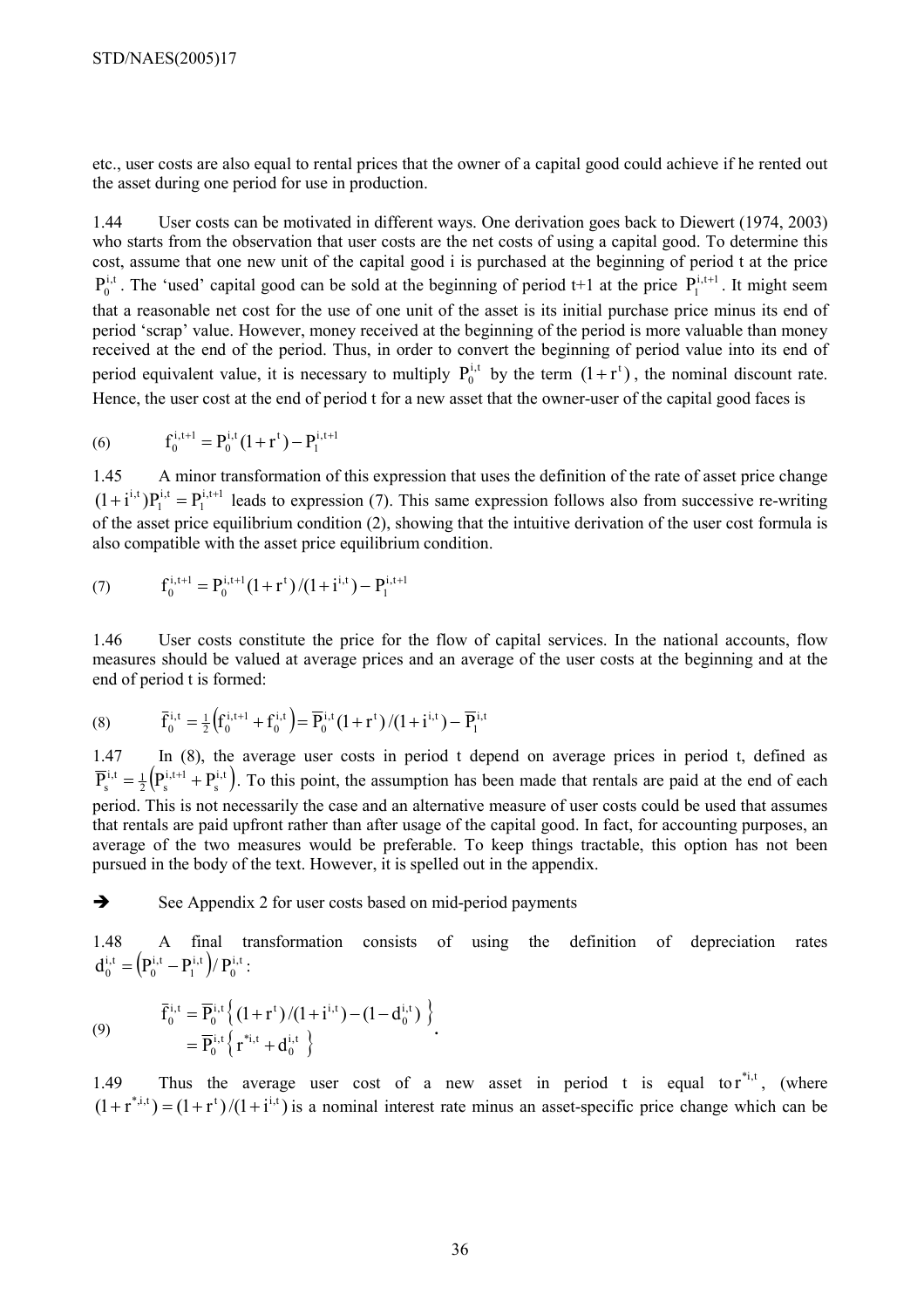etc., user costs are also equal to rental prices that the owner of a capital good could achieve if he rented out the asset during one period for use in production.

1.44 User costs can be motivated in different ways. One derivation goes back to Diewert (1974, 2003) who starts from the observation that user costs are the net costs of using a capital good. To determine this cost, assume that one new unit of the capital good i is purchased at the beginning of period t at the price $P_0^{i,t}$. The 'used' capital good can be sold at the beginning of period t+1 at the price $P_1^{i,t+1}$. It might seem that a reasonable net cost for the use of one unit of the asset is its initial purchase price minus its end of period 'scrap' value. However, money received at the beginning of the period is more valuable than money received at the end of the period. Thus, in order to convert the beginning of period value into its end of period equivalent value, it is necessary to multiply $P_0^{i,t}$ by the term $(1+r^t)$, the nominal discount rate. Hence, the user cost at the end of period t for a new asset that the owner-user of the capital good faces is

$$f_0^{i,t+1} = P_0^{i,t}(1+r^t) - P_1^{i,t+1} \tag{6}$$

1.45 A minor transformation of this expression that uses the definition of the rate of asset price change $(1+i^{i,t})P_1^{i,t} = P_1^{i,t+1}$ leads to expression (7). This same expression follows also from successive re-writing of the asset price equilibrium condition (2), showing that the intuitive derivation of the user cost formula is also compatible with the asset price equilibrium condition.

$$f_0^{i,t+1} = P_0^{i,t+1}(1+r^t)/(1+i^{i,t}) - P_1^{i,t+1} \tag{7}$$

1.46 User costs constitute the price for the flow of capital services. In the national accounts, flow measures should be valued at average prices and an average of the user costs at the beginning and at the end of period t is formed:

$$\bar{f}_0^{i,t} = \tfrac{1}{2}\left(f_0^{i,t+1} + f_0^{i,t}\right) = \bar{P}_0^{i,t}(1+r^t)/(1+i^{i,t}) - \bar{P}_1^{i,t} \tag{8}$$

1.47 In (8), the average user costs in period t depend on average prices in period t, defined as $\bar{P}_s^{i,t} = \tfrac{1}{2}\left(P_s^{i,t+1} + P_s^{i,t}\right)$. To this point, the assumption has been made that rentals are paid at the end of each period. This is not necessarily the case and an alternative measure of user costs could be used that assumes that rentals are paid upfront rather than after usage of the capital good. In fact, for accounting purposes, an average of the two measures would be preferable. To keep things tractable, this option has not been pursued in the body of the text. However, it is spelled out in the appendix.

➔ See Appendix 2 for user costs based on mid-period payments

1.48 A final transformation consists of using the definition of depreciation rates $d_0^{i,t} = \left(P_0^{i,t} - P_1^{i,t}\right)/P_0^{i,t}$:

$$\begin{aligned} \bar{f}_0^{i,t} &= \bar{P}_0^{i,t}\left\{(1+r^t)/(1+i^{i,t}) - (1-d_0^{i,t})\right\} \\ &= \bar{P}_0^{i,t}\left\{r^{*i,t} + d_0^{i,t}\right\} \end{aligned} \tag{9}$$

1.49 Thus the average user cost of a new asset in period t is equal to $r^{*i,t}$, (where $(1+r^{*,i,t}) = (1+r^t)/(1+i^{i,t})$ is a nominal interest rate minus an asset-specific price change which can be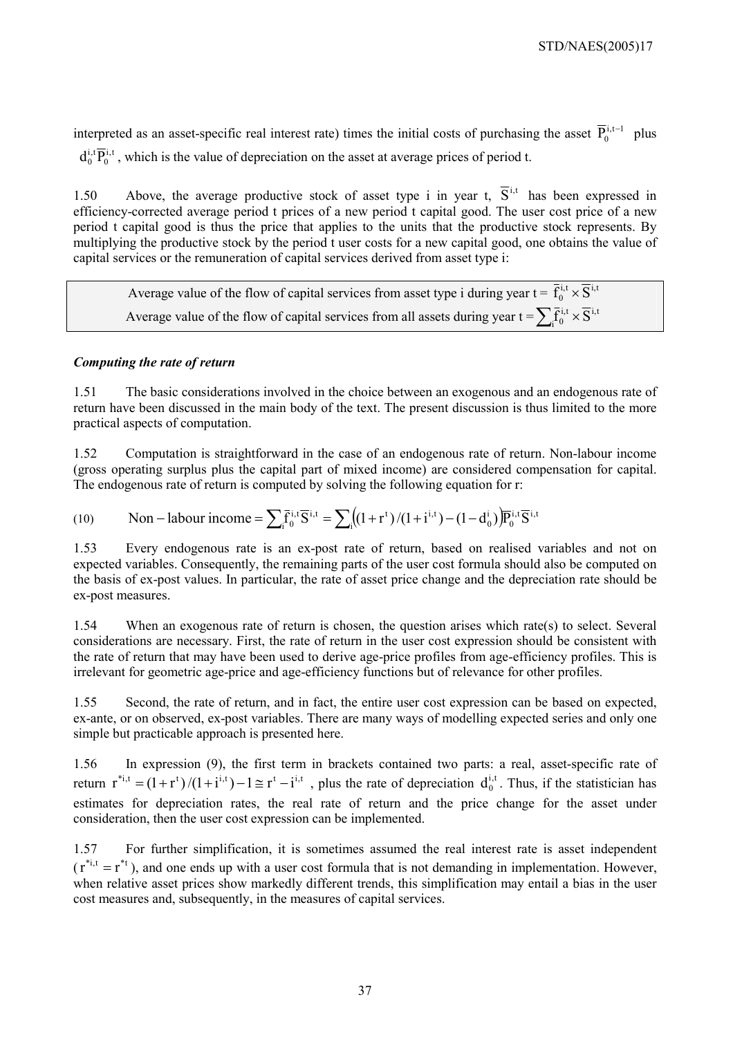interpreted as an asset-specific real interest rate) times the initial costs of purchasing the asset $\overline{P}_0^{i,t-1}$ plus $d_0^{i,t}\overline{P}_0^{i,t}$, which is the value of depreciation on the asset at average prices of period t.

1.50 Above, the average productive stock of asset type i in year t, $\overline{S}^{i,t}$ has been expressed in efficiency-corrected average period t prices of a new period t capital good. The user cost price of a new period t capital good is thus the price that applies to the units that the productive stock represents. By multiplying the productive stock by the period t user costs for a new capital good, one obtains the value of capital services or the remuneration of capital services derived from asset type i:

Average value of the flow of capital services from asset type i during year t = $\overline{f}_0^{i,t} \times \overline{S}^{i,t}$

Average value of the flow of capital services from all assets during year t = $\sum_i \overline{f}_0^{i,t} \times \overline{S}^{i,t}$

### *Computing the rate of return*

1.51 The basic considerations involved in the choice between an exogenous and an endogenous rate of return have been discussed in the main body of the text. The present discussion is thus limited to the more practical aspects of computation.

1.52 Computation is straightforward in the case of an endogenous rate of return. Non-labour income (gross operating surplus plus the capital part of mixed income) are considered compensation for capital. The endogenous rate of return is computed by solving the following equation for r:

$$\text{(10)} \qquad \text{Non-labour income} = \sum_i \overline{f}_0^{i,t}\overline{S}^{i,t} = \sum_i \left((1+r^t)/(1+i^{i,t}) - (1-d_0^i)\right)\overline{P}_0^{i,t}\overline{S}^{i,t}$$

1.53 Every endogenous rate is an ex-post rate of return, based on realised variables and not on expected variables. Consequently, the remaining parts of the user cost formula should also be computed on the basis of ex-post values. In particular, the rate of asset price change and the depreciation rate should be ex-post measures.

1.54 When an exogenous rate of return is chosen, the question arises which rate(s) to select. Several considerations are necessary. First, the rate of return in the user cost expression should be consistent with the rate of return that may have been used to derive age-price profiles from age-efficiency profiles. This is irrelevant for geometric age-price and age-efficiency functions but of relevance for other profiles.

1.55 Second, the rate of return, and in fact, the entire user cost expression can be based on expected, ex-ante, or on observed, ex-post variables. There are many ways of modelling expected series and only one simple but practicable approach is presented here.

1.56 In expression (9), the first term in brackets contained two parts: a real, asset-specific rate of return $r^{*i,t} = (1+r^t)/(1+i^{i,t}) - 1 \cong r^t - i^{i,t}$, plus the rate of depreciation $d_0^{i,t}$. Thus, if the statistician has estimates for depreciation rates, the real rate of return and the price change for the asset under consideration, then the user cost expression can be implemented.

1.57 For further simplification, it is sometimes assumed the real interest rate is asset independent ($r^{*i,t} = r^{*t}$), and one ends up with a user cost formula that is not demanding in implementation. However, when relative asset prices show markedly different trends, this simplification may entail a bias in the user cost measures and, subsequently, in the measures of capital services.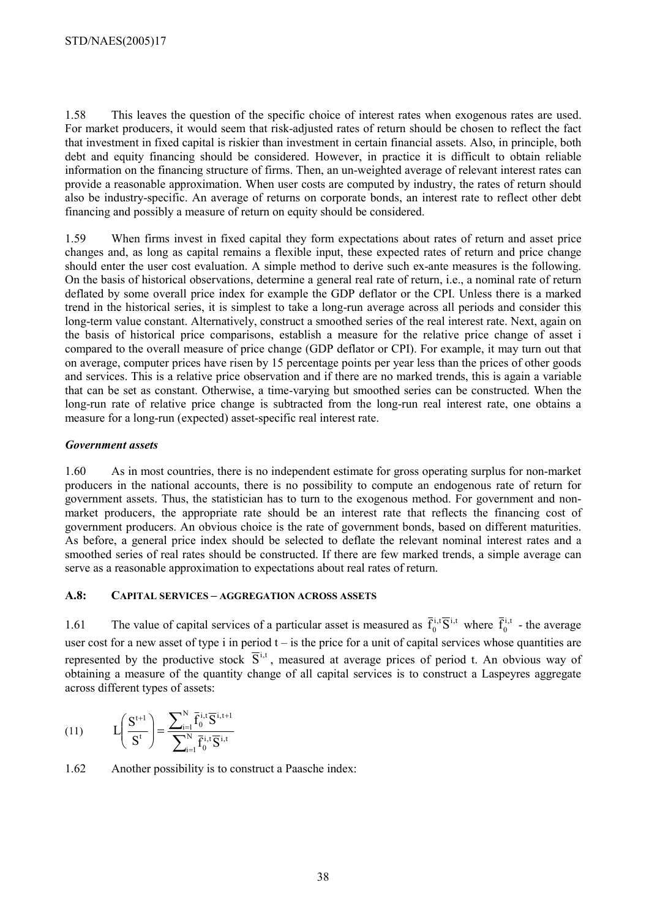1.58 This leaves the question of the specific choice of interest rates when exogenous rates are used. For market producers, it would seem that risk-adjusted rates of return should be chosen to reflect the fact that investment in fixed capital is riskier than investment in certain financial assets. Also, in principle, both debt and equity financing should be considered. However, in practice it is difficult to obtain reliable information on the financing structure of firms. Then, an un-weighted average of relevant interest rates can provide a reasonable approximation. When user costs are computed by industry, the rates of return should also be industry-specific. An average of returns on corporate bonds, an interest rate to reflect other debt financing and possibly a measure of return on equity should be considered.

1.59 When firms invest in fixed capital they form expectations about rates of return and asset price changes and, as long as capital remains a flexible input, these expected rates of return and price change should enter the user cost evaluation. A simple method to derive such ex-ante measures is the following. On the basis of historical observations, determine a general real rate of return, i.e., a nominal rate of return deflated by some overall price index for example the GDP deflator or the CPI. Unless there is a marked trend in the historical series, it is simplest to take a long-run average across all periods and consider this long-term value constant. Alternatively, construct a smoothed series of the real interest rate. Next, again on the basis of historical price comparisons, establish a measure for the relative price change of asset i compared to the overall measure of price change (GDP deflator or CPI). For example, it may turn out that on average, computer prices have risen by 15 percentage points per year less than the prices of other goods and services. This is a relative price observation and if there are no marked trends, this is again a variable that can be set as constant. Otherwise, a time-varying but smoothed series can be constructed. When the long-run rate of relative price change is subtracted from the long-run real interest rate, one obtains a measure for a long-run (expected) asset-specific real interest rate.

### *Government assets*

1.60 As in most countries, there is no independent estimate for gross operating surplus for non-market producers in the national accounts, there is no possibility to compute an endogenous rate of return for government assets. Thus, the statistician has to turn to the exogenous method. For government and non-market producers, the appropriate rate should be an interest rate that reflects the financing cost of government producers. An obvious choice is the rate of government bonds, based on different maturities. As before, a general price index should be selected to deflate the relevant nominal interest rates and a smoothed series of real rates should be constructed. If there are few marked trends, a simple average can serve as a reasonable approximation to expectations about real rates of return.

### A.8: CAPITAL SERVICES – AGGREGATION ACROSS ASSETS

1.61 The value of capital services of a particular asset is measured as $\bar{f}_0^{i,t}\bar{S}^{i,t}$ where $\bar{f}_0^{i,t}$ - the average user cost for a new asset of type i in period t – is the price for a unit of capital services whose quantities are represented by the productive stock $\bar{S}^{i,t}$, measured at average prices of period t. An obvious way of obtaining a measure of the quantity change of all capital services is to construct a Laspeyres aggregate across different types of assets:

$$\text{(11)} \qquad L\left(\frac{S^{t+1}}{S^t}\right) = \frac{\sum_{i=1}^{N} \bar{f}_0^{i,t}\bar{S}^{i,t+1}}{\sum_{i=1}^{N} \bar{f}_0^{i,t}\bar{S}^{i,t}}$$

1.62 Another possibility is to construct a Paasche index: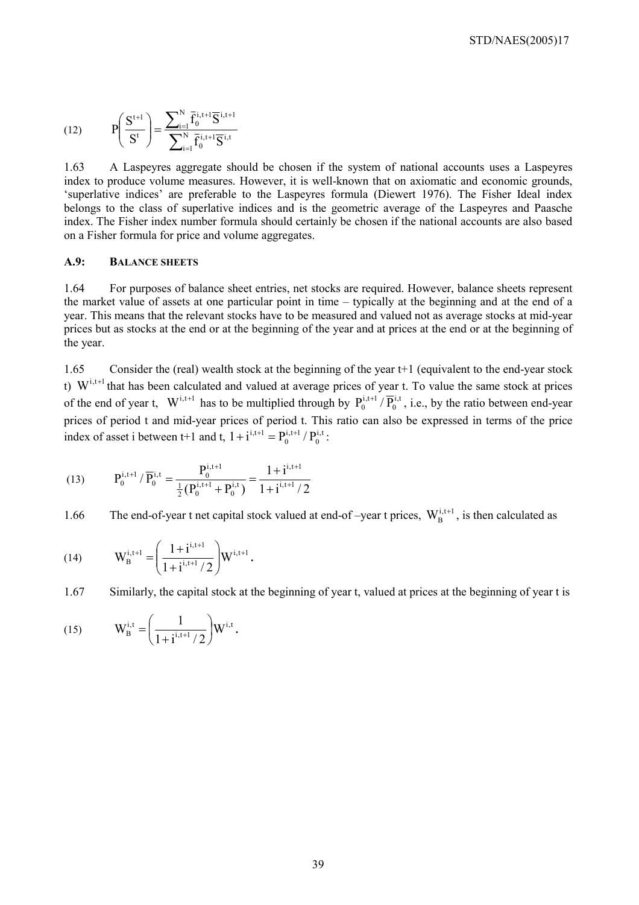$$(12) \qquad P\left(\frac{S^{t+1}}{S^{t}}\right) = \frac{\sum_{i=1}^{N} \bar{f}_0^{i,t+1} \overline{S}^{i,t+1}}{\sum_{i=1}^{N} \bar{f}_0^{i,t+1} \overline{S}^{i,t}}$$

1.63 A Laspeyres aggregate should be chosen if the system of national accounts uses a Laspeyres index to produce volume measures. However, it is well-known that on axiomatic and economic grounds, 'superlative indices' are preferable to the Laspeyres formula (Diewert 1976). The Fisher Ideal index belongs to the class of superlative indices and is the geometric average of the Laspeyres and Paasche index. The Fisher index number formula should certainly be chosen if the national accounts are also based on a Fisher formula for price and volume aggregates.

### A.9: BALANCE SHEETS

1.64 For purposes of balance sheet entries, net stocks are required. However, balance sheets represent the market value of assets at one particular point in time – typically at the beginning and at the end of a year. This means that the relevant stocks have to be measured and valued not as average stocks at mid-year prices but as stocks at the end or at the beginning of the year and at prices at the end or at the beginning of the year.

1.65 Consider the (real) wealth stock at the beginning of the year t+1 (equivalent to the end-year stock t) $W^{i,t+1}$ that has been calculated and valued at average prices of year t. To value the same stock at prices of the end of year t, $W^{i,t+1}$ has to be multiplied through by $P_0^{i,t+1} / \overline{P}_0^{i,t}$, i.e., by the ratio between end-year prices of period t and mid-year prices of period t. This ratio can also be expressed in terms of the price index of asset i between t+1 and t, $1+i^{i,t+1} = P_0^{i,t+1} / P_0^{i,t}$:

$$(13) \qquad P_0^{i,t+1} / \overline{P}_0^{i,t} = \frac{P_0^{i,t+1}}{\frac{1}{2}(P_0^{i,t+1} + P_0^{i,t})} = \frac{1+i^{i,t+1}}{1+i^{i,t+1}/2}$$

1.66 The end-of-year t net capital stock valued at end-of –year t prices, $W_B^{i,t+1}$, is then calculated as

$$(14) \qquad W_B^{i,t+1} = \left(\frac{1+i^{i,t+1}}{1+i^{i,t+1}/2}\right) W^{i,t+1}.$$

1.67 Similarly, the capital stock at the beginning of year t, valued at prices at the beginning of year t is

$$(15) \qquad W_B^{i,t} = \left(\frac{1}{1+i^{i,t+1}/2}\right) W^{i,t}.$$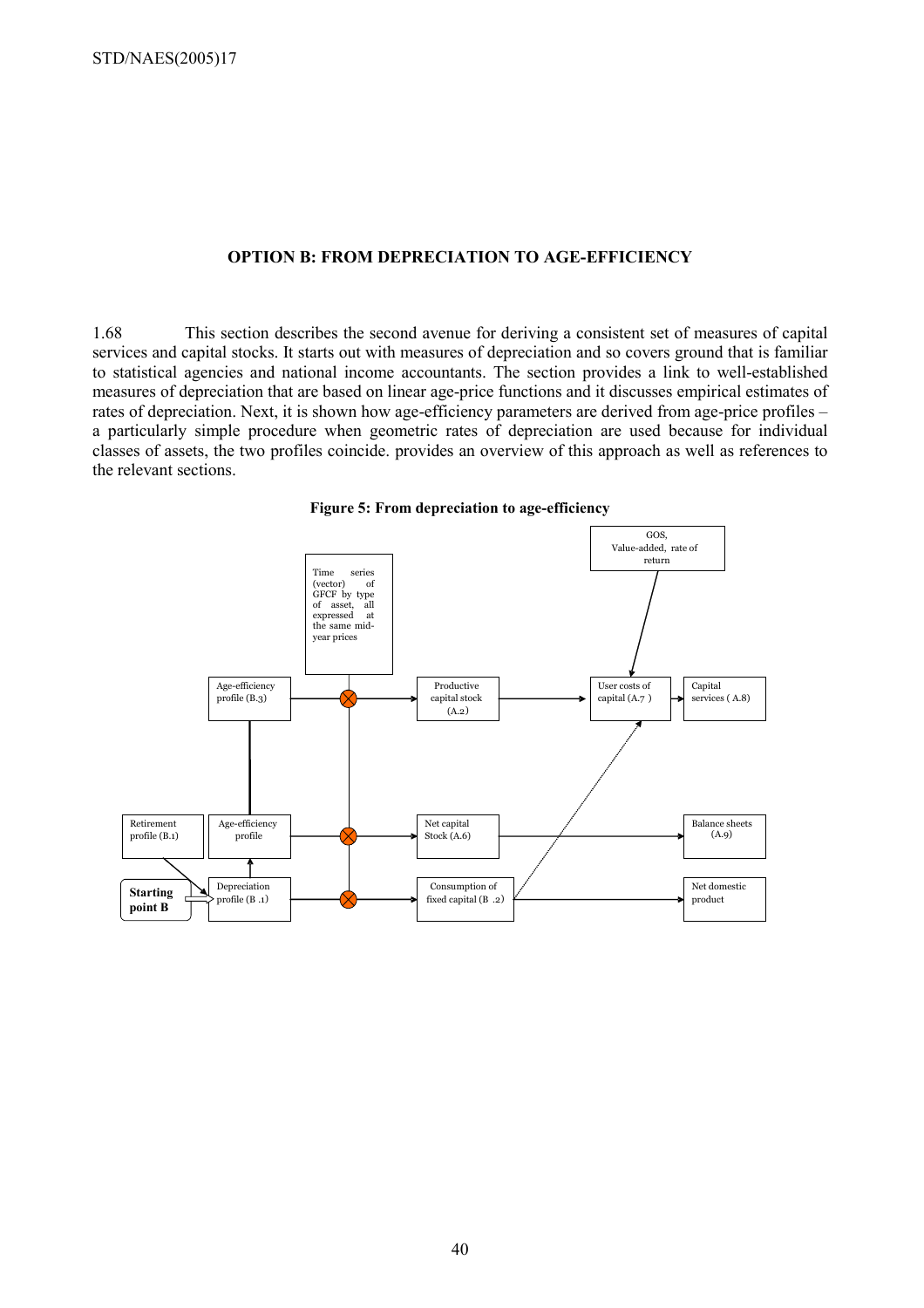## OPTION B: FROM DEPRECIATION TO AGE-EFFICIENCY

1.68 This section describes the second avenue for deriving a consistent set of measures of capital services and capital stocks. It starts out with measures of depreciation and so covers ground that is familiar to statistical agencies and national income accountants. The section provides a link to well-established measures of depreciation that are based on linear age-price functions and it discusses empirical estimates of rates of depreciation. Next, it is shown how age-efficiency parameters are derived from age-price profiles – a particularly simple procedure when geometric rates of depreciation are used because for individual classes of assets, the two profiles coincide. provides an overview of this approach as well as references to the relevant sections.

**Figure 5: From depreciation to age-efficiency**

Starting point B

Retirement profile (B.1)

Depreciation profile (B .1)

Age-efficiency profile

Age-efficiency profile (B.3)

Time series (vector) of GFCF by type of asset, all expressed at the same mid-year prices

Productive capital stock (A.2)

Net capital Stock (A.6)

Consumption of fixed capital (B .2)

GOS, Value-added, rate of return

User costs of capital (A.7 )

Capital services ( A.8)

Balance sheets (A.9)

Net domestic product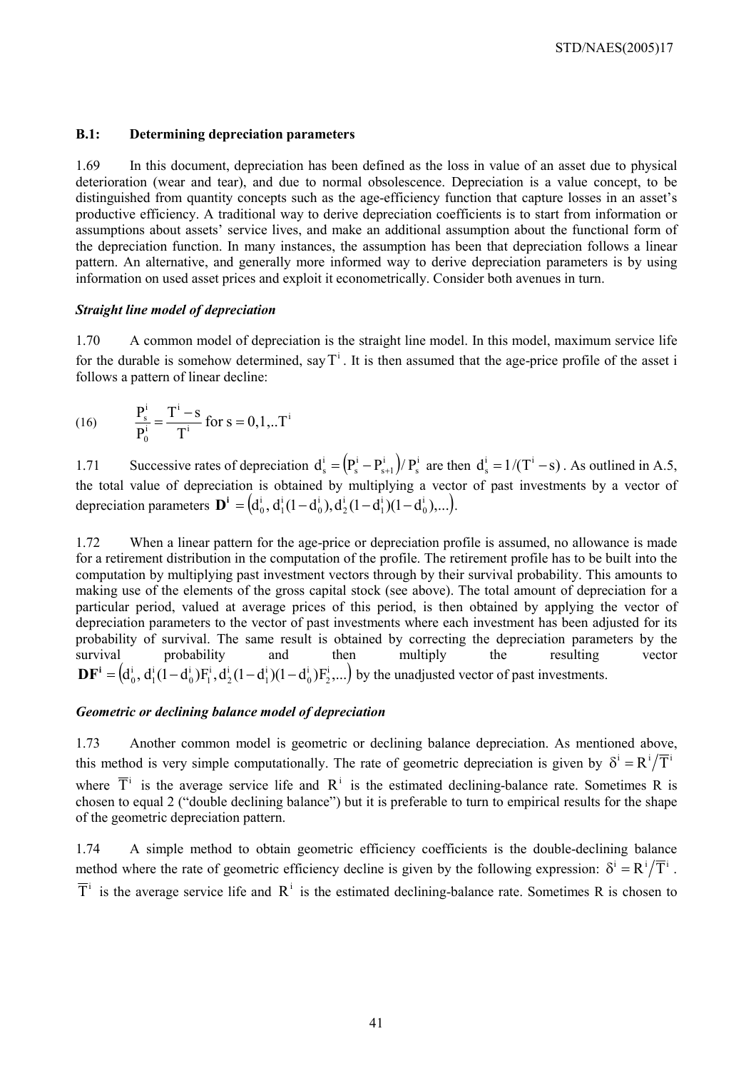### B.1: Determining depreciation parameters

1.69 In this document, depreciation has been defined as the loss in value of an asset due to physical deterioration (wear and tear), and due to normal obsolescence. Depreciation is a value concept, to be distinguished from quantity concepts such as the age-efficiency function that capture losses in an asset's productive efficiency. A traditional way to derive depreciation coefficients is to start from information or assumptions about assets' service lives, and make an additional assumption about the functional form of the depreciation function. In many instances, the assumption has been that depreciation follows a linear pattern. An alternative, and generally more informed way to derive depreciation parameters is by using information on used asset prices and exploit it econometrically. Consider both avenues in turn.

#### *Straight line model of depreciation*

1.70 A common model of depreciation is the straight line model. In this model, maximum service life for the durable is somehow determined, say $T^i$. It is then assumed that the age-price profile of the asset i follows a pattern of linear decline:

$$(16) \qquad \frac{P^i_s}{P^i_0} = \frac{T^i - s}{T^i} \text{ for } s = 0,1,..T^i$$

1.71 Successive rates of depreciation $d^i_s = \left(P^i_s - P^i_{s+1}\right)/ P^i_s$ are then $d^i_s = 1/(T^i - s)$. As outlined in A.5, the total value of depreciation is obtained by multiplying a vector of past investments by a vector of depreciation parameters $\mathbf{D^i} = \left(d^i_0, d^i_1(1-d^i_0), d^i_2(1-d^i_1)(1-d^i_0),...\right)$.

1.72 When a linear pattern for the age-price or depreciation profile is assumed, no allowance is made for a retirement distribution in the computation of the profile. The retirement profile has to be built into the computation by multiplying past investment vectors through by their survival probability. This amounts to making use of the elements of the gross capital stock (see above). The total amount of depreciation for a particular period, valued at average prices of this period, is then obtained by applying the vector of depreciation parameters to the vector of past investments where each investment has been adjusted for its probability of survival. The same result is obtained by correcting the depreciation parameters by the survival probability and then multiply the resulting vector $\mathbf{DF^i} = \left(d^i_0, d^i_1(1-d^i_0)F^i_1, d^i_2(1-d^i_1)(1-d^i_0)F^i_2,...\right)$ by the unadjusted vector of past investments.

#### *Geometric or declining balance model of depreciation*

1.73 Another common model is geometric or declining balance depreciation. As mentioned above, this method is very simple computationally. The rate of geometric depreciation is given by $\delta^i = R^i / \overline{T}^i$ where $\overline{T}^i$ is the average service life and $R^i$ is the estimated declining-balance rate. Sometimes R is chosen to equal 2 ("double declining balance") but it is preferable to turn to empirical results for the shape of the geometric depreciation pattern.

1.74 A simple method to obtain geometric efficiency coefficients is the double-declining balance method where the rate of geometric efficiency decline is given by the following expression: $\delta^i = R^i / \overline{T}^i$. $\overline{T}^i$ is the average service life and $R^i$ is the estimated declining-balance rate. Sometimes R is chosen to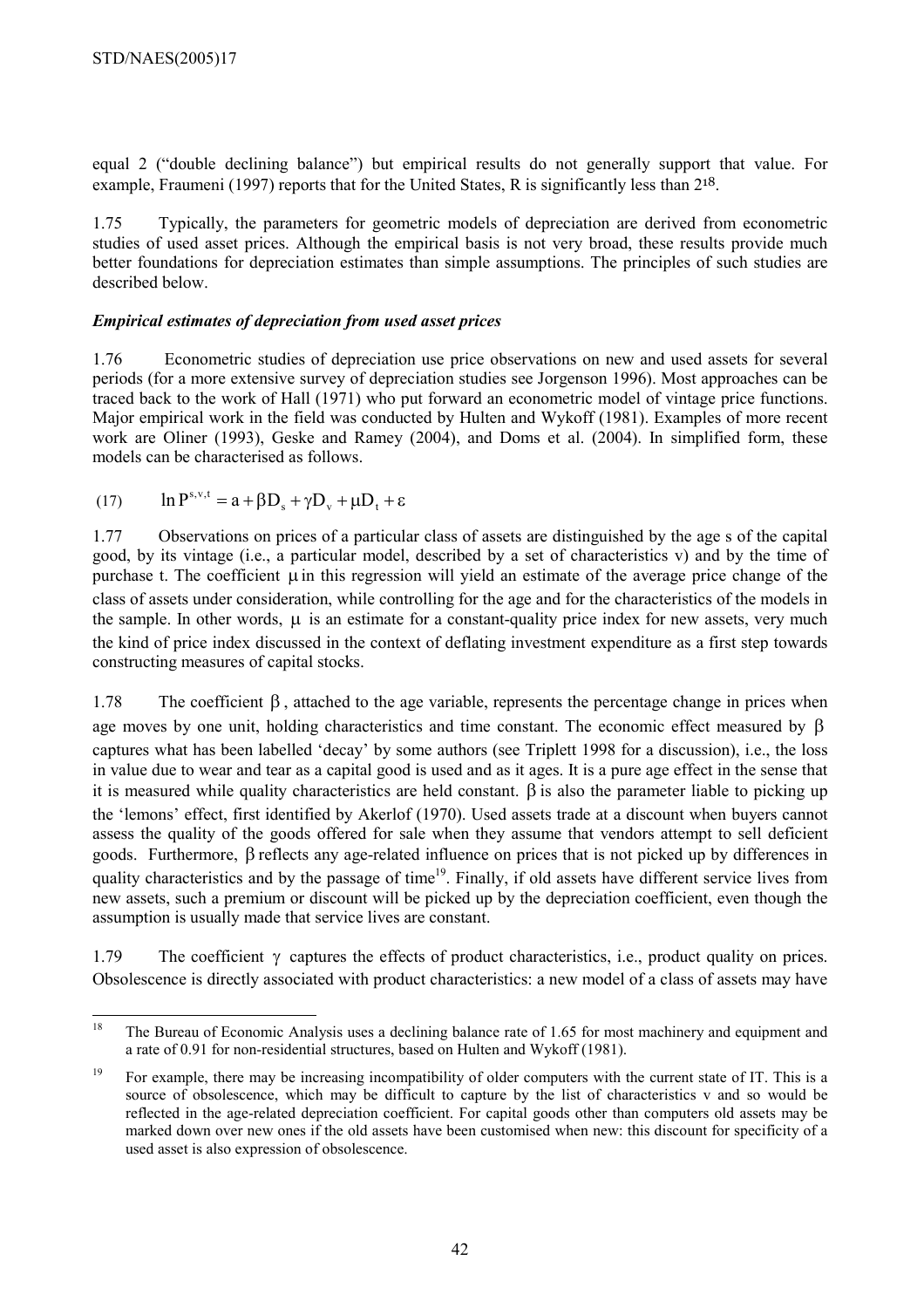equal 2 ("double declining balance") but empirical results do not generally support that value. For example, Fraumeni (1997) reports that for the United States, R is significantly less than 2[18].

1.75 Typically, the parameters for geometric models of depreciation are derived from econometric studies of used asset prices. Although the empirical basis is not very broad, these results provide much better foundations for depreciation estimates than simple assumptions. The principles of such studies are described below.

### *Empirical estimates of depreciation from used asset prices*

1.76 Econometric studies of depreciation use price observations on new and used assets for several periods (for a more extensive survey of depreciation studies see Jorgenson 1996). Most approaches can be traced back to the work of Hall (1971) who put forward an econometric model of vintage price functions. Major empirical work in the field was conducted by Hulten and Wykoff (1981). Examples of more recent work are Oliner (1993), Geske and Ramey (2004), and Doms et al. (2004). In simplified form, these models can be characterised as follows.

$$\ln P^{s,v,t} = a + \beta D_s + \gamma D_v + \mu D_t + \varepsilon \qquad (17)$$

1.77 Observations on prices of a particular class of assets are distinguished by the age s of the capital good, by its vintage (i.e., a particular model, described by a set of characteristics v) and by the time of purchase t. The coefficient $\mu$ in this regression will yield an estimate of the average price change of the class of assets under consideration, while controlling for the age and for the characteristics of the models in the sample. In other words, $\mu$ is an estimate for a constant-quality price index for new assets, very much the kind of price index discussed in the context of deflating investment expenditure as a first step towards constructing measures of capital stocks.

1.78 The coefficient $\beta$, attached to the age variable, represents the percentage change in prices when age moves by one unit, holding characteristics and time constant. The economic effect measured by $\beta$ captures what has been labelled 'decay' by some authors (see Triplett 1998 for a discussion), i.e., the loss in value due to wear and tear as a capital good is used and as it ages. It is a pure age effect in the sense that it is measured while quality characteristics are held constant. $\beta$ is also the parameter liable to picking up the 'lemons' effect, first identified by Akerlof (1970). Used assets trade at a discount when buyers cannot assess the quality of the goods offered for sale when they assume that vendors attempt to sell deficient goods. Furthermore, $\beta$ reflects any age-related influence on prices that is not picked up by differences in quality characteristics and by the passage of time[19]. Finally, if old assets have different service lives from new assets, such a premium or discount will be picked up by the depreciation coefficient, even though the assumption is usually made that service lives are constant.

1.79 The coefficient $\gamma$ captures the effects of product characteristics, i.e., product quality on prices. Obsolescence is directly associated with product characteristics: a new model of a class of assets may have

---

[18] The Bureau of Economic Analysis uses a declining balance rate of 1.65 for most machinery and equipment and a rate of 0.91 for non-residential structures, based on Hulten and Wykoff (1981).

[19] For example, there may be increasing incompatibility of older computers with the current state of IT. This is a source of obsolescence, which may be difficult to capture by the list of characteristics v and so would be reflected in the age-related depreciation coefficient. For capital goods other than computers old assets may be marked down over new ones if the old assets have been customised when new: this discount for specificity of a used asset is also expression of obsolescence.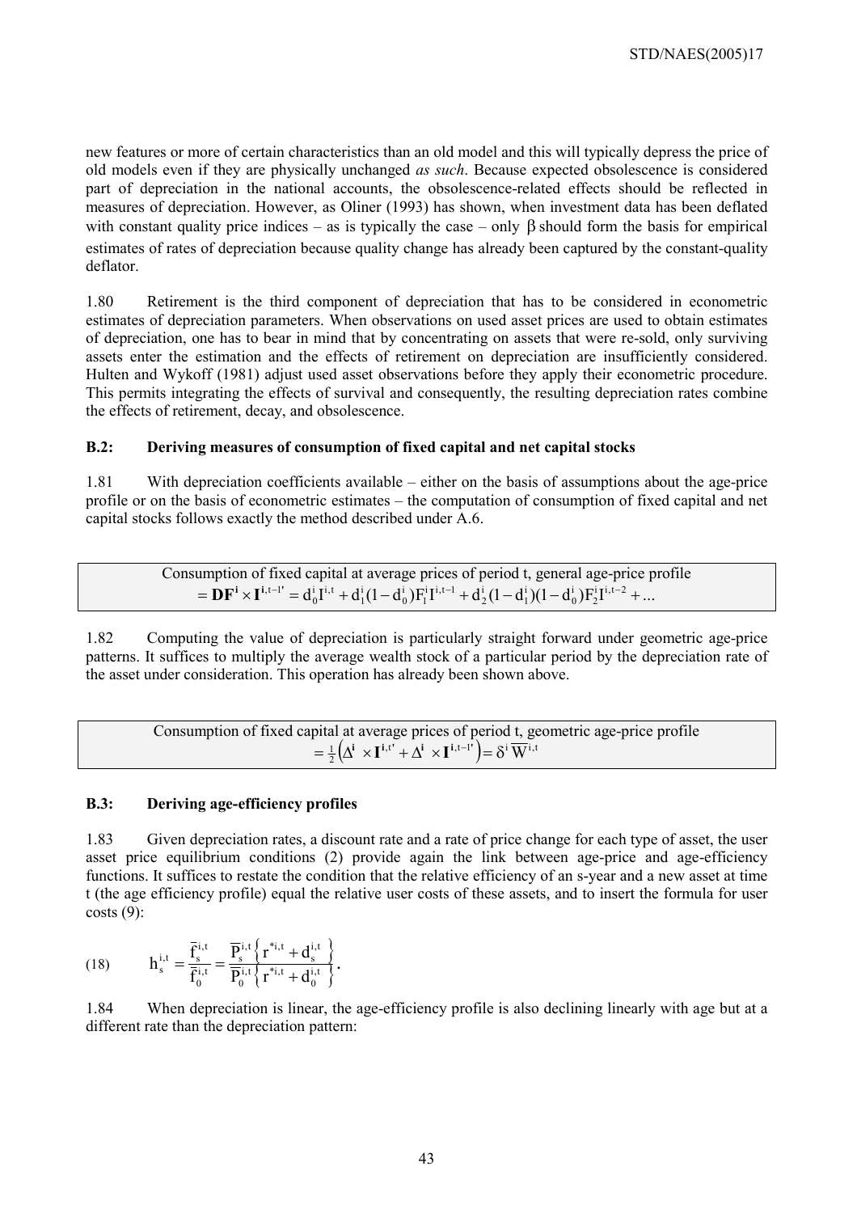new features or more of certain characteristics than an old model and this will typically depress the price of old models even if they are physically unchanged *as such*. Because expected obsolescence is considered part of depreciation in the national accounts, the obsolescence-related effects should be reflected in measures of depreciation. However, as Oliner (1993) has shown, when investment data has been deflated with constant quality price indices – as is typically the case – only $\beta$ should form the basis for empirical estimates of rates of depreciation because quality change has already been captured by the constant-quality deflator.

1.80 Retirement is the third component of depreciation that has to be considered in econometric estimates of depreciation parameters. When observations on used asset prices are used to obtain estimates of depreciation, one has to bear in mind that by concentrating on assets that were re-sold, only surviving assets enter the estimation and the effects of retirement on depreciation are insufficiently considered. Hulten and Wykoff (1981) adjust used asset observations before they apply their econometric procedure. This permits integrating the effects of survival and consequently, the resulting depreciation rates combine the effects of retirement, decay, and obsolescence.

### B.2: Deriving measures of consumption of fixed capital and net capital stocks

1.81 With depreciation coefficients available – either on the basis of assumptions about the age-price profile or on the basis of econometric estimates – the computation of consumption of fixed capital and net capital stocks follows exactly the method described under A.6.

Consumption of fixed capital at average prices of period t, general age-price profile

$$= \mathbf{DF^i} \times \mathbf{I^{i,t-1'}} = d_0^i I^{i,t} + d_1^i(1-d_0^i)F_1^i I^{i,t-1} + d_2^i(1-d_1^i)(1-d_0^i)F_2^i I^{i,t-2} + \ldots$$

1.82 Computing the value of depreciation is particularly straight forward under geometric age-price patterns. It suffices to multiply the average wealth stock of a particular period by the depreciation rate of the asset under consideration. This operation has already been shown above.

Consumption of fixed capital at average prices of period t, geometric age-price profile

$$= \tfrac{1}{2}\left(\Delta^{\mathbf{i}} \times \mathbf{I}^{\mathbf{i},t'} + \Delta^{\mathbf{i}} \times \mathbf{I}^{\mathbf{i},t-1'}\right) = \delta^i \overline{W}^{i,t}$$

### B.3: Deriving age-efficiency profiles

1.83 Given depreciation rates, a discount rate and a rate of price change for each type of asset, the user asset price equilibrium conditions (2) provide again the link between age-price and age-efficiency functions. It suffices to restate the condition that the relative efficiency of an s-year and a new asset at time t (the age efficiency profile) equal the relative user costs of these assets, and to insert the formula for user costs (9):

$$\text{(18)} \qquad h_s^{i,t} = \frac{\overline{f}_s^{i,t}}{\overline{f}_0^{i,t}} = \frac{\overline{P}_s^{i,t}\left\{r^{*i,t} + d_s^{i,t}\right\}}{\overline{P}_0^{i,t}\left\{r^{*i,t} + d_0^{i,t}\right\}}.$$

1.84 When depreciation is linear, the age-efficiency profile is also declining linearly with age but at a different rate than the depreciation pattern: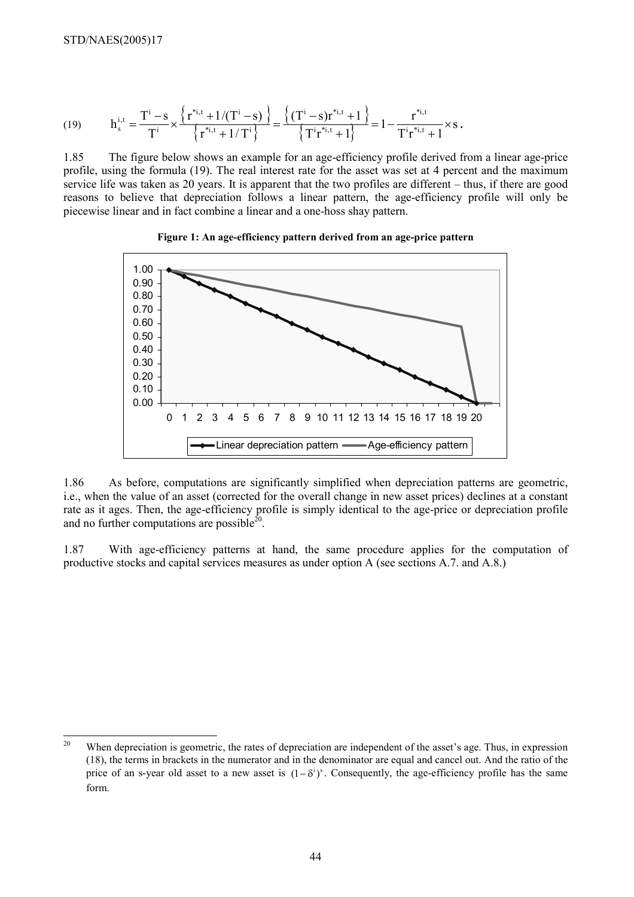(19) $$h_s^{i,t} = \frac{T^i - s}{T^i} \times \frac{\left\{r^{*i,t} + 1/(T^i - s)\right\}}{\left\{r^{*i,t} + 1/T^i\right\}} = \frac{\left\{(T^i - s)r^{*i,t} + 1\right\}}{\left\{T^i r^{*i,t} + 1\right\}} = 1 - \frac{r^{*i,t}}{T^i r^{*i,t} + 1} \times s\,.$$

1.85 The figure below shows an example for an age-efficiency profile derived from a linear age-price profile, using the formula (19). The real interest rate for the asset was set at 4 percent and the maximum service life was taken as 20 years. It is apparent that the two profiles are different – thus, if there are good reasons to believe that depreciation follows a linear pattern, the age-efficiency profile will only be piecewise linear and in fact combine a linear and a one-hoss shay pattern.

**Figure 1: An age-efficiency pattern derived from an age-price pattern**

1.86 As before, computations are significantly simplified when depreciation patterns are geometric, i.e., when the value of an asset (corrected for the overall change in new asset prices) declines at a constant rate as it ages. Then, the age-efficiency profile is simply identical to the age-price or depreciation profile and no further computations are possible[20].

1.87 With age-efficiency patterns at hand, the same procedure applies for the computation of productive stocks and capital services measures as under option A (see sections A.7. and A.8.)

[20] When depreciation is geometric, the rates of depreciation are independent of the asset's age. Thus, in expression (18), the terms in brackets in the numerator and in the denominator are equal and cancel out. And the ratio of the price of an s-year old asset to a new asset is $(1-\delta^i)^s$. Consequently, the age-efficiency profile has the same form.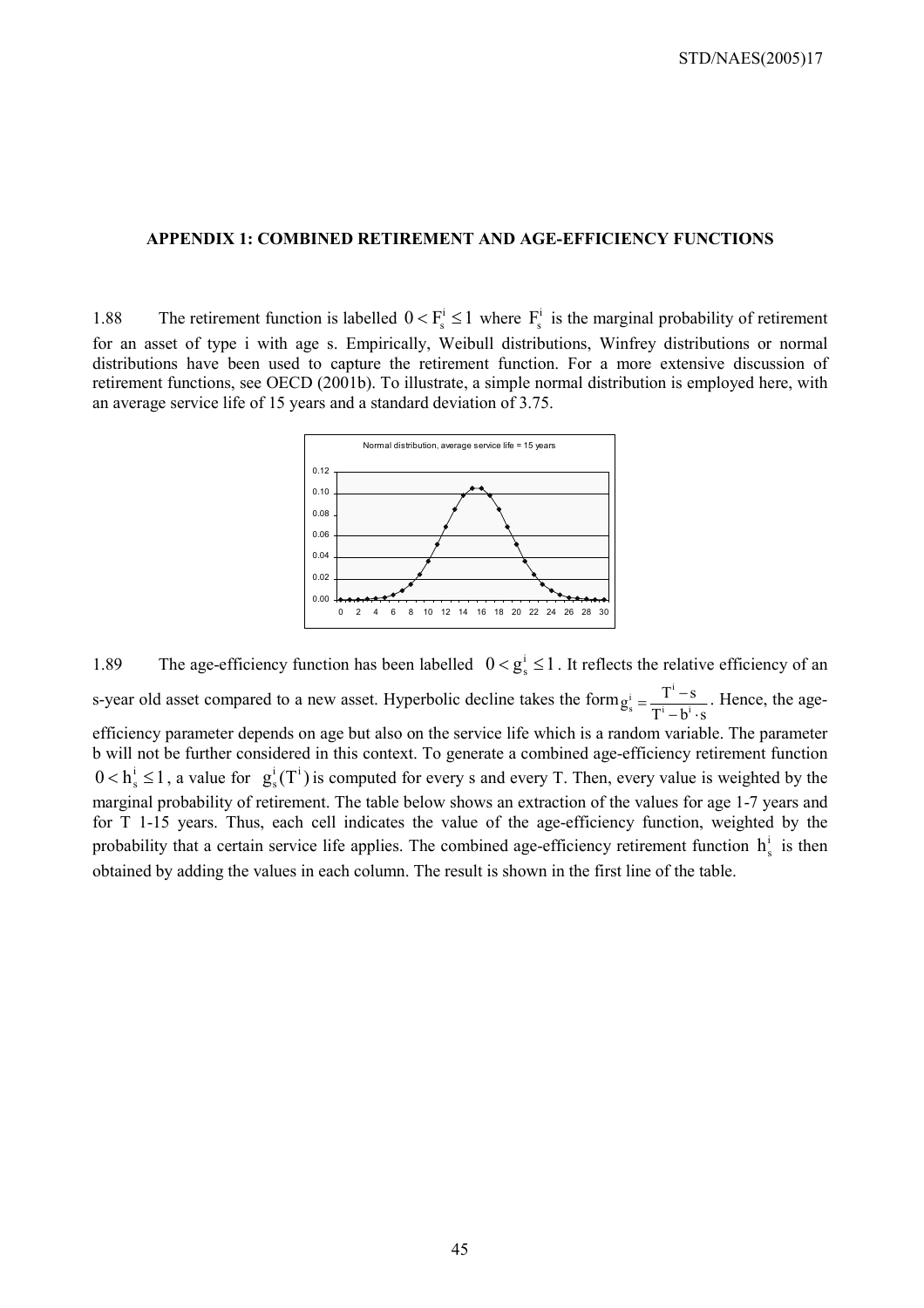#### APPENDIX 1: COMBINED RETIREMENT AND AGE-EFFICIENCY FUNCTIONS

1.88 The retirement function is labelled $0 < F_s^i \leq 1$ where $F_s^i$ is the marginal probability of retirement for an asset of type i with age s. Empirically, Weibull distributions, Winfrey distributions or normal distributions have been used to capture the retirement function. For a more extensive discussion of retirement functions, see OECD (2001b). To illustrate, a simple normal distribution is employed here, with an average service life of 15 years and a standard deviation of 3.75.

1.89 The age-efficiency function has been labelled $0 < g_s^i \leq 1$. It reflects the relative efficiency of an s-year old asset compared to a new asset. Hyperbolic decline takes the form $g_s^i = \frac{T^i - s}{T^i - b^i \cdot s}$. Hence, the age-efficiency parameter depends on age but also on the service life which is a random variable. The parameter b will not be further considered in this context. To generate a combined age-efficiency retirement function $0 < h_s^i \leq 1$, a value for $g_s^i(T^i)$ is computed for every s and every T. Then, every value is weighted by the marginal probability of retirement. The table below shows an extraction of the values for age 1-7 years and for T 1-15 years. Thus, each cell indicates the value of the age-efficiency function, weighted by the probability that a certain service life applies. The combined age-efficiency retirement function $h_s^i$ is then obtained by adding the values in each column. The result is shown in the first line of the table.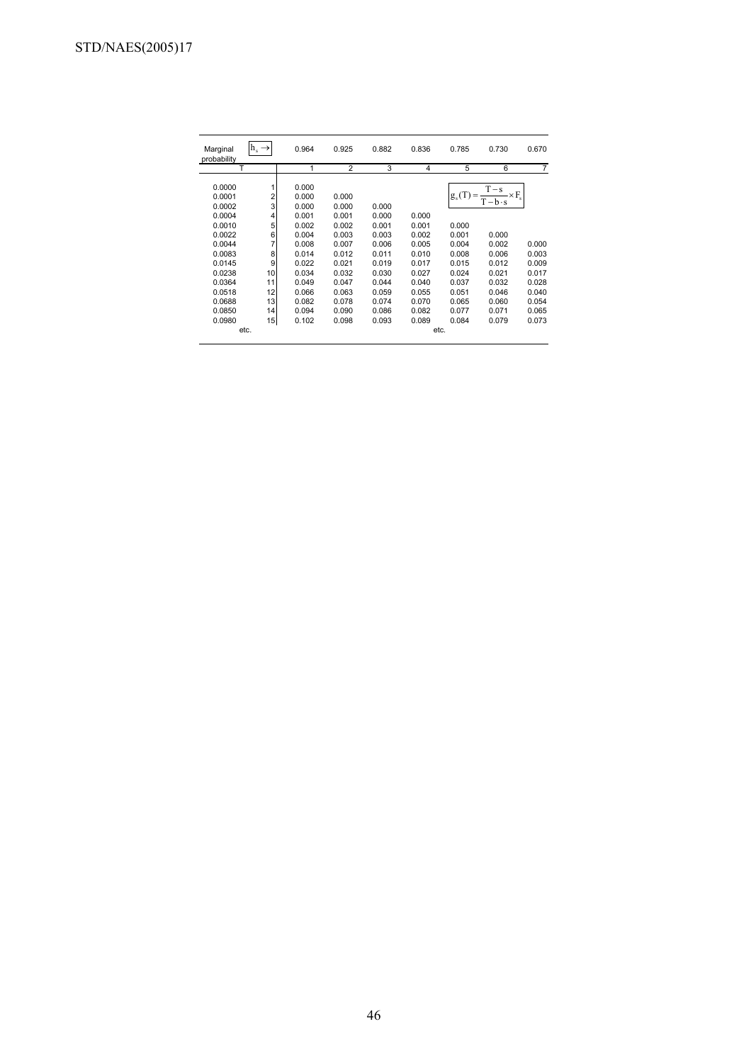| Marginal probability | $h_s \rightarrow$ | 0.964 | 0.925 | 0.882 | 0.836 | 0.785 | 0.730 | 0.670 |
|---|---|---|---|---|---|---|---|---|
| | T | 1 | 2 | 3 | 4 | 5 | 6 | 7 |
| 0.0000 | 1 | 0.000 | | | | | | |
| 0.0001 | 2 | 0.000 | 0.000 | | | | | |
| 0.0002 | 3 | 0.000 | 0.000 | 0.000 | | | | |
| 0.0004 | 4 | 0.001 | 0.001 | 0.000 | 0.000 | | | |
| 0.0010 | 5 | 0.002 | 0.002 | 0.001 | 0.001 | 0.000 | | |
| 0.0022 | 6 | 0.004 | 0.003 | 0.003 | 0.002 | 0.001 | 0.000 | |
| 0.0044 | 7 | 0.008 | 0.007 | 0.006 | 0.005 | 0.004 | 0.002 | 0.000 |
| 0.0083 | 8 | 0.014 | 0.012 | 0.011 | 0.010 | 0.008 | 0.006 | 0.003 |
| 0.0145 | 9 | 0.022 | 0.021 | 0.019 | 0.017 | 0.015 | 0.012 | 0.009 |
| 0.0238 | 10 | 0.034 | 0.032 | 0.030 | 0.027 | 0.024 | 0.021 | 0.017 |
| 0.0364 | 11 | 0.049 | 0.047 | 0.044 | 0.040 | 0.037 | 0.032 | 0.028 |
| 0.0518 | 12 | 0.066 | 0.063 | 0.059 | 0.055 | 0.051 | 0.046 | 0.040 |
| 0.0688 | 13 | 0.082 | 0.078 | 0.074 | 0.070 | 0.065 | 0.060 | 0.054 |
| 0.0850 | 14 | 0.094 | 0.090 | 0.086 | 0.082 | 0.077 | 0.071 | 0.065 |
| 0.0980 | 15 | 0.102 | 0.098 | 0.093 | 0.089 | 0.084 | 0.079 | 0.073 |
| etc. | | | | | etc. | | | |

$$g_s(T) = \frac{T - s}{T - b \cdot s} \times F_s$$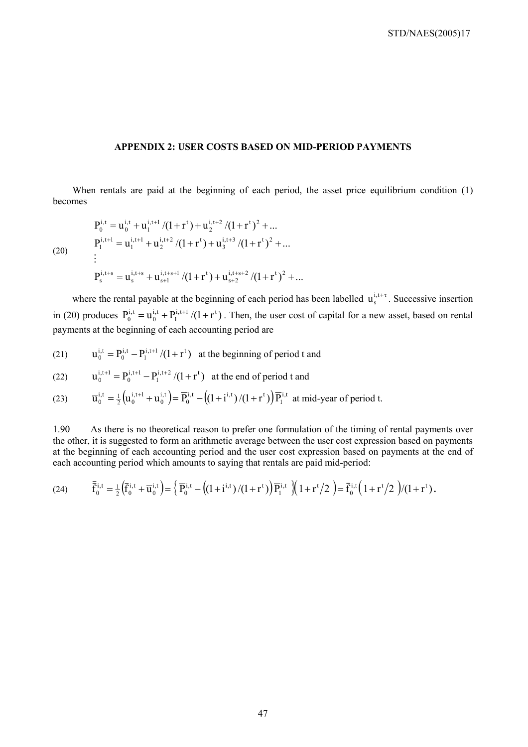## APPENDIX 2: USER COSTS BASED ON MID-PERIOD PAYMENTS

When rentals are paid at the beginning of each period, the asset price equilibrium condition (1) becomes

$$
\begin{aligned}
P_0^{i,t} &= u_0^{i,t} + u_1^{i,t+1}/(1+r^t) + u_2^{i,t+2}/(1+r^t)^2 + \ldots \\
P_1^{i,t+1} &= u_1^{i,t+1} + u_2^{i,t+2}/(1+r^t) + u_3^{i,t+3}/(1+r^t)^2 + \ldots \\
&\vdots \\
P_s^{i,t+s} &= u_s^{i,t+s} + u_{s+1}^{i,t+s+1}/(1+r^t) + u_{s+2}^{i,t+s+2}/(1+r^t)^2 + \ldots
\end{aligned}
\tag{20}
$$

where the rental payable at the beginning of each period has been labelled $u_s^{i,t+\tau}$. Successive insertion in (20) produces $P_0^{i,t} = u_0^{i,t} + P_1^{i,t+1}/(1+r^t)$. Then, the user cost of capital for a new asset, based on rental payments at the beginning of each accounting period are

$$u_0^{i,t} = P_0^{i,t} - P_1^{i,t+1}/(1+r^t) \quad \text{at the beginning of period t and} \tag{21}$$

$$u_0^{i,t+1} = P_0^{i,t+1} - P_1^{i,t+2}/(1+r^t) \quad \text{at the end of period t and} \tag{22}$$

$$\overline{u}_0^{i,t} = \tfrac{1}{2}\left(u_0^{i,t+1} + u_0^{i,t}\right) = \overline{P}_0^{i,t} - \left((1+i^{i,t})/(1+r^t)\right)\overline{P}_1^{i,t} \quad \text{at mid-year of period t.} \tag{23}$$

1.90 As there is no theoretical reason to prefer one formulation of the timing of rental payments over the other, it is suggested to form an arithmetic average between the user cost expression based on payments at the beginning of each accounting period and the user cost expression based on payments at the end of each accounting period which amounts to saying that rentals are paid mid-period:

$$\overline{\overline{f}}_0^{i,t} = \tfrac{1}{2}\left(\overline{f}_0^{i,t} + \overline{u}_0^{i,t}\right) = \left\{\overline{P}_0^{i,t} - \left((1+i^{i,t})/(1+r^t)\right)\overline{P}_1^{i,t}\right\}\left(1 + r^t/2\right) = \overline{f}_0^{i,t}\left(1 + r^t/2\right)/(1+r^t). \tag{24}$$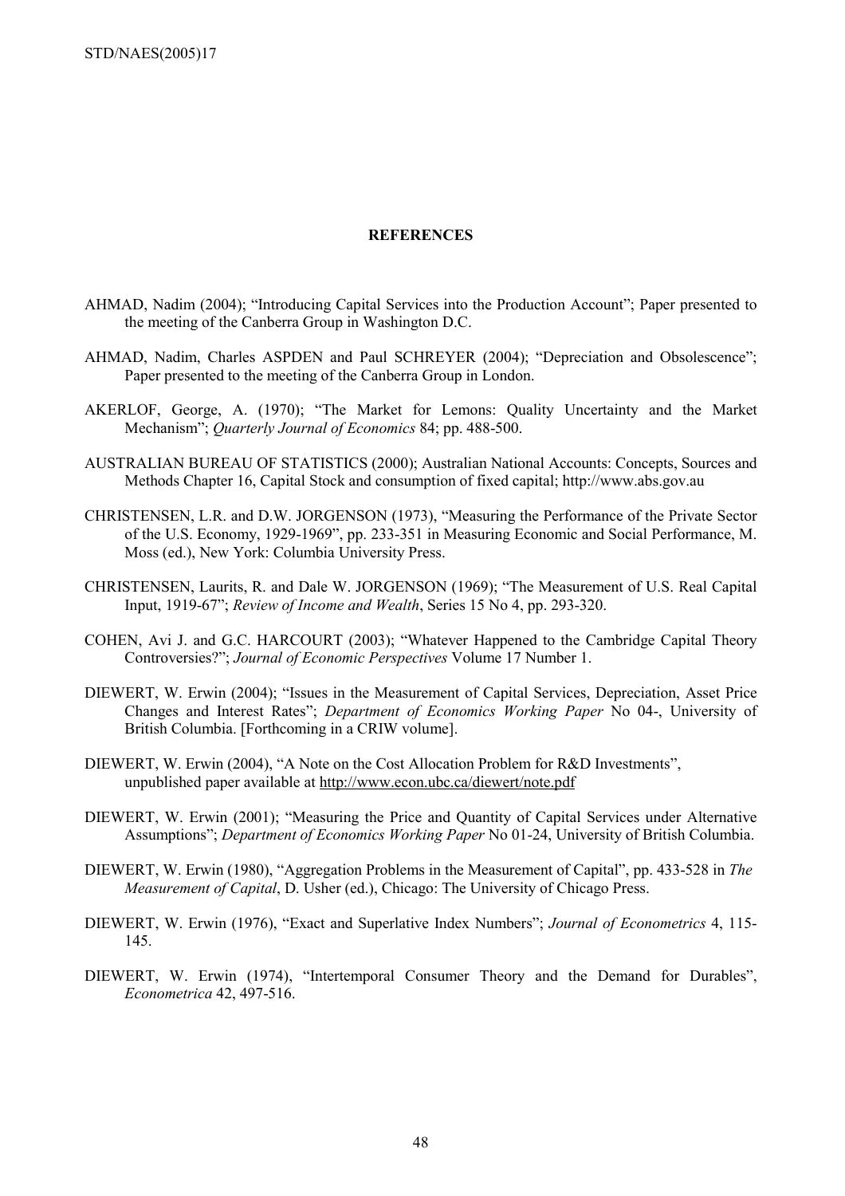## REFERENCES

AHMAD, Nadim (2004); "Introducing Capital Services into the Production Account"; Paper presented to the meeting of the Canberra Group in Washington D.C.

AHMAD, Nadim, Charles ASPDEN and Paul SCHREYER (2004); "Depreciation and Obsolescence"; Paper presented to the meeting of the Canberra Group in London.

AKERLOF, George, A. (1970); "The Market for Lemons: Quality Uncertainty and the Market Mechanism"; *Quarterly Journal of Economics* 84; pp. 488-500.

AUSTRALIAN BUREAU OF STATISTICS (2000); Australian National Accounts: Concepts, Sources and Methods Chapter 16, Capital Stock and consumption of fixed capital; http://www.abs.gov.au

CHRISTENSEN, L.R. and D.W. JORGENSON (1973), "Measuring the Performance of the Private Sector of the U.S. Economy, 1929-1969", pp. 233-351 in Measuring Economic and Social Performance, M. Moss (ed.), New York: Columbia University Press.

CHRISTENSEN, Laurits, R. and Dale W. JORGENSON (1969); "The Measurement of U.S. Real Capital Input, 1919-67"; *Review of Income and Wealth*, Series 15 No 4, pp. 293-320.

COHEN, Avi J. and G.C. HARCOURT (2003); "Whatever Happened to the Cambridge Capital Theory Controversies?"; *Journal of Economic Perspectives* Volume 17 Number 1.

DIEWERT, W. Erwin (2004); "Issues in the Measurement of Capital Services, Depreciation, Asset Price Changes and Interest Rates"; *Department of Economics Working Paper* No 04-, University of British Columbia. [Forthcoming in a CRIW volume].

DIEWERT, W. Erwin (2004), "A Note on the Cost Allocation Problem for R&D Investments", unpublished paper available at http://www.econ.ubc.ca/diewert/note.pdf

DIEWERT, W. Erwin (2001); "Measuring the Price and Quantity of Capital Services under Alternative Assumptions"; *Department of Economics Working Paper* No 01-24, University of British Columbia.

DIEWERT, W. Erwin (1980), "Aggregation Problems in the Measurement of Capital", pp. 433-528 in *The Measurement of Capital*, D. Usher (ed.), Chicago: The University of Chicago Press.

DIEWERT, W. Erwin (1976), "Exact and Superlative Index Numbers"; *Journal of Econometrics* 4, 115-145.

DIEWERT, W. Erwin (1974), "Intertemporal Consumer Theory and the Demand for Durables", *Econometrica* 42, 497-516.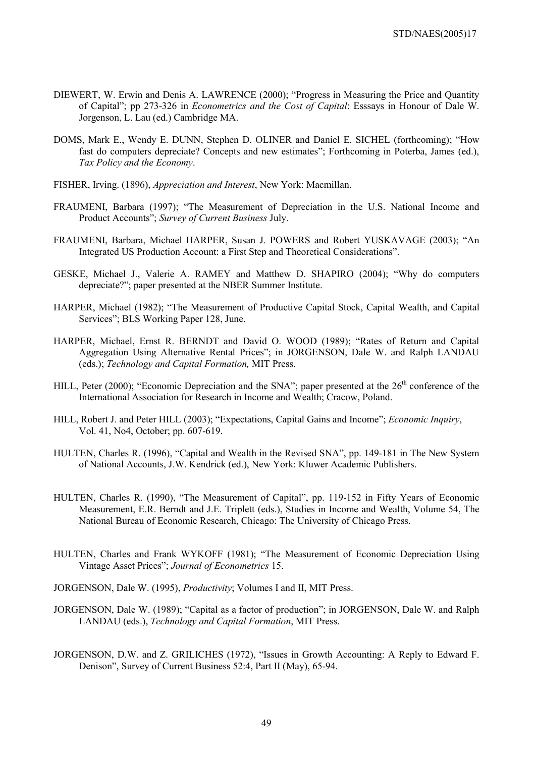DIEWERT, W. Erwin and Denis A. LAWRENCE (2000); "Progress in Measuring the Price and Quantity of Capital"; pp 273-326 in *Econometrics and the Cost of Capital*: Esssays in Honour of Dale W. Jorgenson, L. Lau (ed.) Cambridge MA.

DOMS, Mark E., Wendy E. DUNN, Stephen D. OLINER and Daniel E. SICHEL (forthcoming); "How fast do computers depreciate? Concepts and new estimates"; Forthcoming in Poterba, James (ed.), *Tax Policy and the Economy*.

FISHER, Irving. (1896), *Appreciation and Interest*, New York: Macmillan.

FRAUMENI, Barbara (1997); "The Measurement of Depreciation in the U.S. National Income and Product Accounts"; *Survey of Current Business* July.

FRAUMENI, Barbara, Michael HARPER, Susan J. POWERS and Robert YUSKAVAGE (2003); "An Integrated US Production Account: a First Step and Theoretical Considerations".

GESKE, Michael J., Valerie A. RAMEY and Matthew D. SHAPIRO (2004); "Why do computers depreciate?"; paper presented at the NBER Summer Institute.

HARPER, Michael (1982); "The Measurement of Productive Capital Stock, Capital Wealth, and Capital Services"; BLS Working Paper 128, June.

HARPER, Michael, Ernst R. BERNDT and David O. WOOD (1989); "Rates of Return and Capital Aggregation Using Alternative Rental Prices"; in JORGENSON, Dale W. and Ralph LANDAU (eds.); *Technology and Capital Formation,* MIT Press.

HILL, Peter (2000); "Economic Depreciation and the SNA"; paper presented at the 26th conference of the International Association for Research in Income and Wealth; Cracow, Poland.

HILL, Robert J. and Peter HILL (2003); "Expectations, Capital Gains and Income"; *Economic Inquiry*, Vol. 41, No4, October; pp. 607-619.

HULTEN, Charles R. (1996), "Capital and Wealth in the Revised SNA", pp. 149-181 in The New System of National Accounts, J.W. Kendrick (ed.), New York: Kluwer Academic Publishers.

HULTEN, Charles R. (1990), "The Measurement of Capital", pp. 119-152 in Fifty Years of Economic Measurement, E.R. Berndt and J.E. Triplett (eds.), Studies in Income and Wealth, Volume 54, The National Bureau of Economic Research, Chicago: The University of Chicago Press.

HULTEN, Charles and Frank WYKOFF (1981); "The Measurement of Economic Depreciation Using Vintage Asset Prices"; *Journal of Econometrics* 15.

JORGENSON, Dale W. (1995), *Productivity*; Volumes I and II, MIT Press.

JORGENSON, Dale W. (1989); "Capital as a factor of production"; in JORGENSON, Dale W. and Ralph LANDAU (eds.), *Technology and Capital Formation*, MIT Press.

JORGENSON, D.W. and Z. GRILICHES (1972), "Issues in Growth Accounting: A Reply to Edward F. Denison", Survey of Current Business 52:4, Part II (May), 65-94.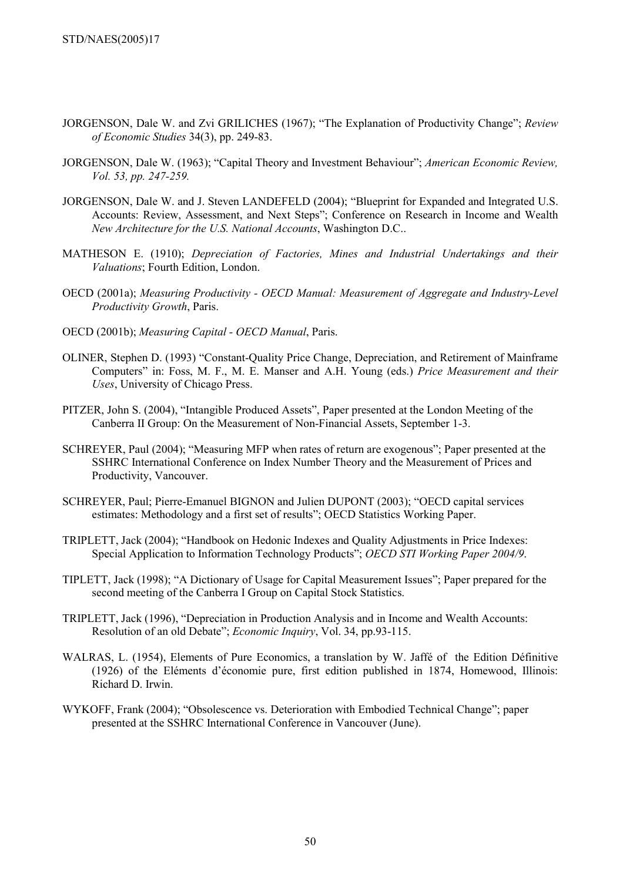JORGENSON, Dale W. and Zvi GRILICHES (1967); "The Explanation of Productivity Change"; *Review of Economic Studies* 34(3), pp. 249-83.

JORGENSON, Dale W. (1963); "Capital Theory and Investment Behaviour"; *American Economic Review, Vol. 53, pp. 247-259.*

JORGENSON, Dale W. and J. Steven LANDEFELD (2004); "Blueprint for Expanded and Integrated U.S. Accounts: Review, Assessment, and Next Steps"; Conference on Research in Income and Wealth *New Architecture for the U.S. National Accounts*, Washington D.C..

MATHESON E. (1910); *Depreciation of Factories, Mines and Industrial Undertakings and their Valuations*; Fourth Edition, London.

OECD (2001a); *Measuring Productivity - OECD Manual: Measurement of Aggregate and Industry-Level Productivity Growth*, Paris.

OECD (2001b); *Measuring Capital - OECD Manual*, Paris.

OLINER, Stephen D. (1993) "Constant-Quality Price Change, Depreciation, and Retirement of Mainframe Computers" in: Foss, M. F., M. E. Manser and A.H. Young (eds.) *Price Measurement and their Uses*, University of Chicago Press.

PITZER, John S. (2004), "Intangible Produced Assets", Paper presented at the London Meeting of the Canberra II Group: On the Measurement of Non-Financial Assets, September 1-3.

SCHREYER, Paul (2004); "Measuring MFP when rates of return are exogenous"; Paper presented at the SSHRC International Conference on Index Number Theory and the Measurement of Prices and Productivity, Vancouver.

SCHREYER, Paul; Pierre-Emanuel BIGNON and Julien DUPONT (2003); "OECD capital services estimates: Methodology and a first set of results"; OECD Statistics Working Paper.

TRIPLETT, Jack (2004); "Handbook on Hedonic Indexes and Quality Adjustments in Price Indexes: Special Application to Information Technology Products"; *OECD STI Working Paper 2004/9*.

TIPLETT, Jack (1998); "A Dictionary of Usage for Capital Measurement Issues"; Paper prepared for the second meeting of the Canberra I Group on Capital Stock Statistics.

TRIPLETT, Jack (1996), "Depreciation in Production Analysis and in Income and Wealth Accounts: Resolution of an old Debate"; *Economic Inquiry*, Vol. 34, pp.93-115.

WALRAS, L. (1954), Elements of Pure Economics, a translation by W. Jaffé of the Edition Définitive (1926) of the Eléments d'économie pure, first edition published in 1874, Homewood, Illinois: Richard D. Irwin.

WYKOFF, Frank (2004); "Obsolescence vs. Deterioration with Embodied Technical Change"; paper presented at the SSHRC International Conference in Vancouver (June).